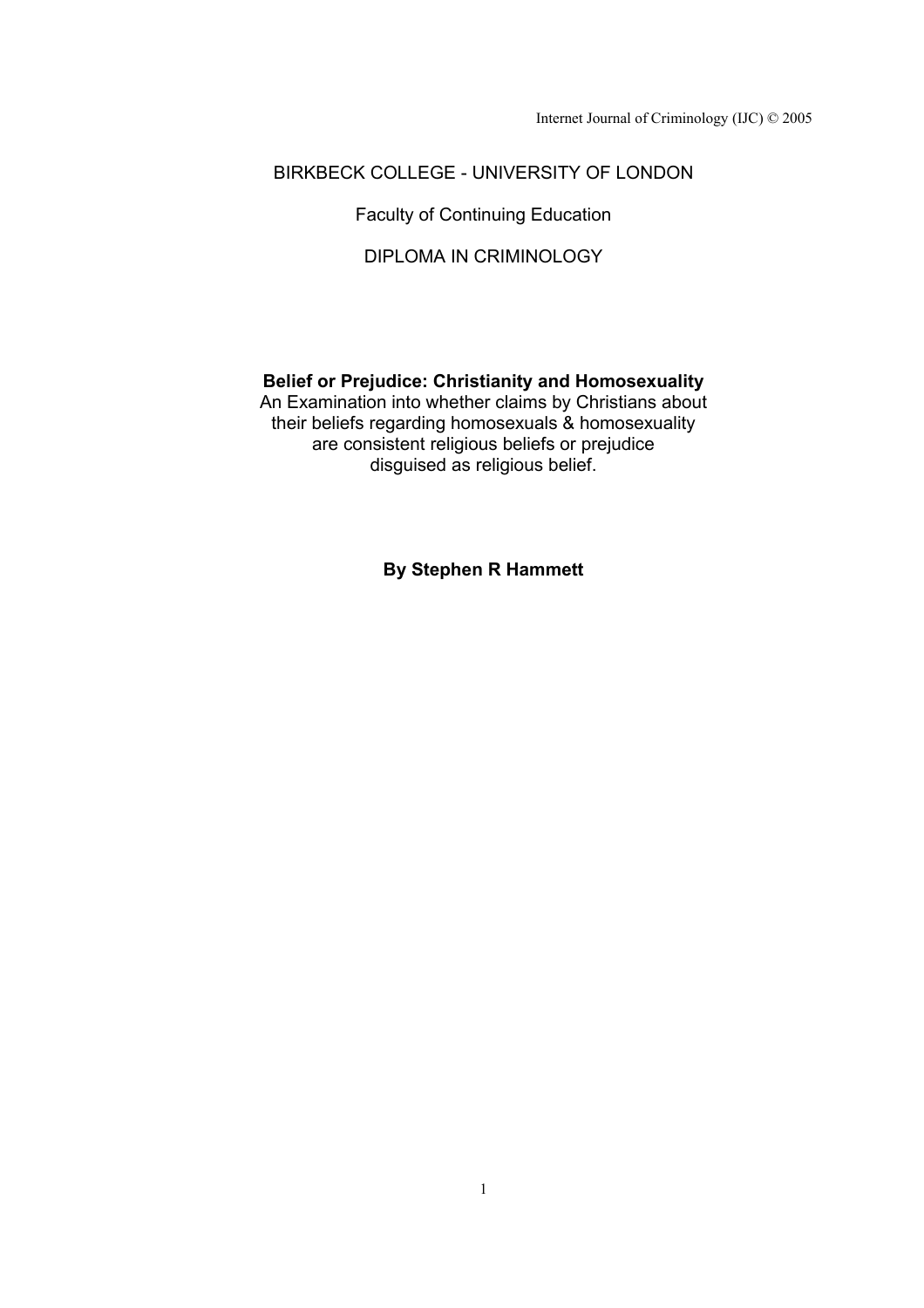Internet Journal of Criminology (IJC) © 2005

BIRKBECK COLLEGE - UNIVERSITY OF LONDON

Faculty of Continuing Education

DIPLOMA IN CRIMINOLOGY

# Belief or Prejudice: Christianity and Homosexuality

An Examination into whether claims by Christians about their beliefs regarding homosexuals & homosexuality are consistent religious beliefs or prejudice disguised as religious belief.

**By Stephen R Hammett**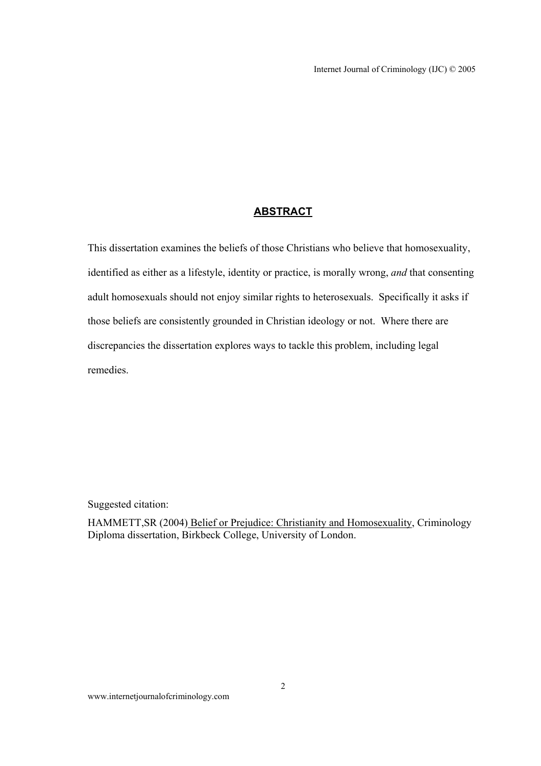## ABSTRACT

This dissertation examines the beliefs of those Christians who believe that homosexuality, identified as either as a lifestyle, identity or practice, is morally wrong, *and* that consenting adult homosexuals should not enjoy similar rights to heterosexuals. Specifically it asks if those beliefs are consistently grounded in Christian ideology or not. Where there are discrepancies the dissertation explores ways to tackle this problem, including legal remedies.

Suggested citation:

HAMMETT,SR (2004) Belief or Prejudice: Christianity and Homosexuality, Criminology Diploma dissertation, Birkbeck College, University of London.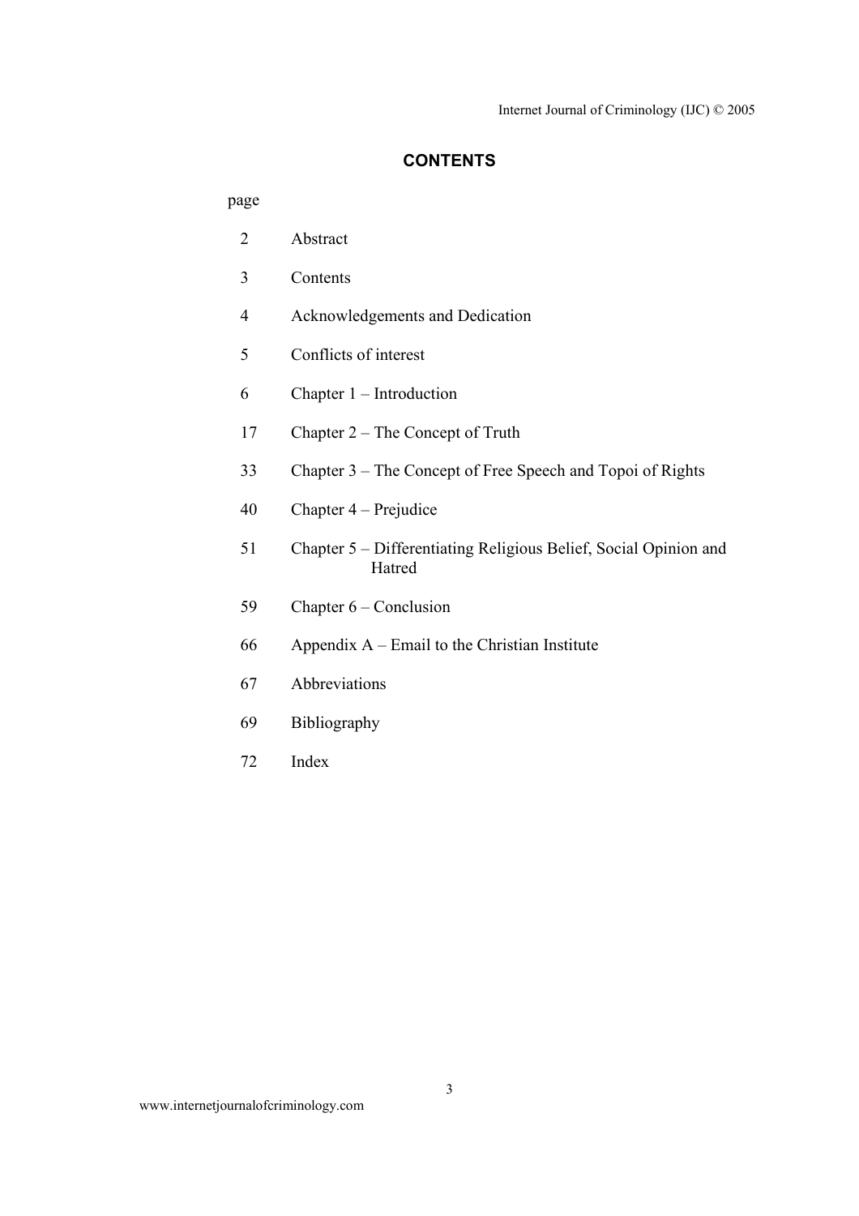## CONTENTS

| page | |
|---|---|
| 2 | Abstract |
| 3 | Contents |
| 4 | Acknowledgements and Dedication |
| 5 | Conflicts of interest |
| 6 | Chapter 1 – Introduction |
| 17 | Chapter 2 – The Concept of Truth |
| 33 | Chapter 3 – The Concept of Free Speech and Topoi of Rights |
| 40 | Chapter 4 – Prejudice |
| 51 | Chapter 5 – Differentiating Religious Belief, Social Opinion and Hatred |
| 59 | Chapter 6 – Conclusion |
| 66 | Appendix A – Email to the Christian Institute |
| 67 | Abbreviations |
| 69 | Bibliography |
| 72 | Index |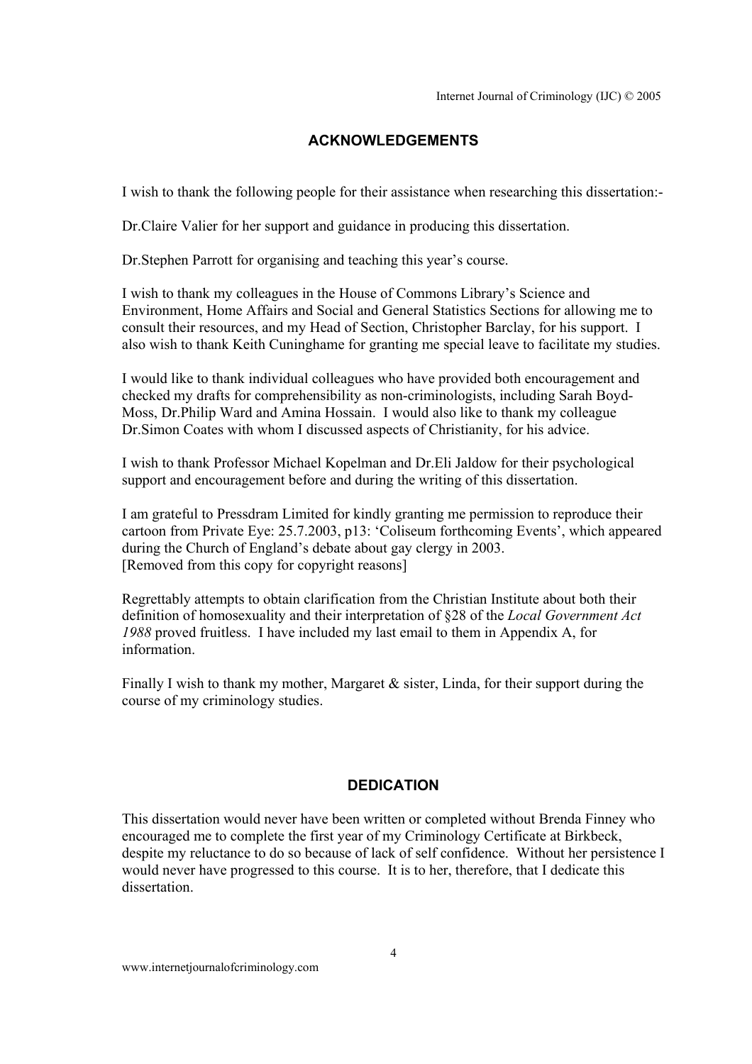## ACKNOWLEDGEMENTS

I wish to thank the following people for their assistance when researching this dissertation:-

Dr.Claire Valier for her support and guidance in producing this dissertation.

Dr.Stephen Parrott for organising and teaching this year's course.

I wish to thank my colleagues in the House of Commons Library's Science and Environment, Home Affairs and Social and General Statistics Sections for allowing me to consult their resources, and my Head of Section, Christopher Barclay, for his support. I also wish to thank Keith Cuninghame for granting me special leave to facilitate my studies.

I would like to thank individual colleagues who have provided both encouragement and checked my drafts for comprehensibility as non-criminologists, including Sarah Boyd-Moss, Dr.Philip Ward and Amina Hossain. I would also like to thank my colleague Dr.Simon Coates with whom I discussed aspects of Christianity, for his advice.

I wish to thank Professor Michael Kopelman and Dr.Eli Jaldow for their psychological support and encouragement before and during the writing of this dissertation.

I am grateful to Pressdram Limited for kindly granting me permission to reproduce their cartoon from Private Eye: 25.7.2003, p13: 'Coliseum forthcoming Events', which appeared during the Church of England's debate about gay clergy in 2003.
[Removed from this copy for copyright reasons]

Regrettably attempts to obtain clarification from the Christian Institute about both their definition of homosexuality and their interpretation of §28 of the *Local Government Act 1988* proved fruitless. I have included my last email to them in Appendix A, for information.

Finally I wish to thank my mother, Margaret & sister, Linda, for their support during the course of my criminology studies.

## DEDICATION

This dissertation would never have been written or completed without Brenda Finney who encouraged me to complete the first year of my Criminology Certificate at Birkbeck, despite my reluctance to do so because of lack of self confidence. Without her persistence I would never have progressed to this course. It is to her, therefore, that I dedicate this dissertation.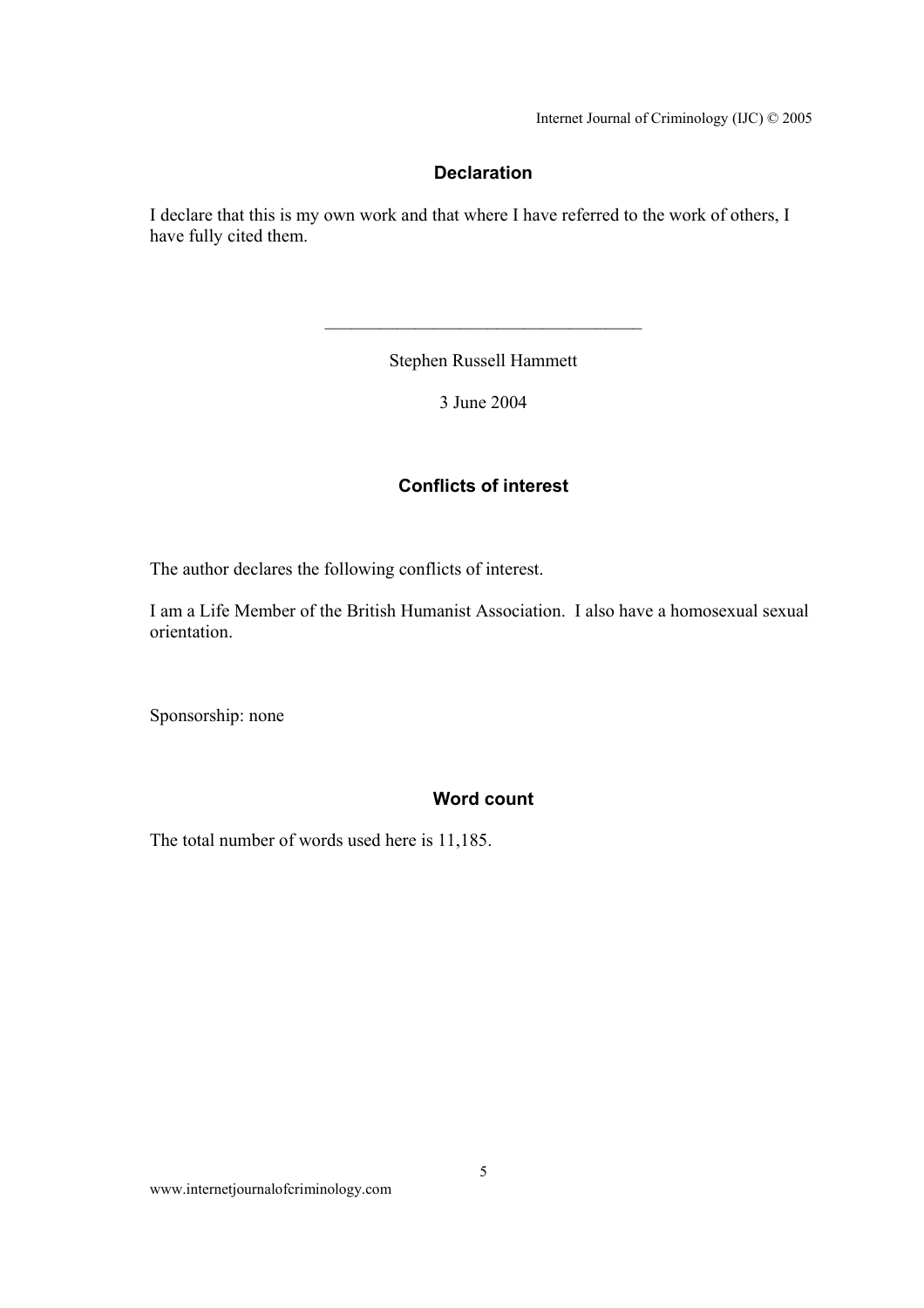## Declaration

I declare that this is my own work and that where I have referred to the work of others, I have fully cited them.

____________________________________

Stephen Russell Hammett

3 June 2004

## Conflicts of interest

The author declares the following conflicts of interest.

I am a Life Member of the British Humanist Association. I also have a homosexual sexual orientation.

Sponsorship: none

## Word count

The total number of words used here is 11,185.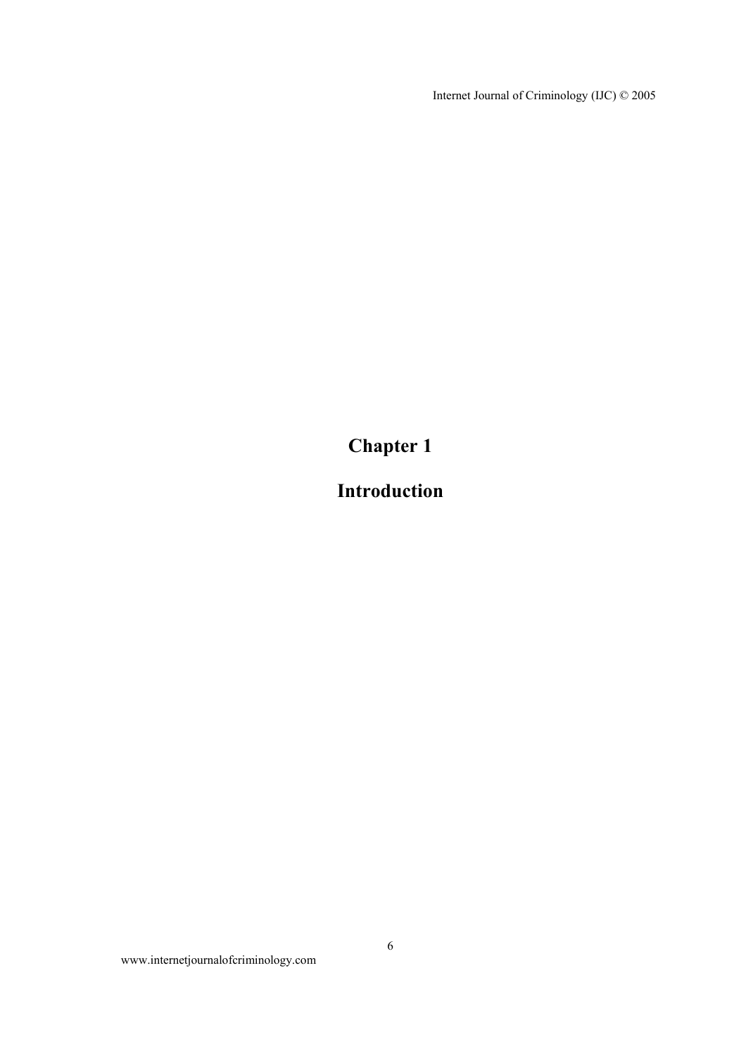# Chapter 1

# Introduction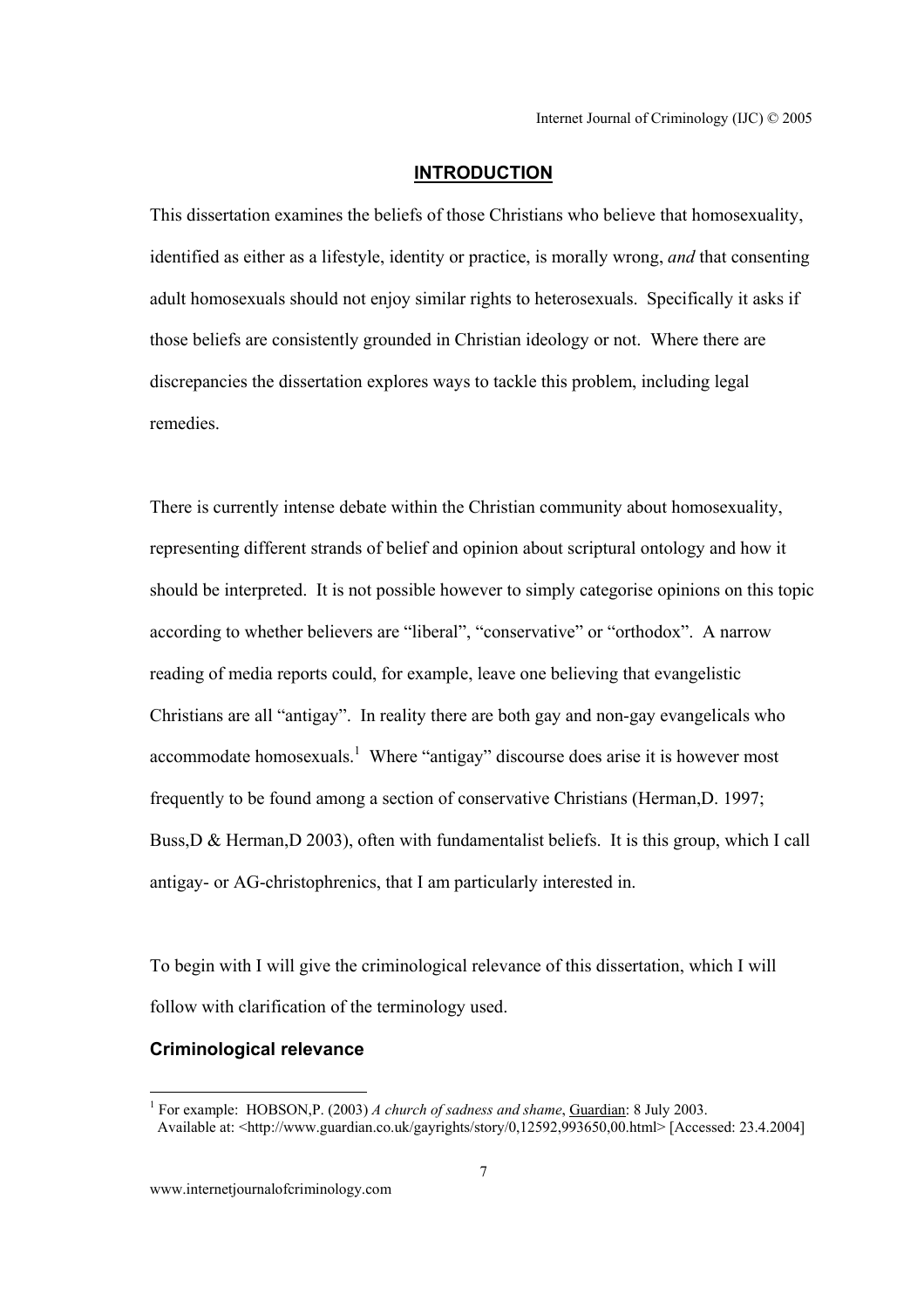## INTRODUCTION

This dissertation examines the beliefs of those Christians who believe that homosexuality, identified as either as a lifestyle, identity or practice, is morally wrong, *and* that consenting adult homosexuals should not enjoy similar rights to heterosexuals. Specifically it asks if those beliefs are consistently grounded in Christian ideology or not. Where there are discrepancies the dissertation explores ways to tackle this problem, including legal remedies.

There is currently intense debate within the Christian community about homosexuality, representing different strands of belief and opinion about scriptural ontology and how it should be interpreted. It is not possible however to simply categorise opinions on this topic according to whether believers are "liberal", "conservative" or "orthodox". A narrow reading of media reports could, for example, leave one believing that evangelistic Christians are all "antigay". In reality there are both gay and non-gay evangelicals who accommodate homosexuals.[1] Where "antigay" discourse does arise it is however most frequently to be found among a section of conservative Christians (Herman,D. 1997; Buss,D & Herman,D 2003), often with fundamentalist beliefs. It is this group, which I call antigay- or AG-christophrenics, that I am particularly interested in.

To begin with I will give the criminological relevance of this dissertation, which I will follow with clarification of the terminology used.

### Criminological relevance

[1] For example: HOBSON,P. (2003) *A church of sadness and shame*, Guardian: 8 July 2003. Available at: <http://www.guardian.co.uk/gayrights/story/0,12592,993650,00.html> [Accessed: 23.4.2004]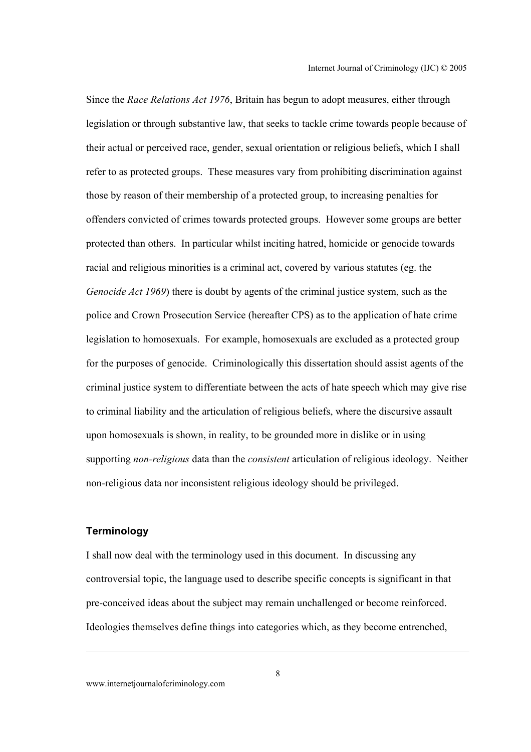Since the *Race Relations Act 1976*, Britain has begun to adopt measures, either through legislation or through substantive law, that seeks to tackle crime towards people because of their actual or perceived race, gender, sexual orientation or religious beliefs, which I shall refer to as protected groups. These measures vary from prohibiting discrimination against those by reason of their membership of a protected group, to increasing penalties for offenders convicted of crimes towards protected groups. However some groups are better protected than others. In particular whilst inciting hatred, homicide or genocide towards racial and religious minorities is a criminal act, covered by various statutes (eg. the *Genocide Act 1969*) there is doubt by agents of the criminal justice system, such as the police and Crown Prosecution Service (hereafter CPS) as to the application of hate crime legislation to homosexuals. For example, homosexuals are excluded as a protected group for the purposes of genocide. Criminologically this dissertation should assist agents of the criminal justice system to differentiate between the acts of hate speech which may give rise to criminal liability and the articulation of religious beliefs, where the discursive assault upon homosexuals is shown, in reality, to be grounded more in dislike or in using supporting *non-religious* data than the *consistent* articulation of religious ideology. Neither non-religious data nor inconsistent religious ideology should be privileged.

### Terminology

I shall now deal with the terminology used in this document. In discussing any controversial topic, the language used to describe specific concepts is significant in that pre-conceived ideas about the subject may remain unchallenged or become reinforced. Ideologies themselves define things into categories which, as they become entrenched,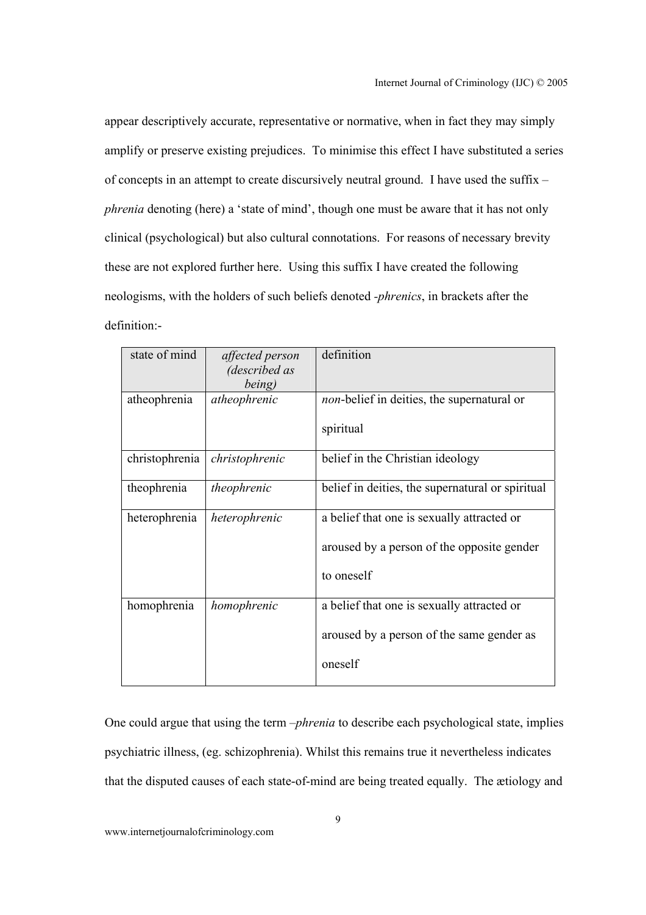appear descriptively accurate, representative or normative, when in fact they may simply amplify or preserve existing prejudices. To minimise this effect I have substituted a series of concepts in an attempt to create discursively neutral ground. I have used the suffix –*phrenia* denoting (here) a 'state of mind', though one must be aware that it has not only clinical (psychological) but also cultural connotations. For reasons of necessary brevity these are not explored further here. Using this suffix I have created the following neologisms, with the holders of such beliefs denoted *-phrenics*, in brackets after the definition:-

| state of mind | *affected person (described as being)* | definition |
| --- | --- | --- |
| atheophrenia | *atheophrenic* | *non*-belief in deities, the supernatural or spiritual |
| christophrenia | *christophrenic* | belief in the Christian ideology |
| theophrenia | *theophrenic* | belief in deities, the supernatural or spiritual |
| heterophrenia | *heterophrenic* | a belief that one is sexually attracted or aroused by a person of the opposite gender to oneself |
| homophrenia | *homophrenic* | a belief that one is sexually attracted or aroused by a person of the same gender as oneself |

One could argue that using the term –*phrenia* to describe each psychological state, implies psychiatric illness, (eg. schizophrenia). Whilst this remains true it nevertheless indicates that the disputed causes of each state-of-mind are being treated equally. The ætiology and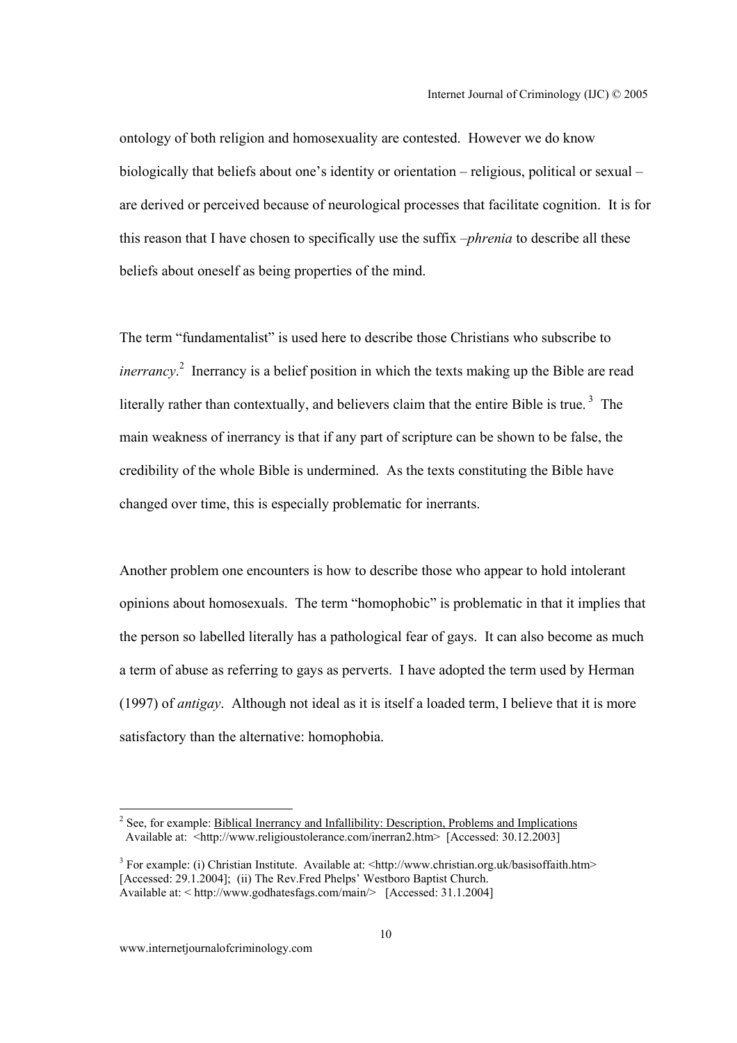ontology of both religion and homosexuality are contested. However we do know biologically that beliefs about one's identity or orientation – religious, political or sexual – are derived or perceived because of neurological processes that facilitate cognition. It is for this reason that I have chosen to specifically use the suffix *–phrenia* to describe all these beliefs about oneself as being properties of the mind.

The term "fundamentalist" is used here to describe those Christians who subscribe to *inerrancy*.[2] Inerrancy is a belief position in which the texts making up the Bible are read literally rather than contextually, and believers claim that the entire Bible is true.[3] The main weakness of inerrancy is that if any part of scripture can be shown to be false, the credibility of the whole Bible is undermined. As the texts constituting the Bible have changed over time, this is especially problematic for inerrants.

Another problem one encounters is how to describe those who appear to hold intolerant opinions about homosexuals. The term "homophobic" is problematic in that it implies that the person so labelled literally has a pathological fear of gays. It can also become as much a term of abuse as referring to gays as perverts. I have adopted the term used by Herman (1997) of *antigay*. Although not ideal as it is itself a loaded term, I believe that it is more satisfactory than the alternative: homophobia.

---

[2] See, for example: Biblical Inerrancy and Infallibility: Description, Problems and Implications Available at: <http://www.religioustolerance.com/inerran2.htm> [Accessed: 30.12.2003]

[3] For example: (i) Christian Institute. Available at: <http://www.christian.org.uk/basisoffaith.htm> [Accessed: 29.1.2004]; (ii) The Rev.Fred Phelps' Westboro Baptist Church. Available at: < http://www.godhatesfags.com/main/> [Accessed: 31.1.2004]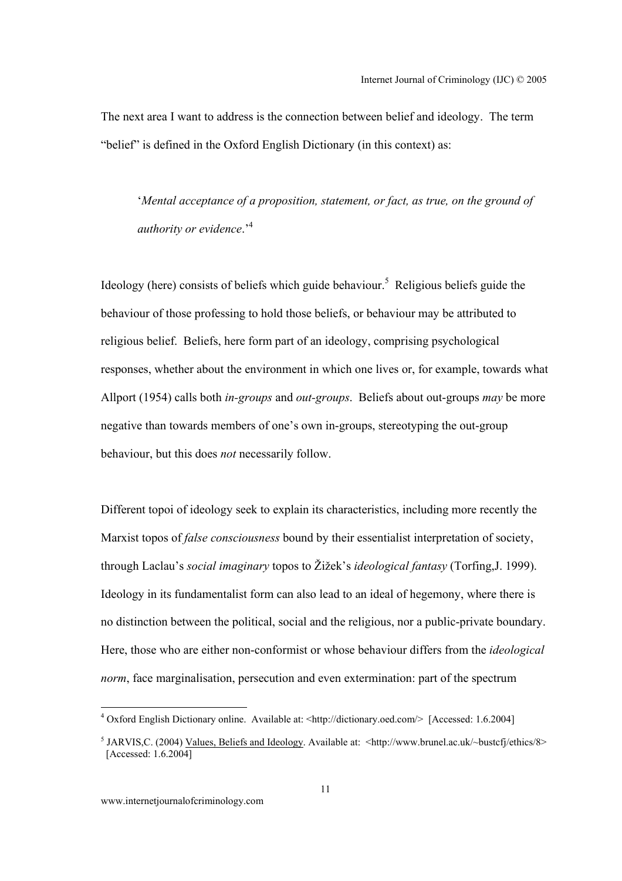The next area I want to address is the connection between belief and ideology. The term "belief" is defined in the Oxford English Dictionary (in this context) as:

> '*Mental acceptance of a proposition, statement, or fact, as true, on the ground of authority or evidence*.'[4]

Ideology (here) consists of beliefs which guide behaviour.[5] Religious beliefs guide the behaviour of those professing to hold those beliefs, or behaviour may be attributed to religious belief. Beliefs, here form part of an ideology, comprising psychological responses, whether about the environment in which one lives or, for example, towards what Allport (1954) calls both *in-groups* and *out-groups*. Beliefs about out-groups *may* be more negative than towards members of one's own in-groups, stereotyping the out-group behaviour, but this does *not* necessarily follow.

Different topoi of ideology seek to explain its characteristics, including more recently the Marxist topos of *false consciousness* bound by their essentialist interpretation of society, through Laclau's *social imaginary* topos to Žižek's *ideological fantasy* (Torfing,J. 1999). Ideology in its fundamentalist form can also lead to an ideal of hegemony, where there is no distinction between the political, social and the religious, nor a public-private boundary. Here, those who are either non-conformist or whose behaviour differs from the *ideological norm*, face marginalisation, persecution and even extermination: part of the spectrum

---

[4] Oxford English Dictionary online. Available at: <http://dictionary.oed.com/> [Accessed: 1.6.2004]

[5] JARVIS,C. (2004) Values, Beliefs and Ideology. Available at: <http://www.brunel.ac.uk/~bustcfj/ethics/8> [Accessed: 1.6.2004]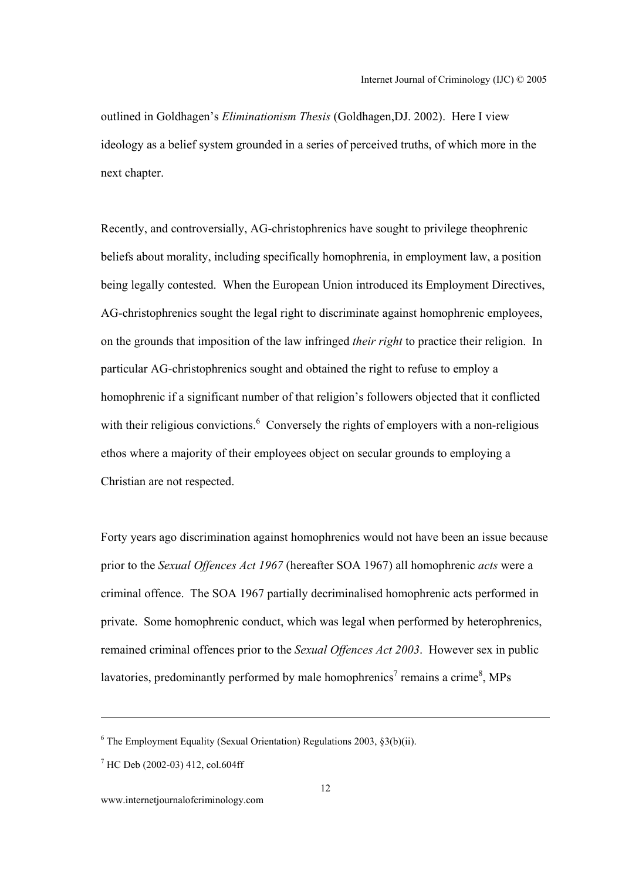outlined in Goldhagen's *Eliminationism Thesis* (Goldhagen,DJ. 2002). Here I view ideology as a belief system grounded in a series of perceived truths, of which more in the next chapter.

Recently, and controversially, AG-christophrenics have sought to privilege theophrenic beliefs about morality, including specifically homophrenia, in employment law, a position being legally contested. When the European Union introduced its Employment Directives, AG-christophrenics sought the legal right to discriminate against homophrenic employees, on the grounds that imposition of the law infringed *their right* to practice their religion. In particular AG-christophrenics sought and obtained the right to refuse to employ a homophrenic if a significant number of that religion's followers objected that it conflicted with their religious convictions.[6] Conversely the rights of employers with a non-religious ethos where a majority of their employees object on secular grounds to employing a Christian are not respected.

Forty years ago discrimination against homophrenics would not have been an issue because prior to the *Sexual Offences Act 1967* (hereafter SOA 1967) all homophrenic *acts* were a criminal offence. The SOA 1967 partially decriminalised homophrenic acts performed in private. Some homophrenic conduct, which was legal when performed by heterophrenics, remained criminal offences prior to the *Sexual Offences Act 2003*. However sex in public lavatories, predominantly performed by male homophrenics[7] remains a crime[8], MPs

---

[6] The Employment Equality (Sexual Orientation) Regulations 2003, §3(b)(ii).

[7] HC Deb (2002-03) 412, col.604ff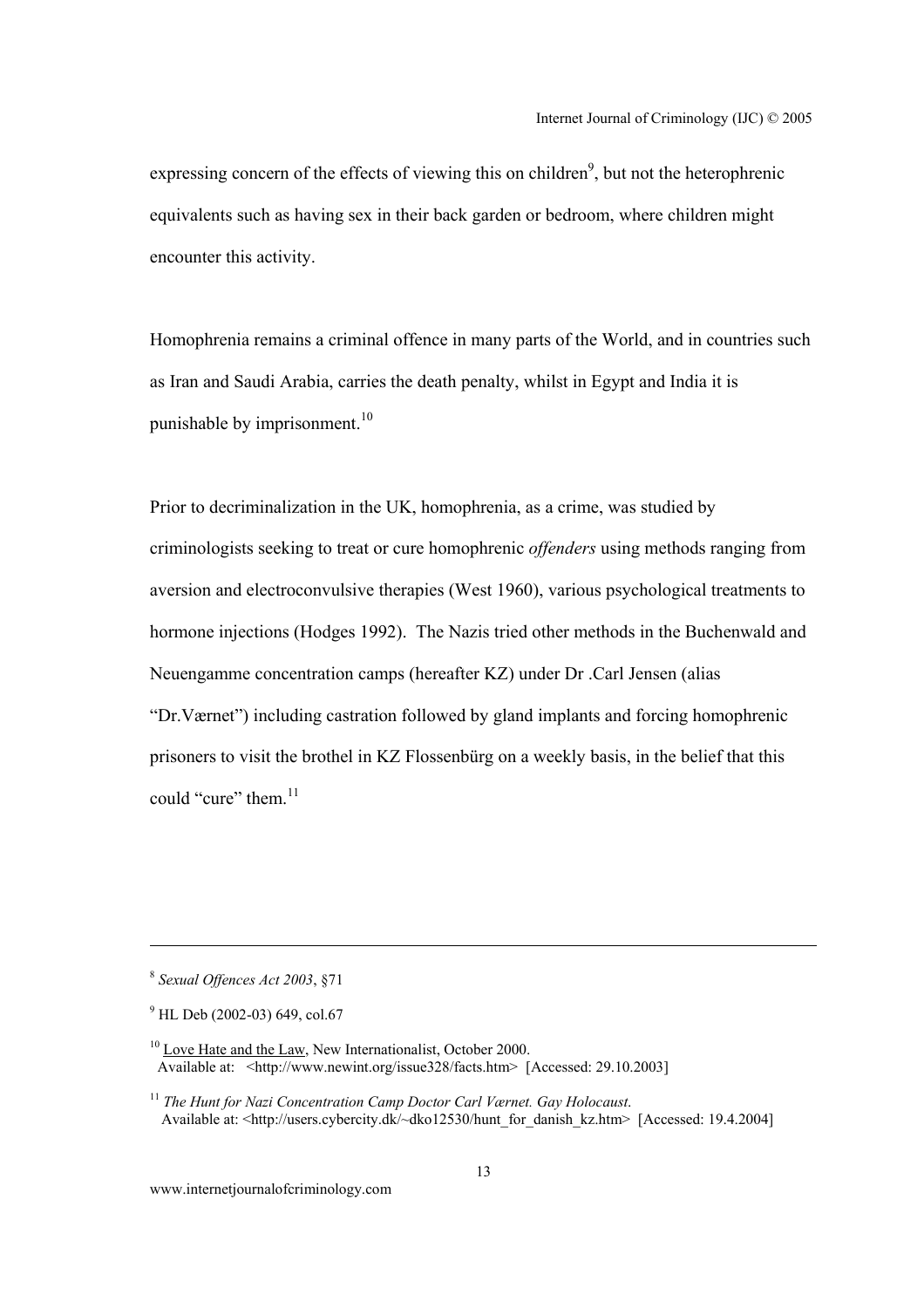expressing concern of the effects of viewing this on children[9], but not the heterophrenic equivalents such as having sex in their back garden or bedroom, where children might encounter this activity.

Homophrenia remains a criminal offence in many parts of the World, and in countries such as Iran and Saudi Arabia, carries the death penalty, whilst in Egypt and India it is punishable by imprisonment.[10]

Prior to decriminalization in the UK, homophrenia, as a crime, was studied by criminologists seeking to treat or cure homophrenic *offenders* using methods ranging from aversion and electroconvulsive therapies (West 1960), various psychological treatments to hormone injections (Hodges 1992). The Nazis tried other methods in the Buchenwald and Neuengamme concentration camps (hereafter KZ) under Dr .Carl Jensen (alias "Dr.Værnet") including castration followed by gland implants and forcing homophrenic prisoners to visit the brothel in KZ Flossenbürg on a weekly basis, in the belief that this could "cure" them.[11]

---

[8] *Sexual Offences Act 2003*, §71

[9] HL Deb (2002-03) 649, col.67

[10] Love Hate and the Law, New Internationalist, October 2000.
Available at: <http://www.newint.org/issue328/facts.htm> [Accessed: 29.10.2003]

[11] *The Hunt for Nazi Concentration Camp Doctor Carl Værnet. Gay Holocaust.*
Available at: <http://users.cybercity.dk/~dko12530/hunt_for_danish_kz.htm> [Accessed: 19.4.2004]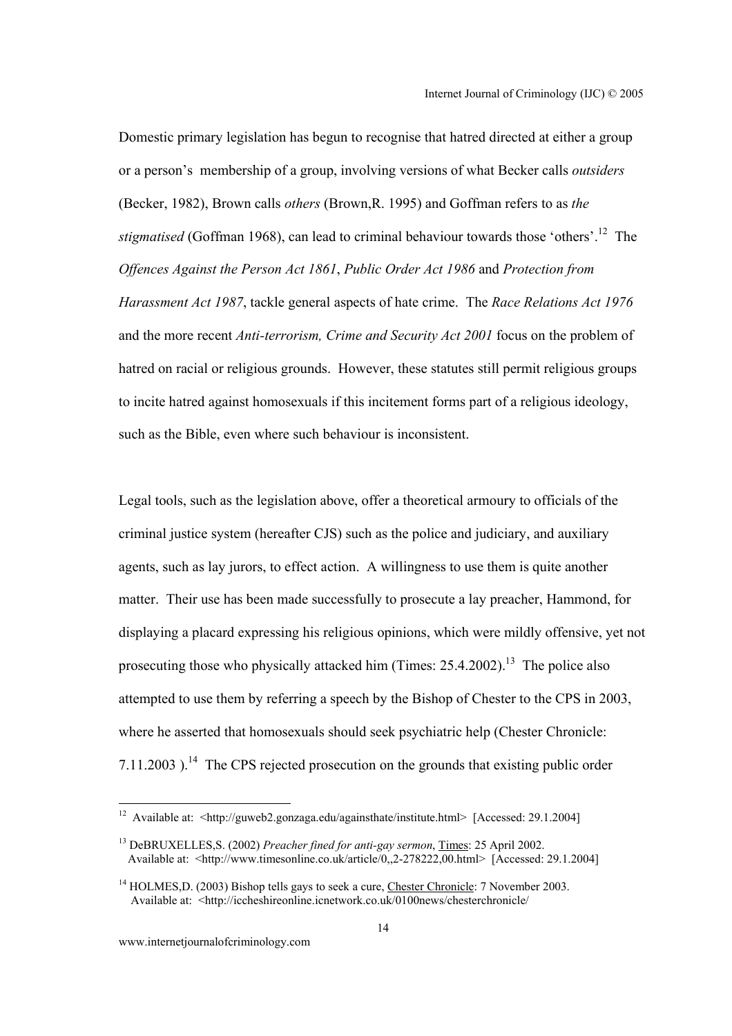Domestic primary legislation has begun to recognise that hatred directed at either a group or a person's membership of a group, involving versions of what Becker calls *outsiders* (Becker, 1982), Brown calls *others* (Brown,R. 1995) and Goffman refers to as *the stigmatised* (Goffman 1968), can lead to criminal behaviour towards those 'others'.[12] The *Offences Against the Person Act 1861*, *Public Order Act 1986* and *Protection from Harassment Act 1987*, tackle general aspects of hate crime. The *Race Relations Act 1976* and the more recent *Anti-terrorism, Crime and Security Act 2001* focus on the problem of hatred on racial or religious grounds. However, these statutes still permit religious groups to incite hatred against homosexuals if this incitement forms part of a religious ideology, such as the Bible, even where such behaviour is inconsistent.

Legal tools, such as the legislation above, offer a theoretical armoury to officials of the criminal justice system (hereafter CJS) such as the police and judiciary, and auxiliary agents, such as lay jurors, to effect action. A willingness to use them is quite another matter. Their use has been made successfully to prosecute a lay preacher, Hammond, for displaying a placard expressing his religious opinions, which were mildly offensive, yet not prosecuting those who physically attacked him (Times: 25.4.2002).[13] The police also attempted to use them by referring a speech by the Bishop of Chester to the CPS in 2003, where he asserted that homosexuals should seek psychiatric help (Chester Chronicle: 7.11.2003 ).[14] The CPS rejected prosecution on the grounds that existing public order

---

[12] Available at: <http://guweb2.gonzaga.edu/againsthate/institute.html> [Accessed: 29.1.2004]

[13] DeBRUXELLES,S. (2002) *Preacher fined for anti-gay sermon*, Times: 25 April 2002. Available at: <http://www.timesonline.co.uk/article/0,,2-278222,00.html> [Accessed: 29.1.2004]

[14] HOLMES,D. (2003) Bishop tells gays to seek a cure, Chester Chronicle: 7 November 2003. Available at: <http://iccheshireonline.icnetwork.co.uk/0100news/chesterchronicle/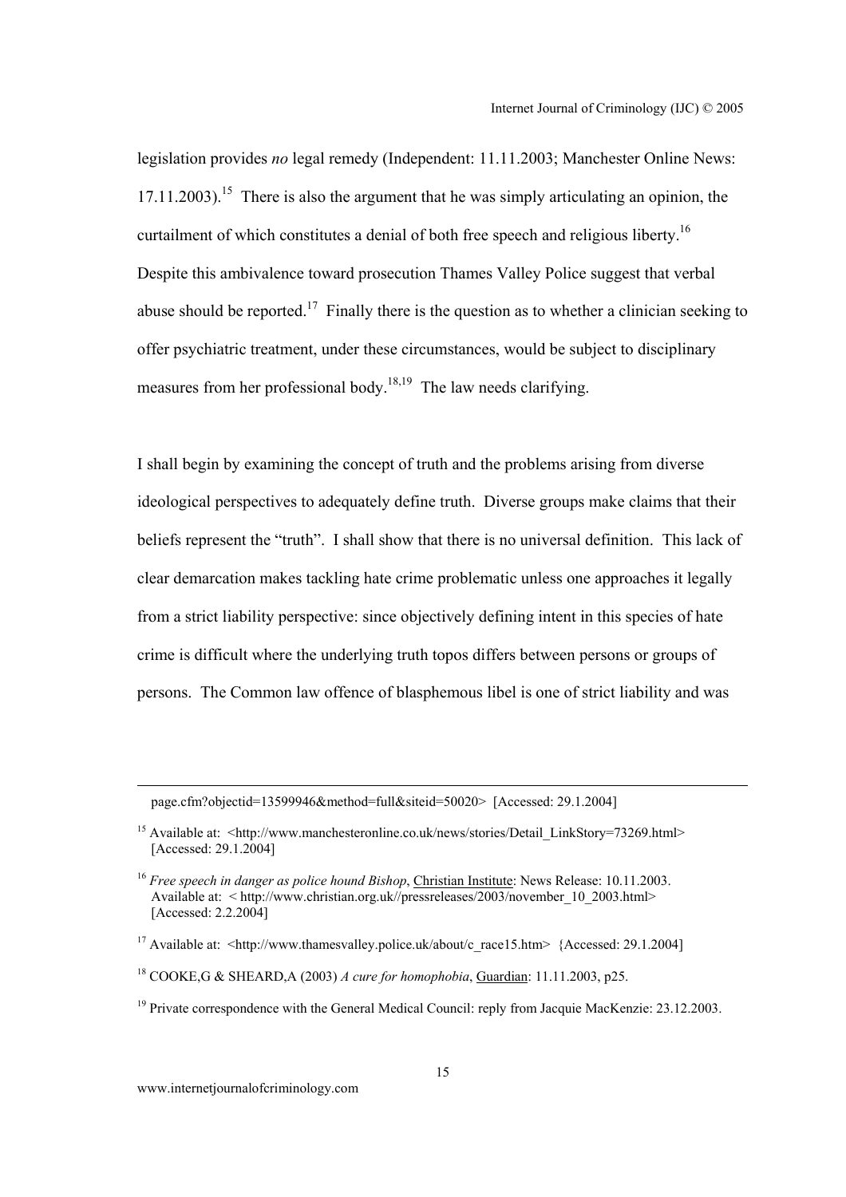legislation provides *no* legal remedy (Independent: 11.11.2003; Manchester Online News: 17.11.2003).[15] There is also the argument that he was simply articulating an opinion, the curtailment of which constitutes a denial of both free speech and religious liberty.[16] Despite this ambivalence toward prosecution Thames Valley Police suggest that verbal abuse should be reported.[17] Finally there is the question as to whether a clinician seeking to offer psychiatric treatment, under these circumstances, would be subject to disciplinary measures from her professional body.[18,19] The law needs clarifying.

I shall begin by examining the concept of truth and the problems arising from diverse ideological perspectives to adequately define truth. Diverse groups make claims that their beliefs represent the "truth". I shall show that there is no universal definition. This lack of clear demarcation makes tackling hate crime problematic unless one approaches it legally from a strict liability perspective: since objectively defining intent in this species of hate crime is difficult where the underlying truth topos differs between persons or groups of persons. The Common law offence of blasphemous libel is one of strict liability and was

---

page.cfm?objectid=13599946&method=full&siteid=50020> [Accessed: 29.1.2004]

[15] Available at: <http://www.manchesteronline.co.uk/news/stories/Detail_LinkStory=73269.html> [Accessed: 29.1.2004]

[16] *Free speech in danger as police hound Bishop*, Christian Institute: News Release: 10.11.2003. Available at: < http://www.christian.org.uk//pressreleases/2003/november_10_2003.html> [Accessed: 2.2.2004]

[17] Available at: <http://www.thamesvalley.police.uk/about/c_race15.htm> {Accessed: 29.1.2004]

[18] COOKE,G & SHEARD,A (2003) *A cure for homophobia*, Guardian: 11.11.2003, p25.

[19] Private correspondence with the General Medical Council: reply from Jacquie MacKenzie: 23.12.2003.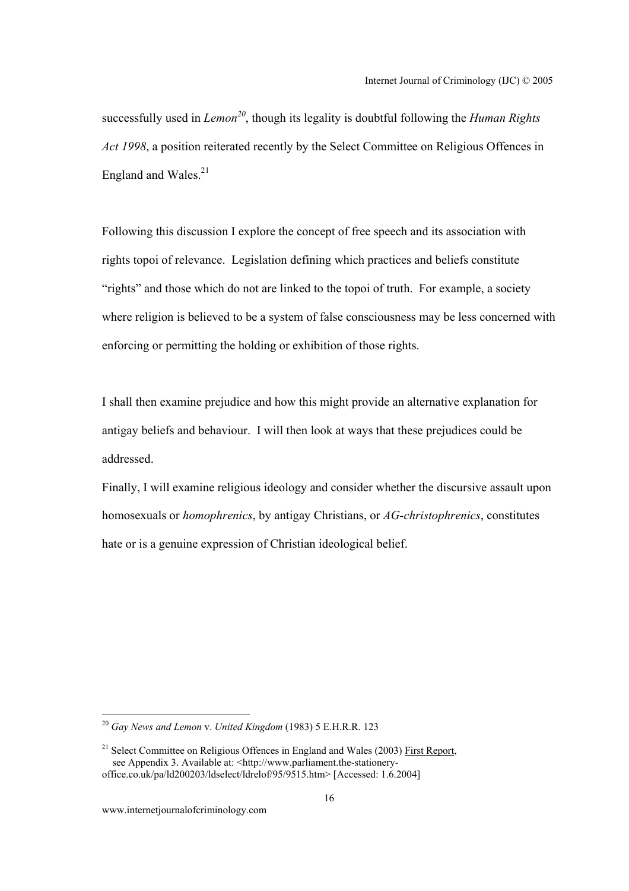successfully used in *Lemon*[20], though its legality is doubtful following the *Human Rights Act 1998*, a position reiterated recently by the Select Committee on Religious Offences in England and Wales.[21]

Following this discussion I explore the concept of free speech and its association with rights topoi of relevance. Legislation defining which practices and beliefs constitute "rights" and those which do not are linked to the topoi of truth. For example, a society where religion is believed to be a system of false consciousness may be less concerned with enforcing or permitting the holding or exhibition of those rights.

I shall then examine prejudice and how this might provide an alternative explanation for antigay beliefs and behaviour. I will then look at ways that these prejudices could be addressed.

Finally, I will examine religious ideology and consider whether the discursive assault upon homosexuals or *homophrenics*, by antigay Christians, or *AG-christophrenics*, constitutes hate or is a genuine expression of Christian ideological belief.

---

[20] *Gay News and Lemon* v. *United Kingdom* (1983) 5 E.H.R.R. 123

[21] Select Committee on Religious Offences in England and Wales (2003) First Report, see Appendix 3. Available at: <http://www.parliament.the-stationery-office.co.uk/pa/ld200203/ldselect/ldrelof/95/9515.htm> [Accessed: 1.6.2004]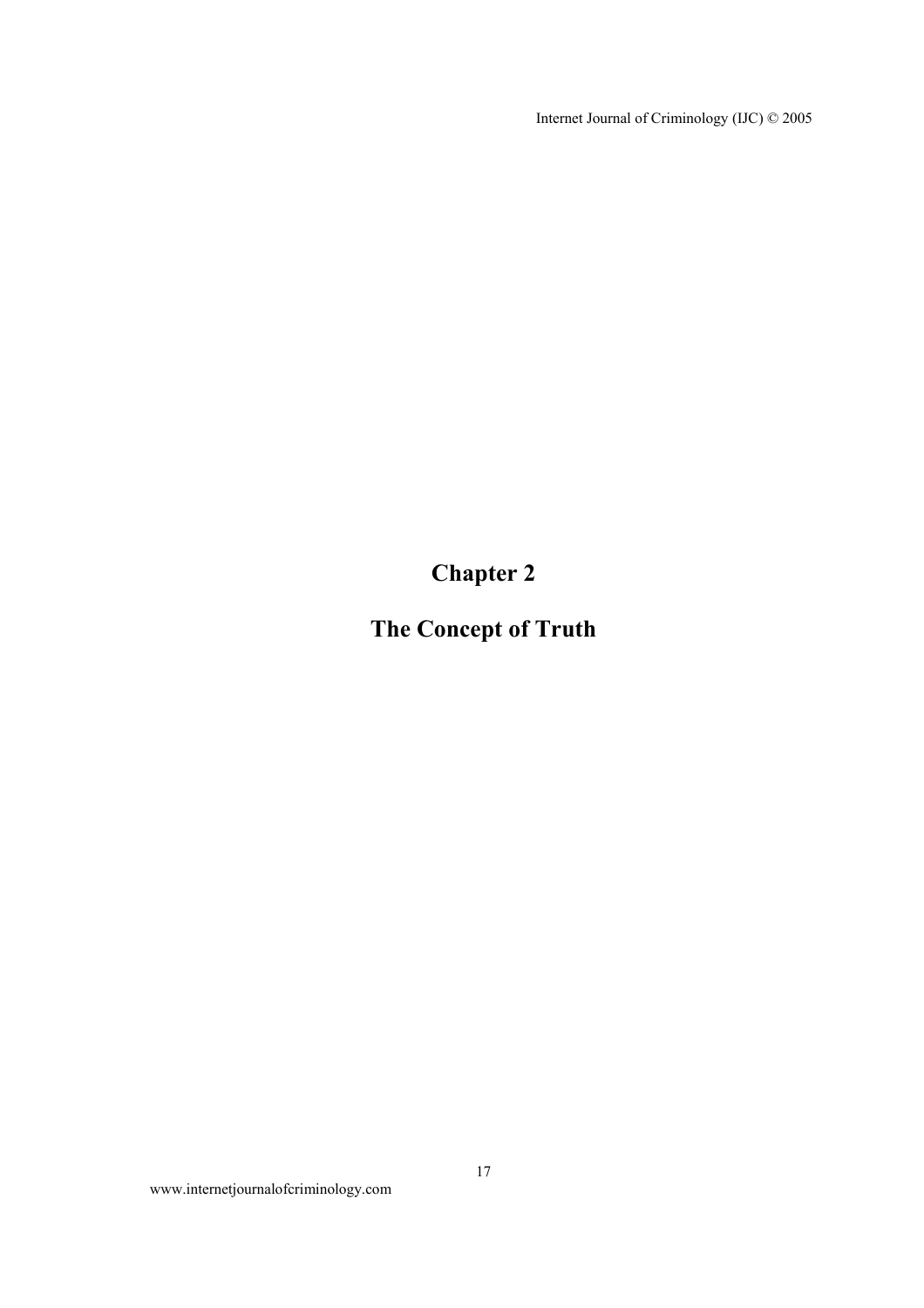# Chapter 2

# The Concept of Truth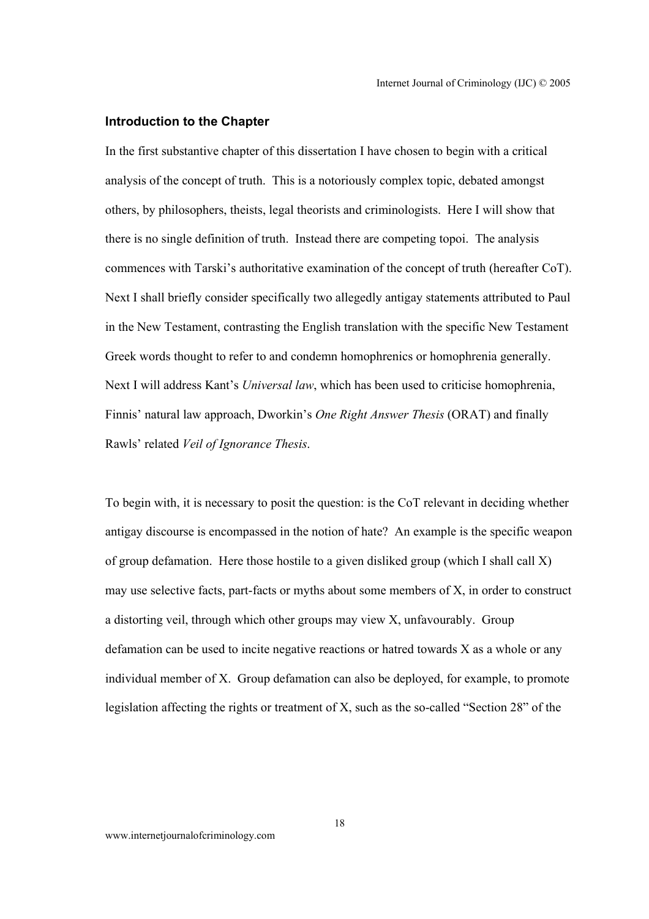### Introduction to the Chapter

In the first substantive chapter of this dissertation I have chosen to begin with a critical analysis of the concept of truth. This is a notoriously complex topic, debated amongst others, by philosophers, theists, legal theorists and criminologists. Here I will show that there is no single definition of truth. Instead there are competing topoi. The analysis commences with Tarski's authoritative examination of the concept of truth (hereafter CoT). Next I shall briefly consider specifically two allegedly antigay statements attributed to Paul in the New Testament, contrasting the English translation with the specific New Testament Greek words thought to refer to and condemn homophrenics or homophrenia generally. Next I will address Kant's *Universal law*, which has been used to criticise homophrenia, Finnis' natural law approach, Dworkin's *One Right Answer Thesis* (ORAT) and finally Rawls' related *Veil of Ignorance Thesis*.

To begin with, it is necessary to posit the question: is the CoT relevant in deciding whether antigay discourse is encompassed in the notion of hate? An example is the specific weapon of group defamation. Here those hostile to a given disliked group (which I shall call X) may use selective facts, part-facts or myths about some members of X, in order to construct a distorting veil, through which other groups may view X, unfavourably. Group defamation can be used to incite negative reactions or hatred towards X as a whole or any individual member of X. Group defamation can also be deployed, for example, to promote legislation affecting the rights or treatment of X, such as the so-called "Section 28" of the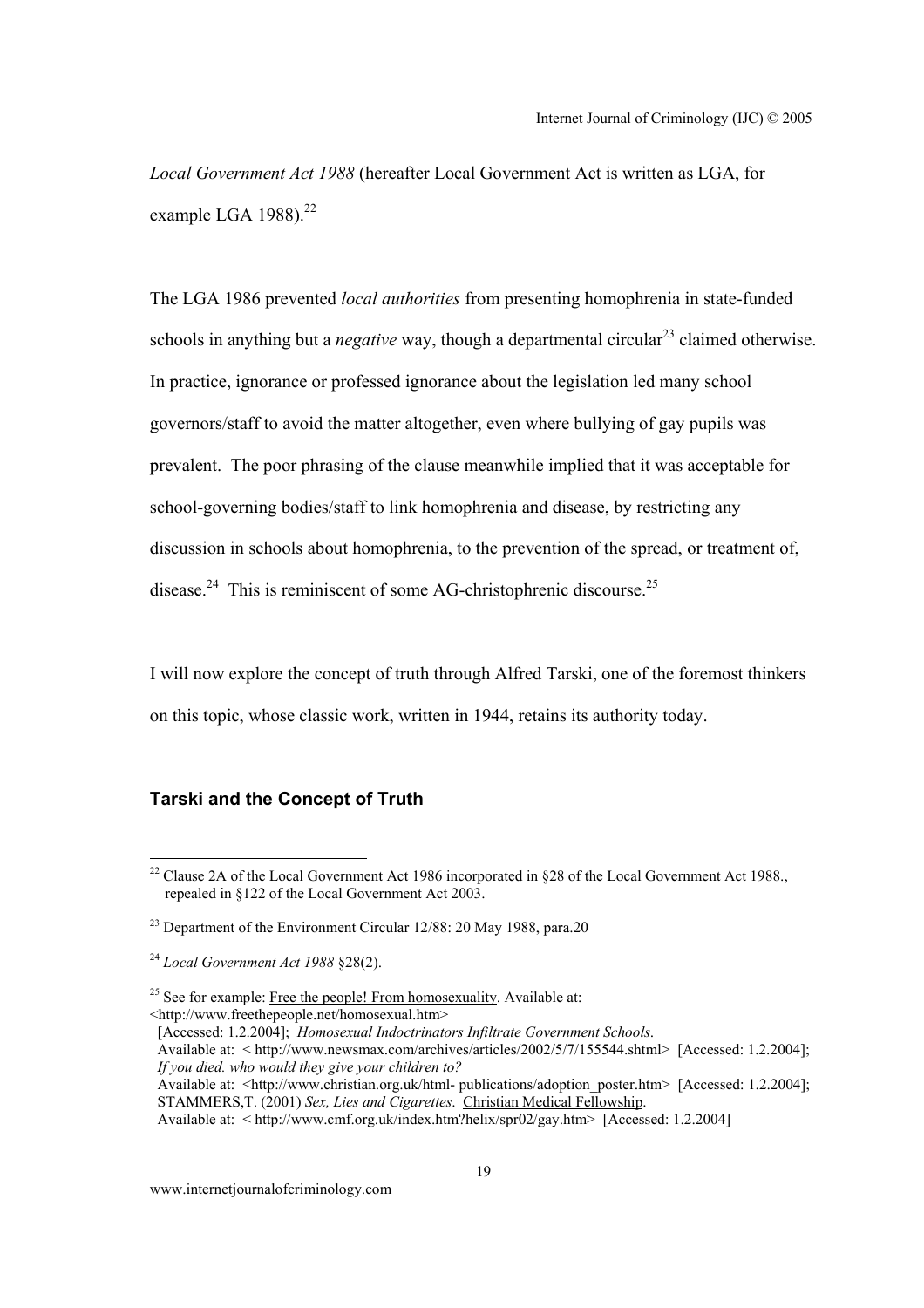*Local Government Act 1988* (hereafter Local Government Act is written as LGA, for example LGA 1988).[22]

The LGA 1986 prevented *local authorities* from presenting homophrenia in state-funded schools in anything but a *negative* way, though a departmental circular[23] claimed otherwise. In practice, ignorance or professed ignorance about the legislation led many school governors/staff to avoid the matter altogether, even where bullying of gay pupils was prevalent. The poor phrasing of the clause meanwhile implied that it was acceptable for school-governing bodies/staff to link homophrenia and disease, by restricting any discussion in schools about homophrenia, to the prevention of the spread, or treatment of, disease.[24] This is reminiscent of some AG-christophrenic discourse.[25]

I will now explore the concept of truth through Alfred Tarski, one of the foremost thinkers on this topic, whose classic work, written in 1944, retains its authority today.

### Tarski and the Concept of Truth

---

[22] Clause 2A of the Local Government Act 1986 incorporated in §28 of the Local Government Act 1988., repealed in §122 of the Local Government Act 2003.

[23] Department of the Environment Circular 12/88: 20 May 1988, para.20

[24] *Local Government Act 1988* §28(2).

[25] See for example: Free the people! From homosexuality. Available at: <http://www.freethepeople.net/homosexual.htm> [Accessed: 1.2.2004]; *Homosexual Indoctrinators Infiltrate Government Schools*. Available at: < http://www.newsmax.com/archives/articles/2002/5/7/155544.shtml> [Accessed: 1.2.2004]; *If you died. who would they give your children to?* Available at: <http://www.christian.org.uk/html- publications/adoption_poster.htm> [Accessed: 1.2.2004]; STAMMERS,T. (2001) *Sex, Lies and Cigarettes*. Christian Medical Fellowship. Available at: < http://www.cmf.org.uk/index.htm?helix/spr02/gay.htm> [Accessed: 1.2.2004]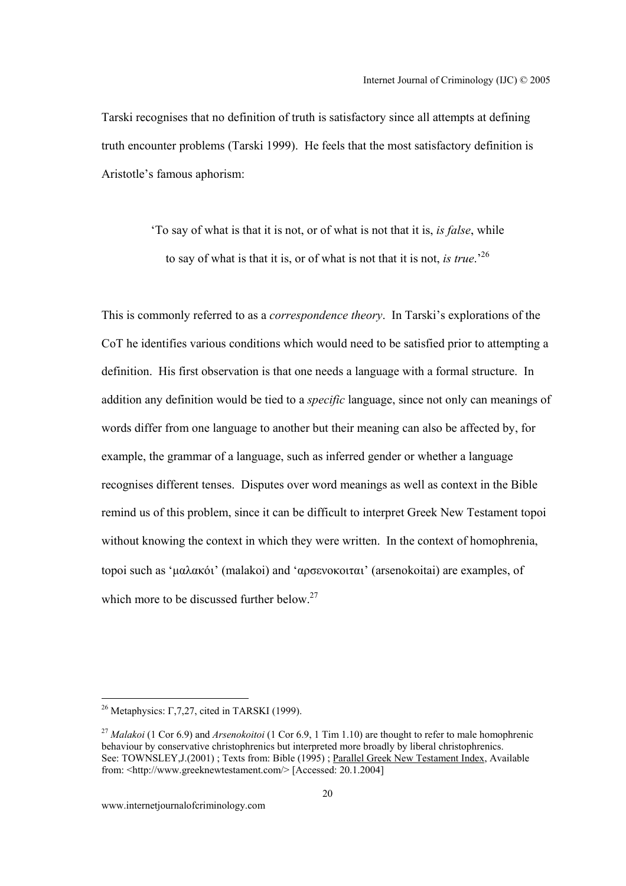Tarski recognises that no definition of truth is satisfactory since all attempts at defining truth encounter problems (Tarski 1999). He feels that the most satisfactory definition is Aristotle's famous aphorism:

> 'To say of what is that it is not, or of what is not that it is, *is false*, while to say of what is that it is, or of what is not that it is not, *is true*.'[26]

This is commonly referred to as a *correspondence theory*. In Tarski's explorations of the CoT he identifies various conditions which would need to be satisfied prior to attempting a definition. His first observation is that one needs a language with a formal structure. In addition any definition would be tied to a *specific* language, since not only can meanings of words differ from one language to another but their meaning can also be affected by, for example, the grammar of a language, such as inferred gender or whether a language recognises different tenses. Disputes over word meanings as well as context in the Bible remind us of this problem, since it can be difficult to interpret Greek New Testament topoi without knowing the context in which they were written. In the context of homophrenia, topoi such as 'μαλακόι' (malakoi) and 'αρσενοκοιται' (arsenokoitai) are examples, of which more to be discussed further below.[27]

---

[26] Metaphysics: Γ,7,27, cited in TARSKI (1999).

[27] *Malakoi* (1 Cor 6.9) and *Arsenokoitoi* (1 Cor 6.9, 1 Tim 1.10) are thought to refer to male homophrenic behaviour by conservative christophrenics but interpreted more broadly by liberal christophrenics. See: TOWNSLEY,J.(2001) ; Texts from: Bible (1995) ; Parallel Greek New Testament Index, Available from: <http://www.greeknewtestament.com/> [Accessed: 20.1.2004]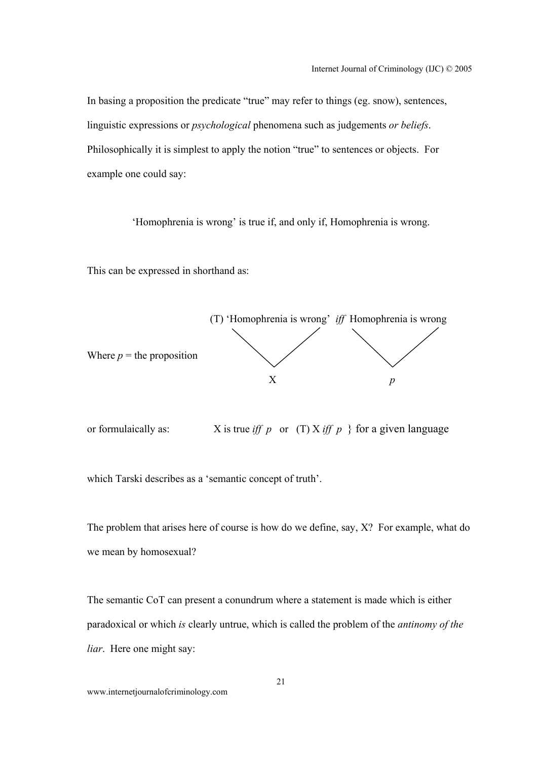In basing a proposition the predicate "true" may refer to things (eg. snow), sentences, linguistic expressions or *psychological* phenomena such as judgements *or beliefs*. Philosophically it is simplest to apply the notion "true" to sentences or objects. For example one could say:

> 'Homophrenia is wrong' is true if, and only if, Homophrenia is wrong.

This can be expressed in shorthand as:

(T) 'Homophrenia is wrong' *iff* Homophrenia is wrong

Where *p* = the proposition — 'Homophrenia is wrong' (left side) = X; Homophrenia is wrong (right side) = *p*

or formulaically as: X is true *iff* *p* or (T) X *iff* *p* } for a given language

which Tarski describes as a 'semantic concept of truth'.

The problem that arises here of course is how do we define, say, X? For example, what do we mean by homosexual?

The semantic CoT can present a conundrum where a statement is made which is either paradoxical or which *is* clearly untrue, which is called the problem of the *antinomy of the liar*. Here one might say: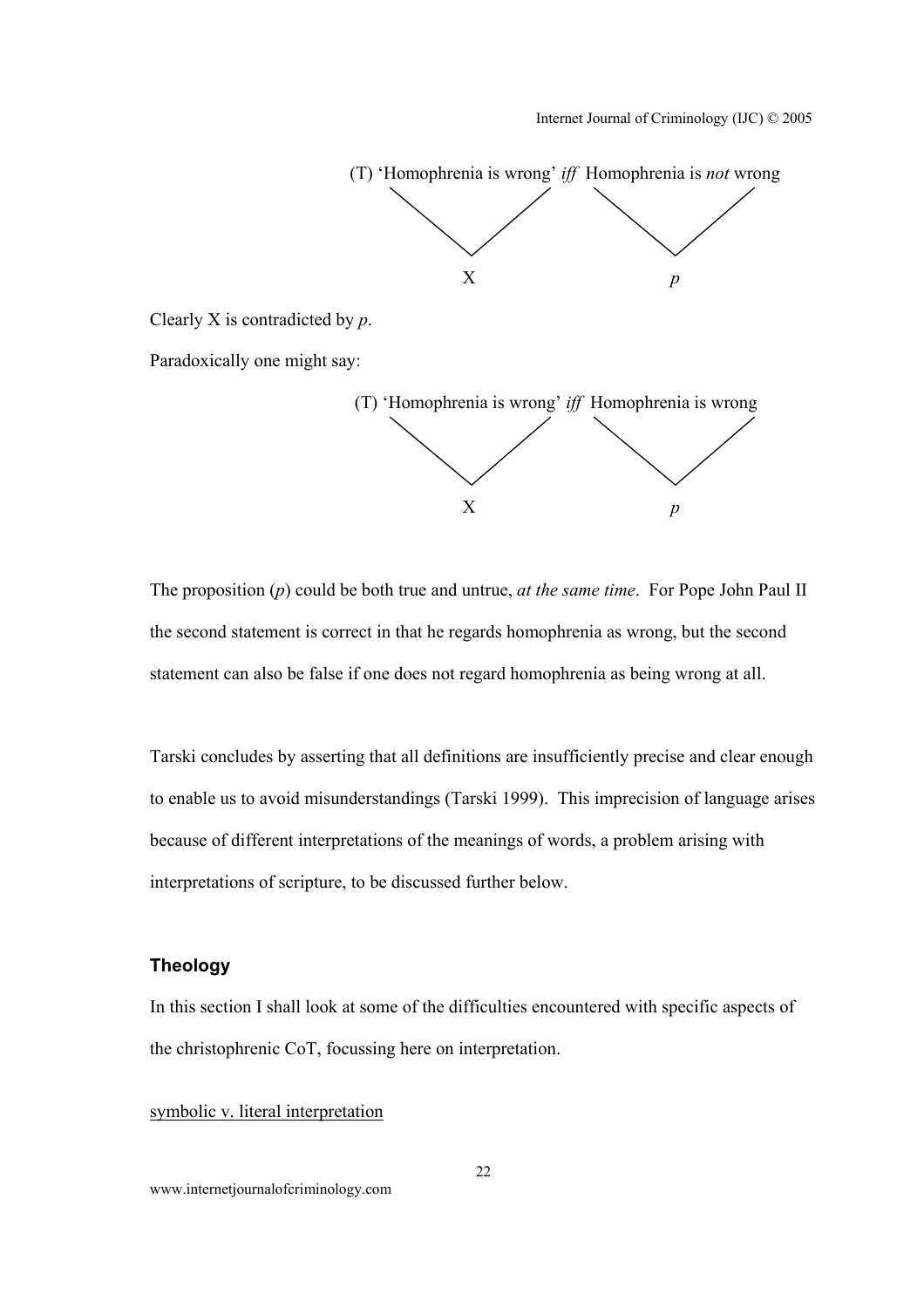(T) 'Homophrenia is wrong' *iff* Homophrenia is *not* wrong

X &nbsp;&nbsp;&nbsp;&nbsp;&nbsp;&nbsp;&nbsp;&nbsp;&nbsp;&nbsp;&nbsp;&nbsp;&nbsp;&nbsp;&nbsp;&nbsp;&nbsp;&nbsp;&nbsp;&nbsp; *p*

Clearly X is contradicted by *p*.

Paradoxically one might say:

(T) 'Homophrenia is wrong' *iff* Homophrenia is wrong

X &nbsp;&nbsp;&nbsp;&nbsp;&nbsp;&nbsp;&nbsp;&nbsp;&nbsp;&nbsp;&nbsp;&nbsp;&nbsp;&nbsp;&nbsp;&nbsp;&nbsp;&nbsp;&nbsp;&nbsp; *p*

The proposition (*p*) could be both true and untrue, *at the same time*. For Pope John Paul II the second statement is correct in that he regards homophrenia as wrong, but the second statement can also be false if one does not regard homophrenia as being wrong at all.

Tarski concludes by asserting that all definitions are insufficiently precise and clear enough to enable us to avoid misunderstandings (Tarski 1999). This imprecision of language arises because of different interpretations of the meanings of words, a problem arising with interpretations of scripture, to be discussed further below.

### Theology

In this section I shall look at some of the difficulties encountered with specific aspects of the christophrenic CoT, focussing here on interpretation.

<u>symbolic v. literal interpretation</u>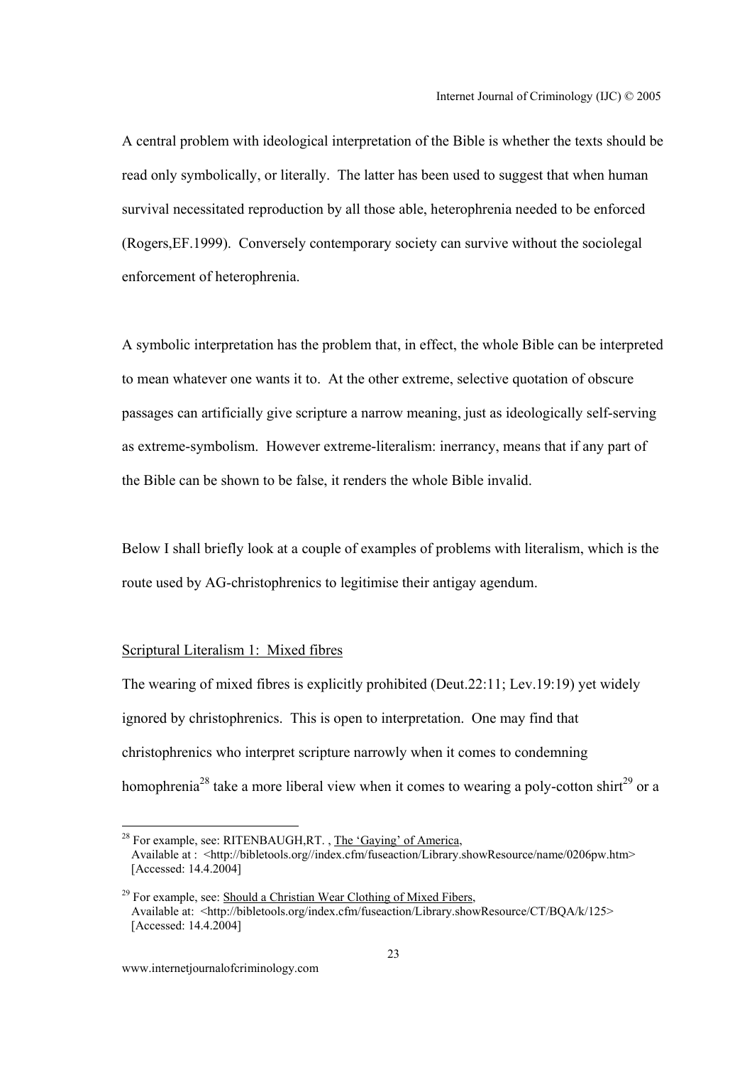A central problem with ideological interpretation of the Bible is whether the texts should be read only symbolically, or literally. The latter has been used to suggest that when human survival necessitated reproduction by all those able, heterophrenia needed to be enforced (Rogers,EF.1999). Conversely contemporary society can survive without the sociolegal enforcement of heterophrenia.

A symbolic interpretation has the problem that, in effect, the whole Bible can be interpreted to mean whatever one wants it to. At the other extreme, selective quotation of obscure passages can artificially give scripture a narrow meaning, just as ideologically self-serving as extreme-symbolism. However extreme-literalism: inerrancy, means that if any part of the Bible can be shown to be false, it renders the whole Bible invalid.

Below I shall briefly look at a couple of examples of problems with literalism, which is the route used by AG-christophrenics to legitimise their antigay agendum.

Scriptural Literalism 1: Mixed fibres

The wearing of mixed fibres is explicitly prohibited (Deut.22:11; Lev.19:19) yet widely ignored by christophrenics. This is open to interpretation. One may find that christophrenics who interpret scripture narrowly when it comes to condemning homophrenia[28] take a more liberal view when it comes to wearing a poly-cotton shirt[29] or a

---

[28] For example, see: RITENBAUGH,RT. , The 'Gaying' of America, Available at : <http://bibletools.org//index.cfm/fuseaction/Library.showResource/name/0206pw.htm> [Accessed: 14.4.2004]

[29] For example, see: Should a Christian Wear Clothing of Mixed Fibers, Available at: <http://bibletools.org/index.cfm/fuseaction/Library.showResource/CT/BQA/k/125> [Accessed: 14.4.2004]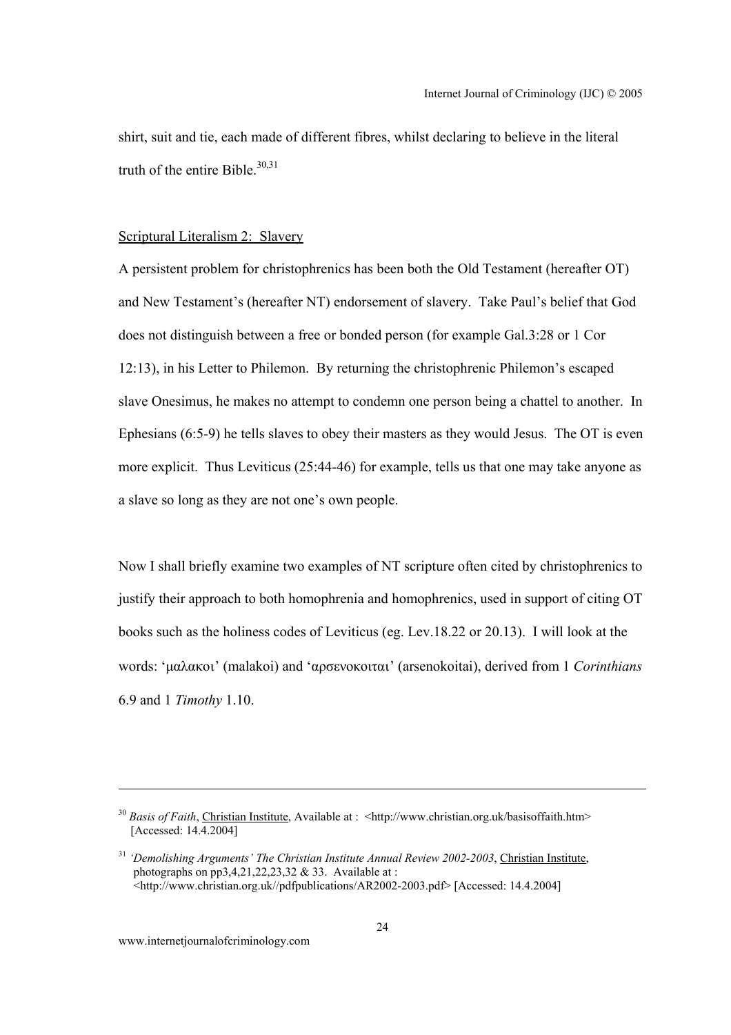shirt, suit and tie, each made of different fibres, whilst declaring to believe in the literal truth of the entire Bible.[30,31]

Scriptural Literalism 2: Slavery

A persistent problem for christophrenics has been both the Old Testament (hereafter OT) and New Testament's (hereafter NT) endorsement of slavery. Take Paul's belief that God does not distinguish between a free or bonded person (for example Gal.3:28 or 1 Cor 12:13), in his Letter to Philemon. By returning the christophrenic Philemon's escaped slave Onesimus, he makes no attempt to condemn one person being a chattel to another. In Ephesians (6:5-9) he tells slaves to obey their masters as they would Jesus. The OT is even more explicit. Thus Leviticus (25:44-46) for example, tells us that one may take anyone as a slave so long as they are not one's own people.

Now I shall briefly examine two examples of NT scripture often cited by christophrenics to justify their approach to both homophrenia and homophrenics, used in support of citing OT books such as the holiness codes of Leviticus (eg. Lev.18.22 or 20.13). I will look at the words: 'μαλακοι' (malakoi) and 'αρσενοκοιται' (arsenokoitai), derived from 1 *Corinthians* 6.9 and 1 *Timothy* 1.10.

---

[30] *Basis of Faith*, Christian Institute, Available at : <http://www.christian.org.uk/basisoffaith.htm> [Accessed: 14.4.2004]

[31] *'Demolishing Arguments' The Christian Institute Annual Review 2002-2003*, Christian Institute, photographs on pp3,4,21,22,23,32 & 33. Available at : <http://www.christian.org.uk//pdfpublications/AR2002-2003.pdf> [Accessed: 14.4.2004]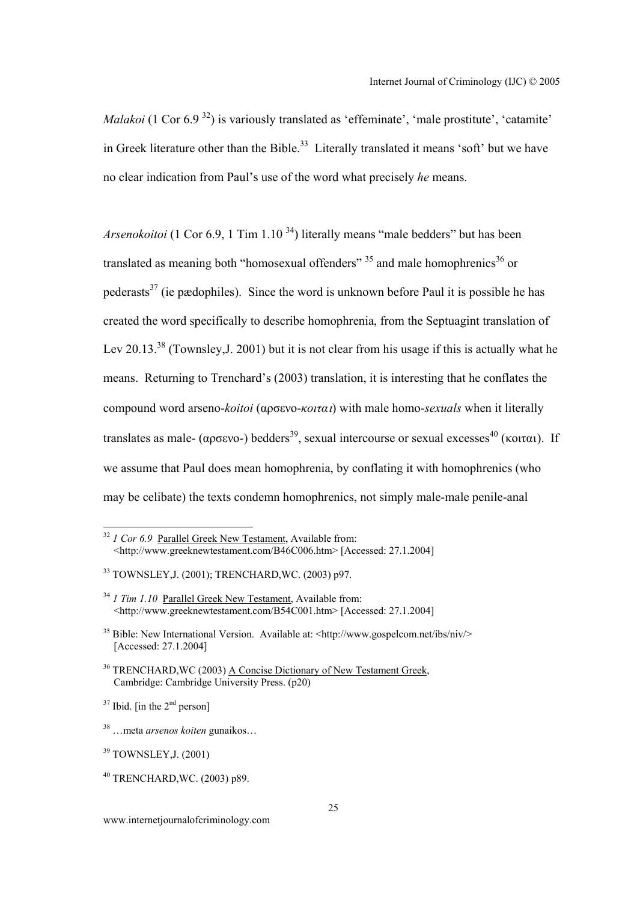*Malakoi* (1 Cor 6.9 [32]) is variously translated as 'effeminate', 'male prostitute', 'catamite' in Greek literature other than the Bible.[33] Literally translated it means 'soft' but we have no clear indication from Paul's use of the word what precisely *he* means.

*Arsenokoitoi* (1 Cor 6.9, 1 Tim 1.10 [34]) literally means "male bedders" but has been translated as meaning both "homosexual offenders" [35] and male homophrenics[36] or pederasts[37] (ie pædophiles). Since the word is unknown before Paul it is possible he has created the word specifically to describe homophrenia, from the Septuagint translation of Lev 20.13.[38] (Townsley,J. 2001) but it is not clear from his usage if this is actually what he means. Returning to Trenchard's (2003) translation, it is interesting that he conflates the compound word arseno-*koitoi* (αρσενο-*κοιται*) with male homo-*sexuals* when it literally translates as male- (αρσενο-) bedders[39], sexual intercourse or sexual excesses[40] (κοιται). If we assume that Paul does mean homophrenia, by conflating it with homophrenics (who may be celibate) the texts condemn homophrenics, not simply male-male penile-anal

---

[32] *1 Cor 6.9* Parallel Greek New Testament, Available from: <http://www.greeknewtestament.com/B46C006.htm> [Accessed: 27.1.2004]

[33] TOWNSLEY,J. (2001); TRENCHARD,WC. (2003) p97.

[34] *1 Tim 1.10* Parallel Greek New Testament, Available from: <http://www.greeknewtestament.com/B54C001.htm> [Accessed: 27.1.2004]

[35] Bible: New International Version. Available at: <http://www.gospelcom.net/ibs/niv/> [Accessed: 27.1.2004]

[36] TRENCHARD,WC (2003) A Concise Dictionary of New Testament Greek, Cambridge: Cambridge University Press. (p20)

[37] Ibid. [in the 2nd person]

[38] …meta *arsenos koiten* gunaikos…

[39] TOWNSLEY,J. (2001)

[40] TRENCHARD,WC. (2003) p89.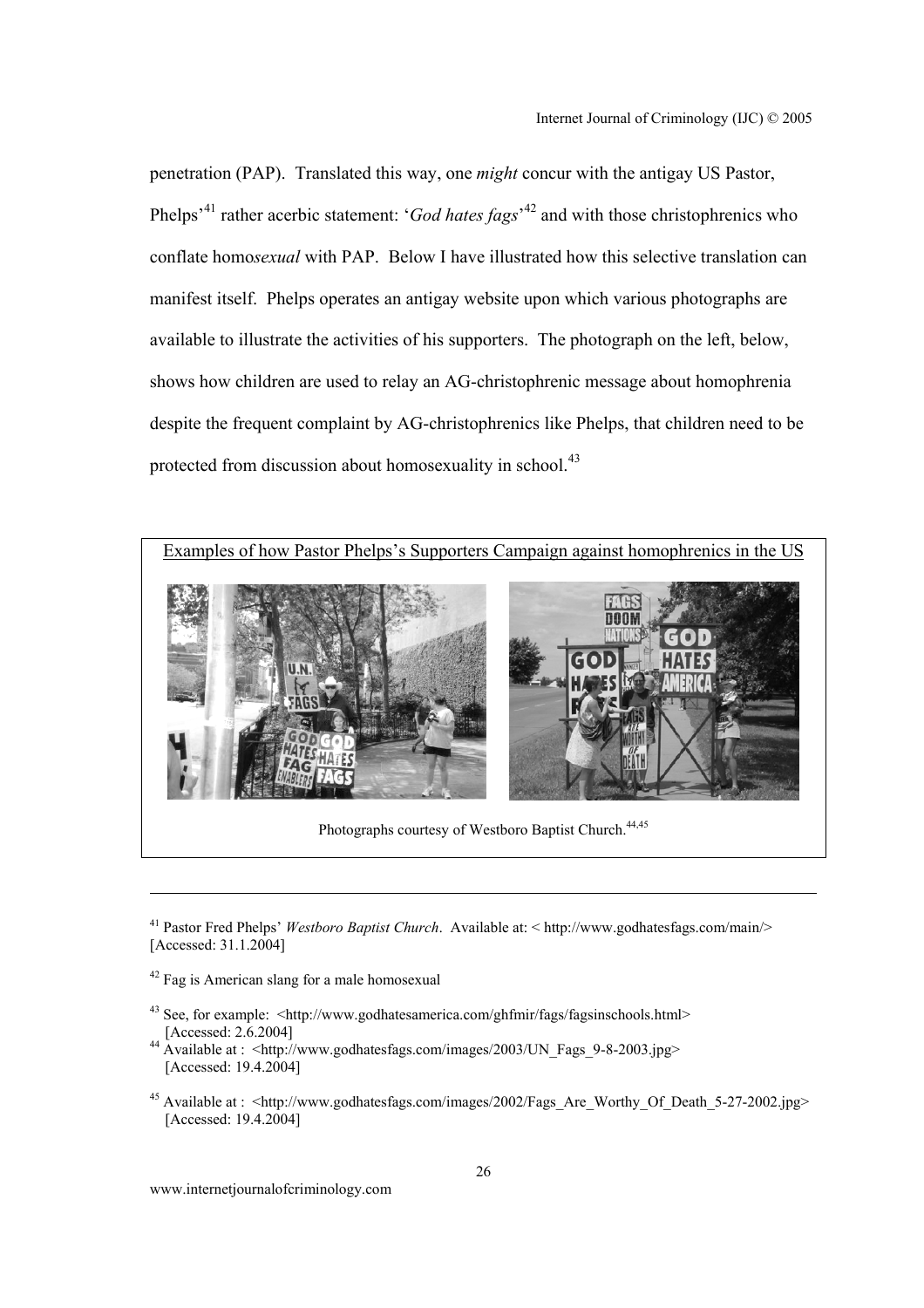penetration (PAP). Translated this way, one *might* concur with the antigay US Pastor, Phelps'[41] rather acerbic statement: '*God hates fags*'[42] and with those christophrenics who conflate homo*sexual* with PAP. Below I have illustrated how this selective translation can manifest itself. Phelps operates an antigay website upon which various photographs are available to illustrate the activities of his supporters. The photograph on the left, below, shows how children are used to relay an AG-christophrenic message about homophrenia despite the frequent complaint by AG-christophrenics like Phelps, that children need to be protected from discussion about homosexuality in school.[43]

Examples of how Pastor Phelps's Supporters Campaign against homophrenics in the US

Photographs courtesy of Westboro Baptist Church.[44,45]

---

[41] Pastor Fred Phelps' *Westboro Baptist Church*. Available at: < http://www.godhatesfags.com/main/> [Accessed: 31.1.2004]

[42] Fag is American slang for a male homosexual

[43] See, for example: <http://www.godhatesamerica.com/ghfmir/fags/fagsinschools.html> [Accessed: 2.6.2004]

[44] Available at : <http://www.godhatesfags.com/images/2003/UN_Fags_9-8-2003.jpg> [Accessed: 19.4.2004]

[45] Available at : <http://www.godhatesfags.com/images/2002/Fags_Are_Worthy_Of_Death_5-27-2002.jpg> [Accessed: 19.4.2004]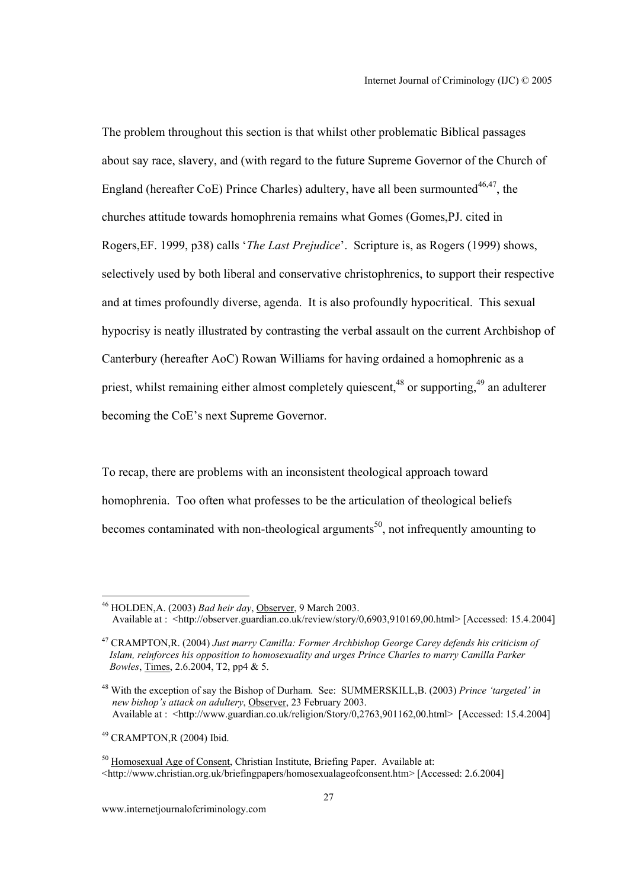The problem throughout this section is that whilst other problematic Biblical passages about say race, slavery, and (with regard to the future Supreme Governor of the Church of England (hereafter CoE) Prince Charles) adultery, have all been surmounted[46,47], the churches attitude towards homophrenia remains what Gomes (Gomes,PJ. cited in Rogers,EF. 1999, p38) calls '*The Last Prejudice*'. Scripture is, as Rogers (1999) shows, selectively used by both liberal and conservative christophrenics, to support their respective and at times profoundly diverse, agenda. It is also profoundly hypocritical. This sexual hypocrisy is neatly illustrated by contrasting the verbal assault on the current Archbishop of Canterbury (hereafter AoC) Rowan Williams for having ordained a homophrenic as a priest, whilst remaining either almost completely quiescent,[48] or supporting,[49] an adulterer becoming the CoE's next Supreme Governor.

To recap, there are problems with an inconsistent theological approach toward homophrenia. Too often what professes to be the articulation of theological beliefs becomes contaminated with non-theological arguments[50], not infrequently amounting to

---

[46] HOLDEN,A. (2003) *Bad heir day*, Observer, 9 March 2003. Available at : <http://observer.guardian.co.uk/review/story/0,6903,910169,00.html> [Accessed: 15.4.2004]

[47] CRAMPTON,R. (2004) *Just marry Camilla: Former Archbishop George Carey defends his criticism of Islam, reinforces his opposition to homosexuality and urges Prince Charles to marry Camilla Parker Bowles*, Times, 2.6.2004, T2, pp4 & 5.

[48] With the exception of say the Bishop of Durham. See: SUMMERSKILL,B. (2003) *Prince 'targeted' in new bishop's attack on adultery*, Observer, 23 February 2003. Available at : <http://www.guardian.co.uk/religion/Story/0,2763,901162,00.html> [Accessed: 15.4.2004]

[49] CRAMPTON,R (2004) Ibid.

[50] Homosexual Age of Consent, Christian Institute, Briefing Paper. Available at: <http://www.christian.org.uk/briefingpapers/homosexualageofconsent.htm> [Accessed: 2.6.2004]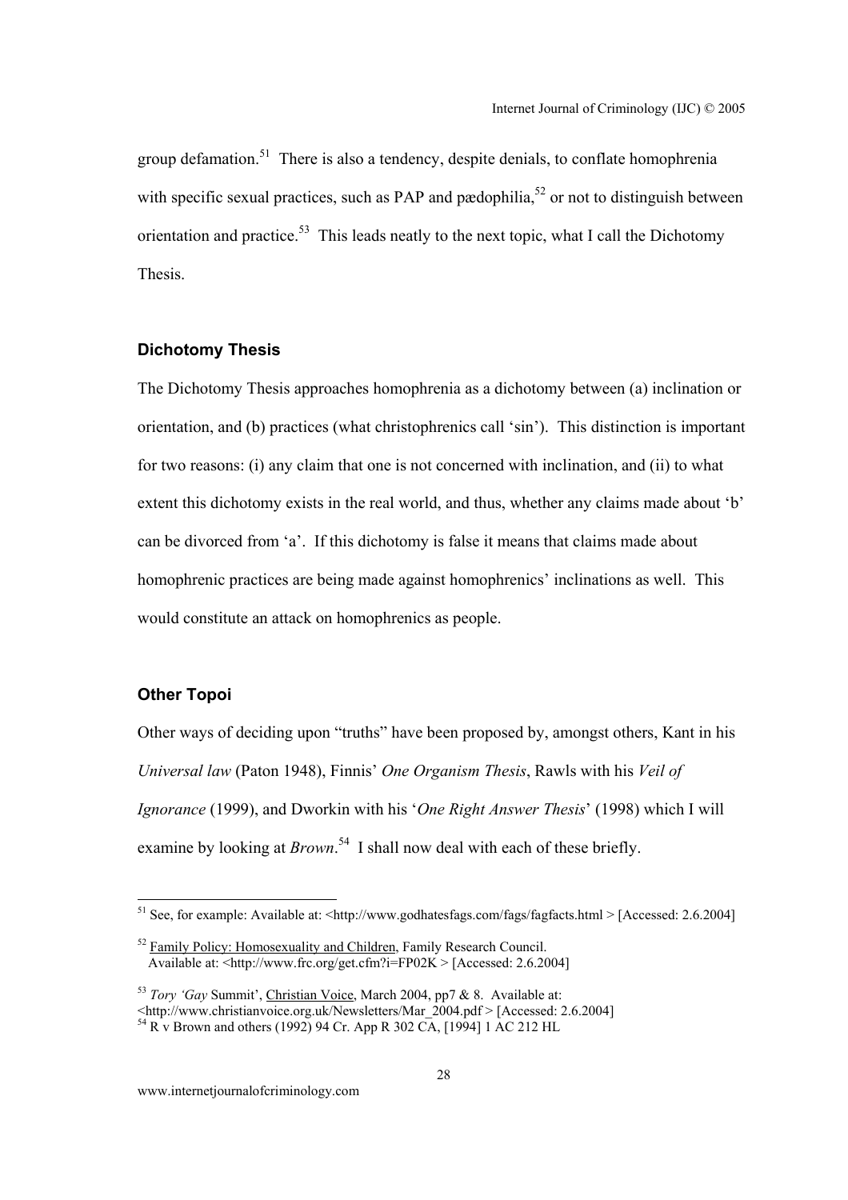group defamation.[51] There is also a tendency, despite denials, to conflate homophrenia with specific sexual practices, such as PAP and pædophilia,[52] or not to distinguish between orientation and practice.[53] This leads neatly to the next topic, what I call the Dichotomy Thesis.

### Dichotomy Thesis

The Dichotomy Thesis approaches homophrenia as a dichotomy between (a) inclination or orientation, and (b) practices (what christophrenics call 'sin'). This distinction is important for two reasons: (i) any claim that one is not concerned with inclination, and (ii) to what extent this dichotomy exists in the real world, and thus, whether any claims made about 'b' can be divorced from 'a'. If this dichotomy is false it means that claims made about homophrenic practices are being made against homophrenics' inclinations as well. This would constitute an attack on homophrenics as people.

### Other Topoi

Other ways of deciding upon "truths" have been proposed by, amongst others, Kant in his *Universal law* (Paton 1948), Finnis' *One Organism Thesis*, Rawls with his *Veil of Ignorance* (1999), and Dworkin with his '*One Right Answer Thesis*' (1998) which I will examine by looking at *Brown*.[54] I shall now deal with each of these briefly.

---

[51] See, for example: Available at: <http://www.godhatesfags.com/fags/fagfacts.html > [Accessed: 2.6.2004]

[52] Family Policy: Homosexuality and Children, Family Research Council. Available at: <http://www.frc.org/get.cfm?i=FP02K > [Accessed: 2.6.2004]

[53] *Tory 'Gay* Summit', Christian Voice, March 2004, pp7 & 8. Available at: <http://www.christianvoice.org.uk/Newsletters/Mar_2004.pdf > [Accessed: 2.6.2004]

[54] R v Brown and others (1992) 94 Cr. App R 302 CA, [1994] 1 AC 212 HL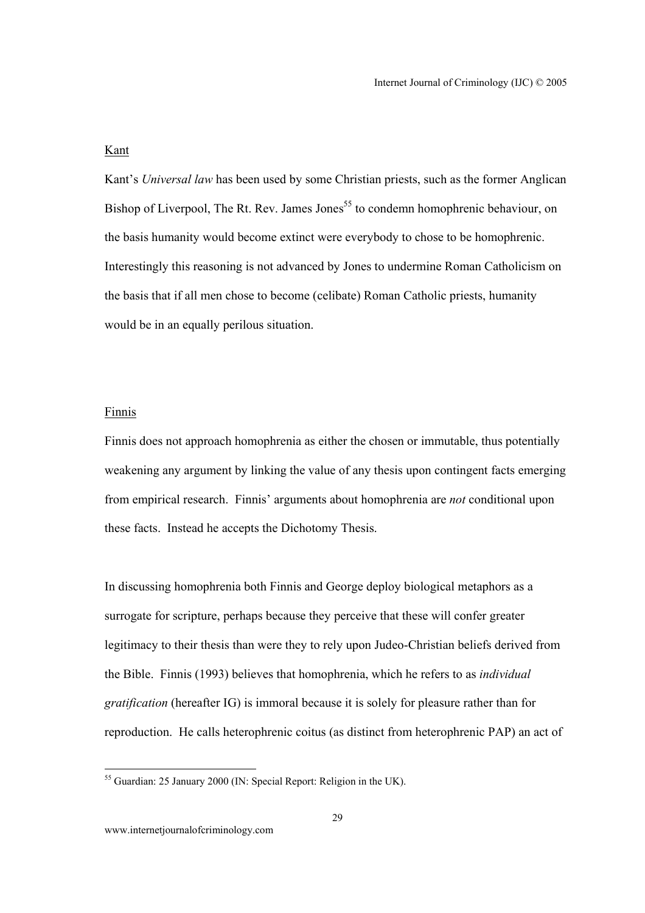## Kant

Kant's *Universal law* has been used by some Christian priests, such as the former Anglican Bishop of Liverpool, The Rt. Rev. James Jones[55] to condemn homophrenic behaviour, on the basis humanity would become extinct were everybody to chose to be homophrenic. Interestingly this reasoning is not advanced by Jones to undermine Roman Catholicism on the basis that if all men chose to become (celibate) Roman Catholic priests, humanity would be in an equally perilous situation.

## Finnis

Finnis does not approach homophrenia as either the chosen or immutable, thus potentially weakening any argument by linking the value of any thesis upon contingent facts emerging from empirical research. Finnis' arguments about homophrenia are *not* conditional upon these facts. Instead he accepts the Dichotomy Thesis.

In discussing homophrenia both Finnis and George deploy biological metaphors as a surrogate for scripture, perhaps because they perceive that these will confer greater legitimacy to their thesis than were they to rely upon Judeo-Christian beliefs derived from the Bible. Finnis (1993) believes that homophrenia, which he refers to as *individual gratification* (hereafter IG) is immoral because it is solely for pleasure rather than for reproduction. He calls heterophrenic coitus (as distinct from heterophrenic PAP) an act of

[55] Guardian: 25 January 2000 (IN: Special Report: Religion in the UK).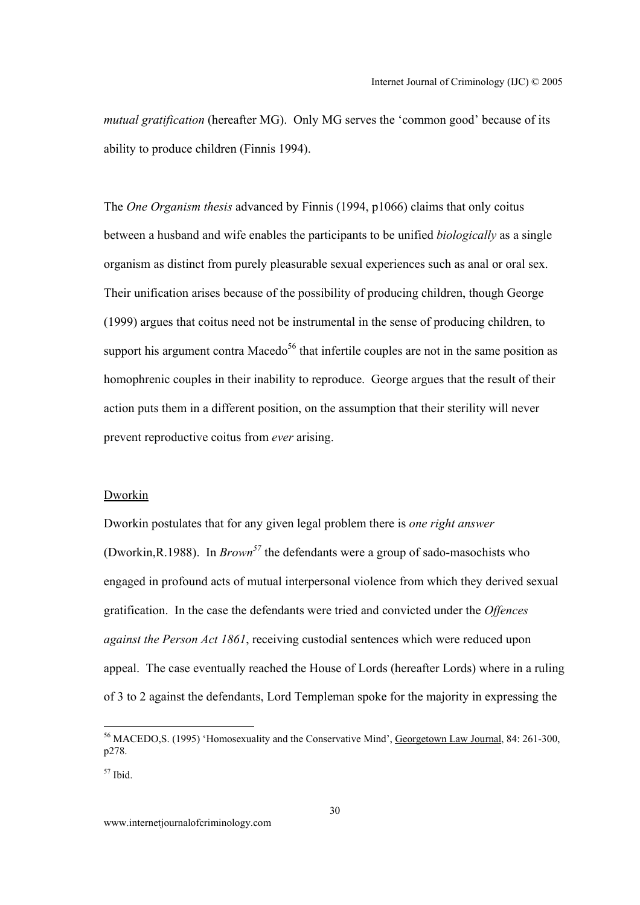*mutual gratification* (hereafter MG). Only MG serves the 'common good' because of its ability to produce children (Finnis 1994).

The *One Organism thesis* advanced by Finnis (1994, p1066) claims that only coitus between a husband and wife enables the participants to be unified *biologically* as a single organism as distinct from purely pleasurable sexual experiences such as anal or oral sex. Their unification arises because of the possibility of producing children, though George (1999) argues that coitus need not be instrumental in the sense of producing children, to support his argument contra Macedo[56] that infertile couples are not in the same position as homophrenic couples in their inability to reproduce. George argues that the result of their action puts them in a different position, on the assumption that their sterility will never prevent reproductive coitus from *ever* arising.

<u>Dworkin</u>

Dworkin postulates that for any given legal problem there is *one right answer* (Dworkin,R.1988). In *Brown*[57] the defendants were a group of sado-masochists who engaged in profound acts of mutual interpersonal violence from which they derived sexual gratification. In the case the defendants were tried and convicted under the *Offences against the Person Act 1861*, receiving custodial sentences which were reduced upon appeal. The case eventually reached the House of Lords (hereafter Lords) where in a ruling of 3 to 2 against the defendants, Lord Templeman spoke for the majority in expressing the

---

[56] MACEDO,S. (1995) 'Homosexuality and the Conservative Mind', <u>Georgetown Law Journal</u>, 84: 261-300, p278.

[57] Ibid.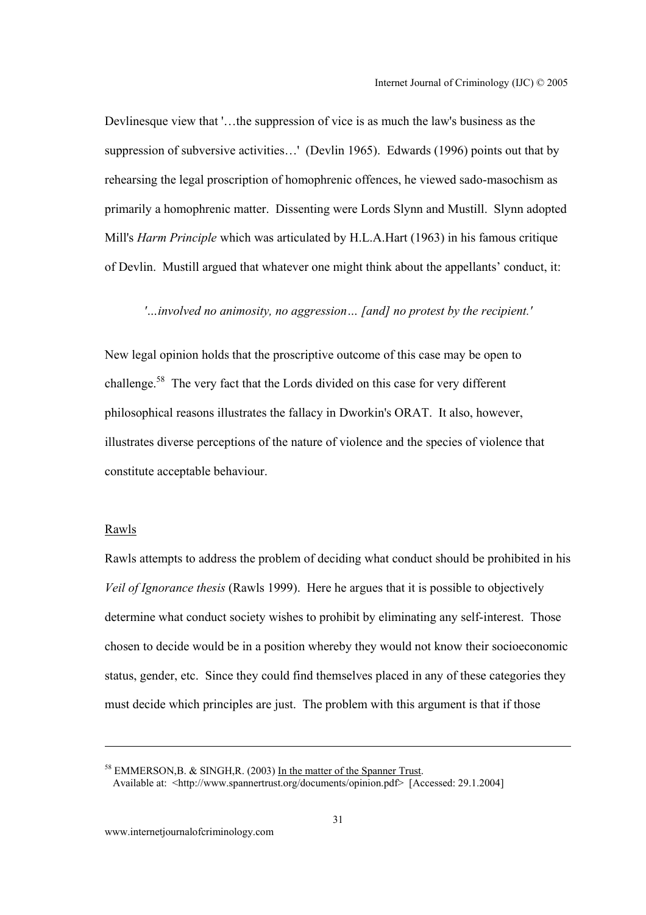Devlinesque view that '…the suppression of vice is as much the law's business as the suppression of subversive activities…' (Devlin 1965). Edwards (1996) points out that by rehearsing the legal proscription of homophrenic offences, he viewed sado-masochism as primarily a homophrenic matter. Dissenting were Lords Slynn and Mustill. Slynn adopted Mill's *Harm Principle* which was articulated by H.L.A.Hart (1963) in his famous critique of Devlin. Mustill argued that whatever one might think about the appellants' conduct, it:

> *'…involved no animosity, no aggression… [and] no protest by the recipient.'*

New legal opinion holds that the proscriptive outcome of this case may be open to challenge.[58] The very fact that the Lords divided on this case for very different philosophical reasons illustrates the fallacy in Dworkin's ORAT. It also, however, illustrates diverse perceptions of the nature of violence and the species of violence that constitute acceptable behaviour.

## Rawls

Rawls attempts to address the problem of deciding what conduct should be prohibited in his *Veil of Ignorance thesis* (Rawls 1999). Here he argues that it is possible to objectively determine what conduct society wishes to prohibit by eliminating any self-interest. Those chosen to decide would be in a position whereby they would not know their socioeconomic status, gender, etc. Since they could find themselves placed in any of these categories they must decide which principles are just. The problem with this argument is that if those

---

[58] EMMERSON,B. & SINGH,R. (2003) In the matter of the Spanner Trust. Available at: <http://www.spannertrust.org/documents/opinion.pdf> [Accessed: 29.1.2004]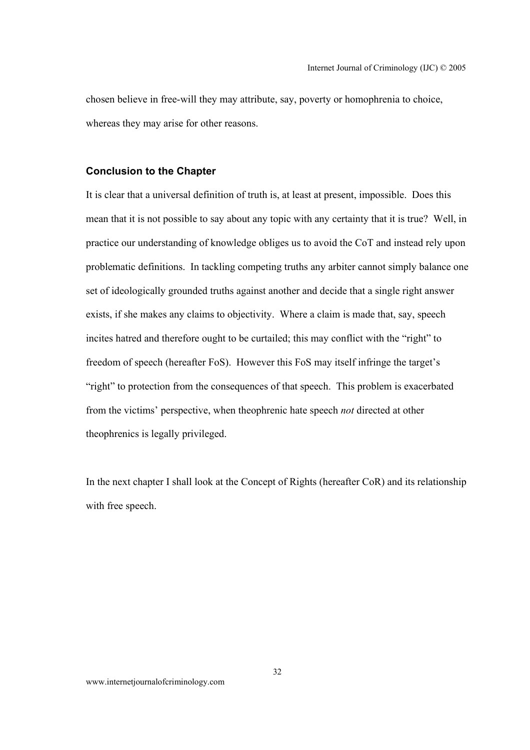chosen believe in free-will they may attribute, say, poverty or homophrenia to choice, whereas they may arise for other reasons.

### Conclusion to the Chapter

It is clear that a universal definition of truth is, at least at present, impossible. Does this mean that it is not possible to say about any topic with any certainty that it is true? Well, in practice our understanding of knowledge obliges us to avoid the CoT and instead rely upon problematic definitions. In tackling competing truths any arbiter cannot simply balance one set of ideologically grounded truths against another and decide that a single right answer exists, if she makes any claims to objectivity. Where a claim is made that, say, speech incites hatred and therefore ought to be curtailed; this may conflict with the "right" to freedom of speech (hereafter FoS). However this FoS may itself infringe the target's "right" to protection from the consequences of that speech. This problem is exacerbated from the victims' perspective, when theophrenic hate speech *not* directed at other theophrenics is legally privileged.

In the next chapter I shall look at the Concept of Rights (hereafter CoR) and its relationship with free speech.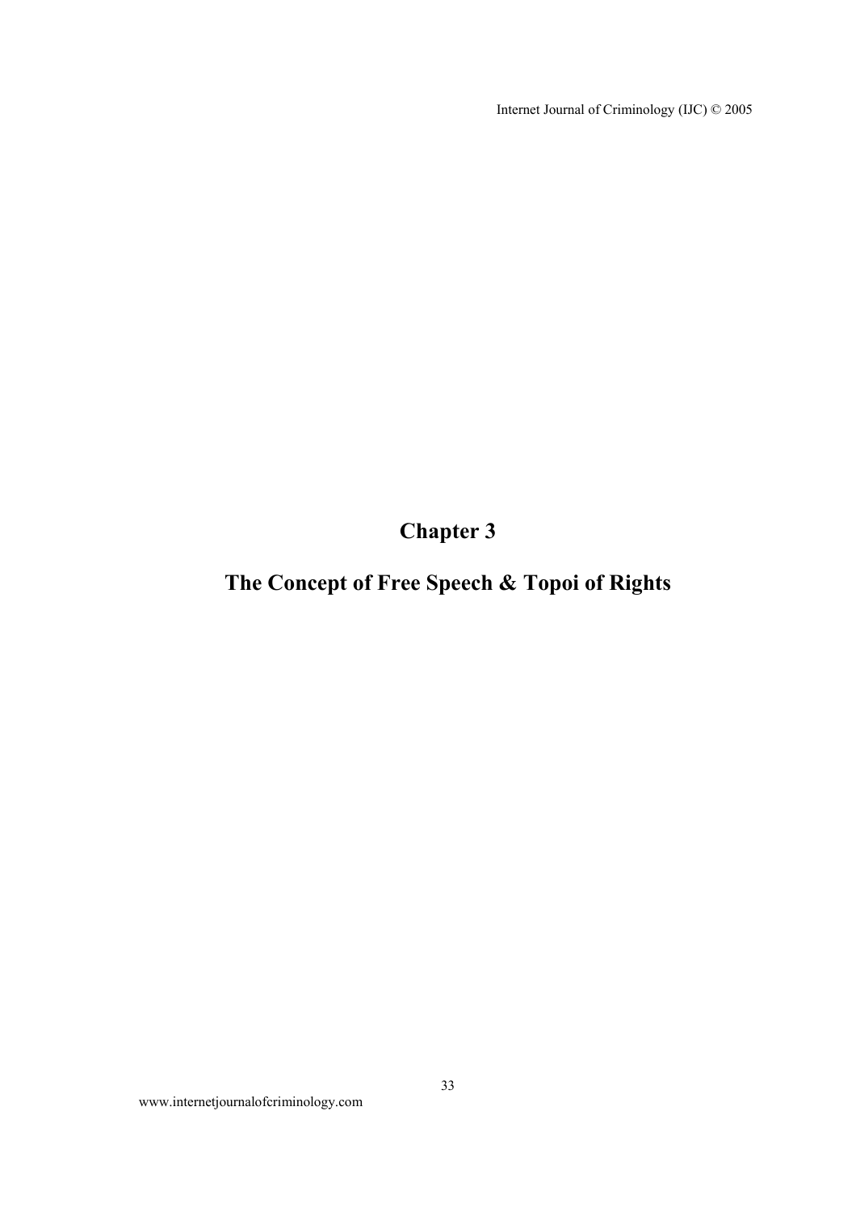# Chapter 3

# The Concept of Free Speech & Topoi of Rights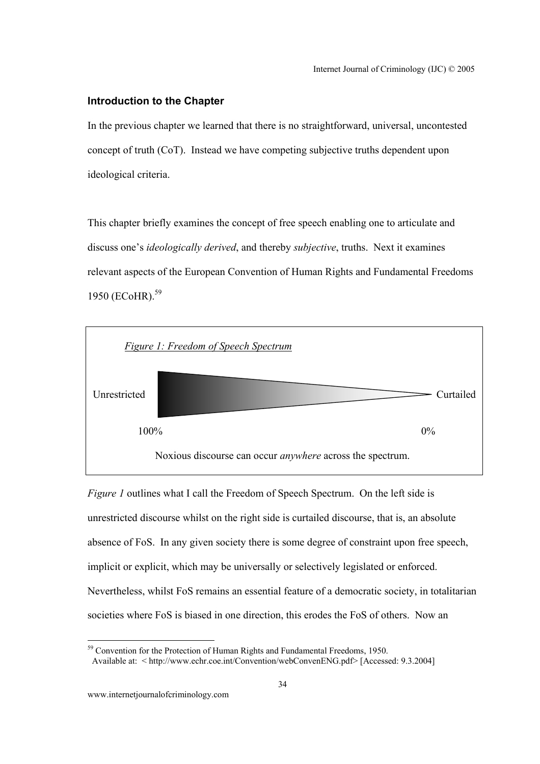## Introduction to the Chapter

In the previous chapter we learned that there is no straightforward, universal, uncontested concept of truth (CoT). Instead we have competing subjective truths dependent upon ideological criteria.

This chapter briefly examines the concept of free speech enabling one to articulate and discuss one's *ideologically derived*, and thereby *subjective*, truths. Next it examines relevant aspects of the European Convention of Human Rights and Fundamental Freedoms 1950 (ECoHR).[59]

*Figure 1: Freedom of Speech Spectrum*

Unrestricted — Curtailed

100% — 0%

Noxious discourse can occur *anywhere* across the spectrum.

*Figure 1* outlines what I call the Freedom of Speech Spectrum. On the left side is unrestricted discourse whilst on the right side is curtailed discourse, that is, an absolute absence of FoS. In any given society there is some degree of constraint upon free speech, implicit or explicit, which may be universally or selectively legislated or enforced. Nevertheless, whilst FoS remains an essential feature of a democratic society, in totalitarian societies where FoS is biased in one direction, this erodes the FoS of others. Now an

---

[59] Convention for the Protection of Human Rights and Fundamental Freedoms, 1950. Available at: < http://www.echr.coe.int/Convention/webConvenENG.pdf> [Accessed: 9.3.2004]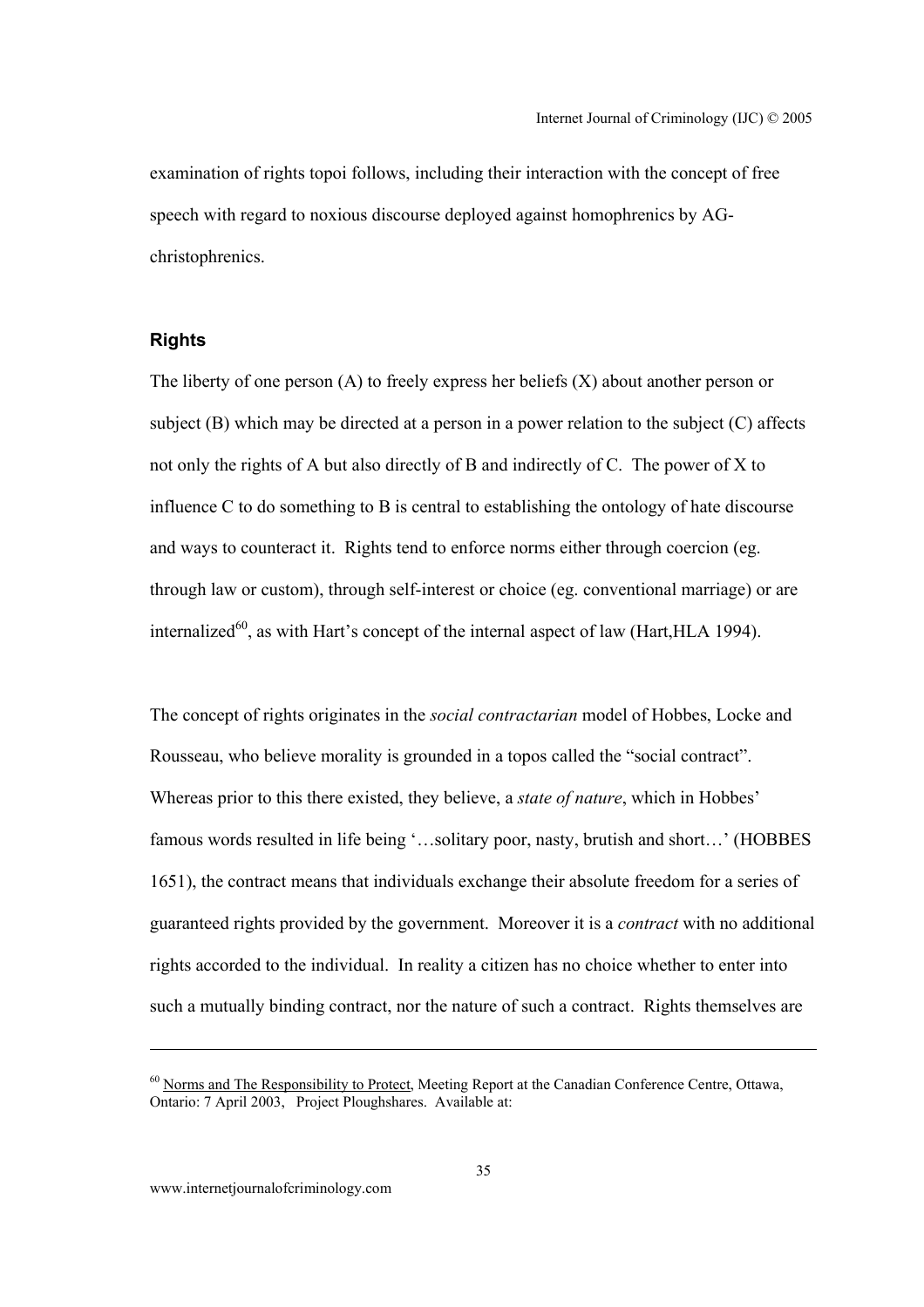examination of rights topoi follows, including their interaction with the concept of free speech with regard to noxious discourse deployed against homophrenics by AG-christophrenics.

## Rights

The liberty of one person (A) to freely express her beliefs (X) about another person or subject (B) which may be directed at a person in a power relation to the subject (C) affects not only the rights of A but also directly of B and indirectly of C. The power of X to influence C to do something to B is central to establishing the ontology of hate discourse and ways to counteract it. Rights tend to enforce norms either through coercion (eg. through law or custom), through self-interest or choice (eg. conventional marriage) or are internalized[60], as with Hart's concept of the internal aspect of law (Hart,HLA 1994).

The concept of rights originates in the *social contractarian* model of Hobbes, Locke and Rousseau, who believe morality is grounded in a topos called the "social contract". Whereas prior to this there existed, they believe, a *state of nature*, which in Hobbes' famous words resulted in life being '…solitary poor, nasty, brutish and short…' (HOBBES 1651), the contract means that individuals exchange their absolute freedom for a series of guaranteed rights provided by the government. Moreover it is a *contract* with no additional rights accorded to the individual. In reality a citizen has no choice whether to enter into such a mutually binding contract, nor the nature of such a contract. Rights themselves are

---

[60] Norms and The Responsibility to Protect, Meeting Report at the Canadian Conference Centre, Ottawa, Ontario: 7 April 2003, Project Ploughshares. Available at: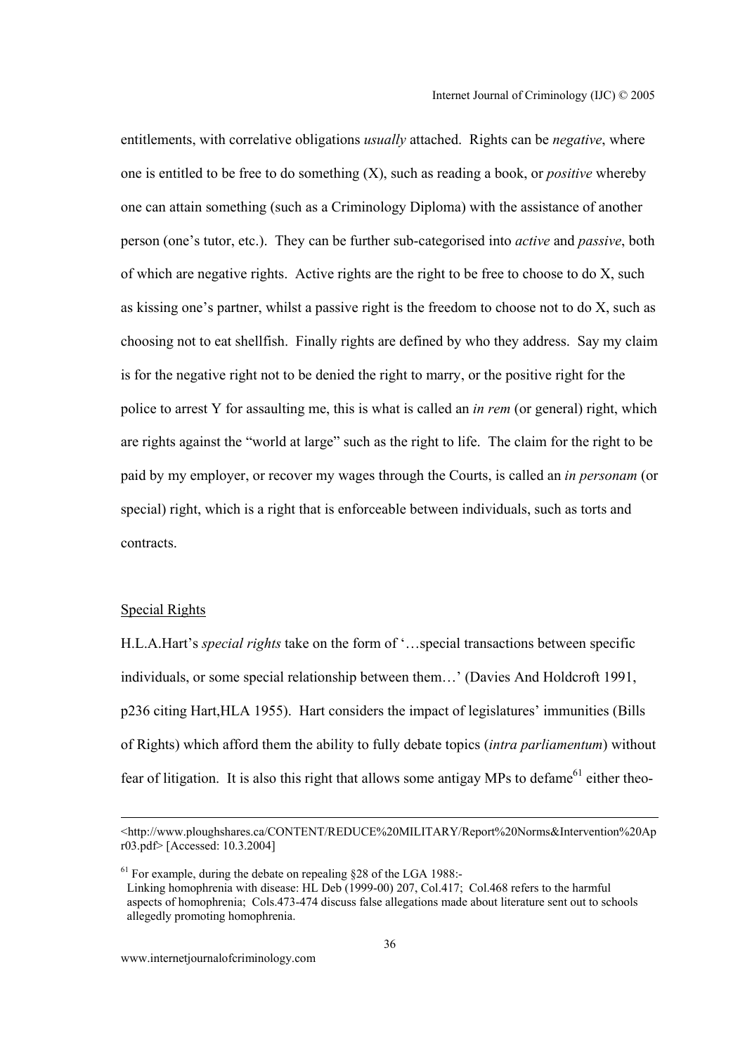entitlements, with correlative obligations *usually* attached. Rights can be *negative*, where one is entitled to be free to do something (X), such as reading a book, or *positive* whereby one can attain something (such as a Criminology Diploma) with the assistance of another person (one's tutor, etc.). They can be further sub-categorised into *active* and *passive*, both of which are negative rights. Active rights are the right to be free to choose to do X, such as kissing one's partner, whilst a passive right is the freedom to choose not to do X, such as choosing not to eat shellfish. Finally rights are defined by who they address. Say my claim is for the negative right not to be denied the right to marry, or the positive right for the police to arrest Y for assaulting me, this is what is called an *in rem* (or general) right, which are rights against the "world at large" such as the right to life. The claim for the right to be paid by my employer, or recover my wages through the Courts, is called an *in personam* (or special) right, which is a right that is enforceable between individuals, such as torts and contracts.

<u>Special Rights</u>

H.L.A.Hart's *special rights* take on the form of '…special transactions between specific individuals, or some special relationship between them…' (Davies And Holdcroft 1991, p236 citing Hart,HLA 1955). Hart considers the impact of legislatures' immunities (Bills of Rights) which afford them the ability to fully debate topics (*intra parliamentum*) without fear of litigation. It is also this right that allows some antigay MPs to defame[61] either theo-

---

<http://www.ploughshares.ca/CONTENT/REDUCE%20MILITARY/Report%20Norms&Intervention%20Apr03.pdf> [Accessed: 10.3.2004]

[61] For example, during the debate on repealing §28 of the LGA 1988:-
Linking homophrenia with disease: HL Deb (1999-00) 207, Col.417; Col.468 refers to the harmful aspects of homophrenia; Cols.473-474 discuss false allegations made about literature sent out to schools allegedly promoting homophrenia.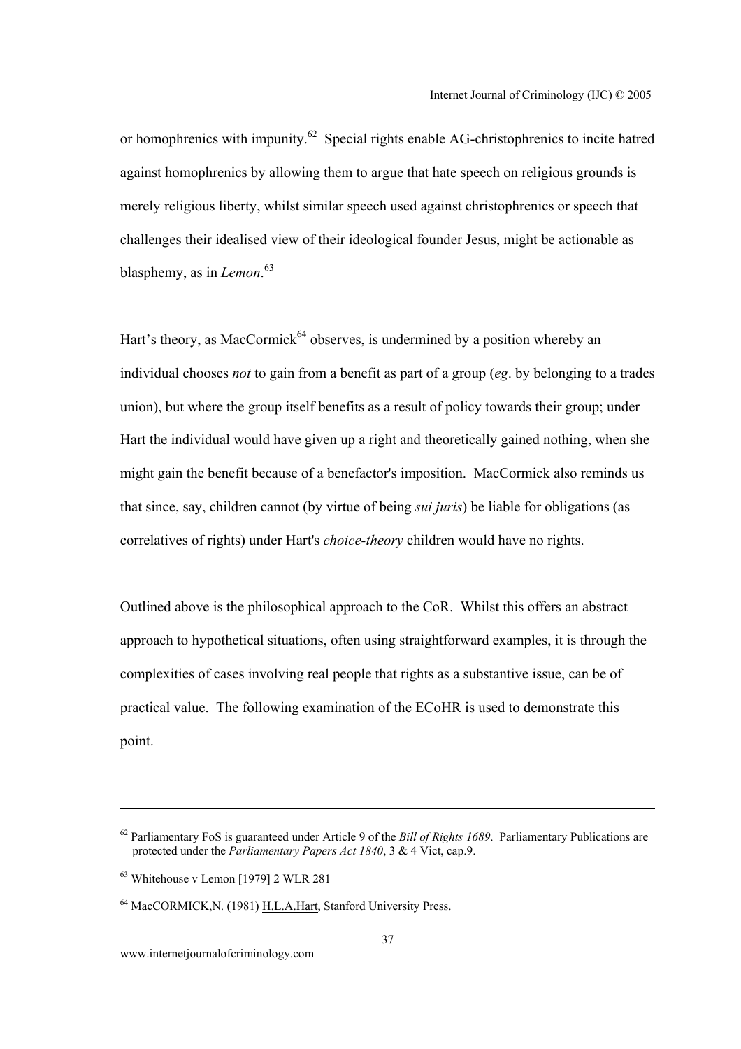or homophrenics with impunity.[62] Special rights enable AG-christophrenics to incite hatred against homophrenics by allowing them to argue that hate speech on religious grounds is merely religious liberty, whilst similar speech used against christophrenics or speech that challenges their idealised view of their ideological founder Jesus, might be actionable as blasphemy, as in *Lemon*.[63]

Hart's theory, as MacCormick[64] observes, is undermined by a position whereby an individual chooses *not* to gain from a benefit as part of a group (*eg*. by belonging to a trades union), but where the group itself benefits as a result of policy towards their group; under Hart the individual would have given up a right and theoretically gained nothing, when she might gain the benefit because of a benefactor's imposition. MacCormick also reminds us that since, say, children cannot (by virtue of being *sui juris*) be liable for obligations (as correlatives of rights) under Hart's *choice-theory* children would have no rights.

Outlined above is the philosophical approach to the CoR. Whilst this offers an abstract approach to hypothetical situations, often using straightforward examples, it is through the complexities of cases involving real people that rights as a substantive issue, can be of practical value. The following examination of the ECoHR is used to demonstrate this point.

---

[62] Parliamentary FoS is guaranteed under Article 9 of the *Bill of Rights 1689*. Parliamentary Publications are protected under the *Parliamentary Papers Act 1840*, 3 & 4 Vict, cap.9.

[63] Whitehouse v Lemon [1979] 2 WLR 281

[64] MacCORMICK,N. (1981) H.L.A.Hart, Stanford University Press.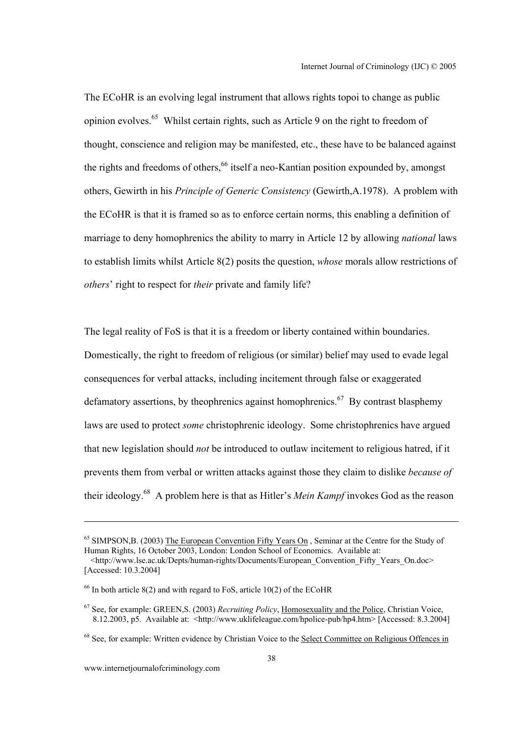The ECoHR is an evolving legal instrument that allows rights topoi to change as public opinion evolves.[65] Whilst certain rights, such as Article 9 on the right to freedom of thought, conscience and religion may be manifested, etc., these have to be balanced against the rights and freedoms of others,[66] itself a neo-Kantian position expounded by, amongst others, Gewirth in his *Principle of Generic Consistency* (Gewirth,A.1978). A problem with the ECoHR is that it is framed so as to enforce certain norms, this enabling a definition of marriage to deny homophrenics the ability to marry in Article 12 by allowing *national* laws to establish limits whilst Article 8(2) posits the question, *whose* morals allow restrictions of *others*' right to respect for *their* private and family life?

The legal reality of FoS is that it is a freedom or liberty contained within boundaries. Domestically, the right to freedom of religious (or similar) belief may used to evade legal consequences for verbal attacks, including incitement through false or exaggerated defamatory assertions, by theophrenics against homophrenics.[67] By contrast blasphemy laws are used to protect *some* christophrenic ideology. Some christophrenics have argued that new legislation should *not* be introduced to outlaw incitement to religious hatred, if it prevents them from verbal or written attacks against those they claim to dislike *because of* their ideology.[68] A problem here is that as Hitler's *Mein Kampf* invokes God as the reason

---

[65] SIMPSON,B. (2003) The European Convention Fifty Years On , Seminar at the Centre for the Study of Human Rights, 16 October 2003, London: London School of Economics. Available at: <http://www.lse.ac.uk/Depts/human-rights/Documents/European_Convention_Fifty_Years_On.doc> [Accessed: 10.3.2004]

[66] In both article 8(2) and with regard to FoS, article 10(2) of the ECoHR

[67] See, for example: GREEN,S. (2003) *Recruiting Policy*, Homosexuality and the Police, Christian Voice, 8.12.2003, p5. Available at: <http://www.uklifeleague.com/hpolice-pub/hp4.htm> [Accessed: 8.3.2004]

[68] See, for example: Written evidence by Christian Voice to the Select Committee on Religious Offences in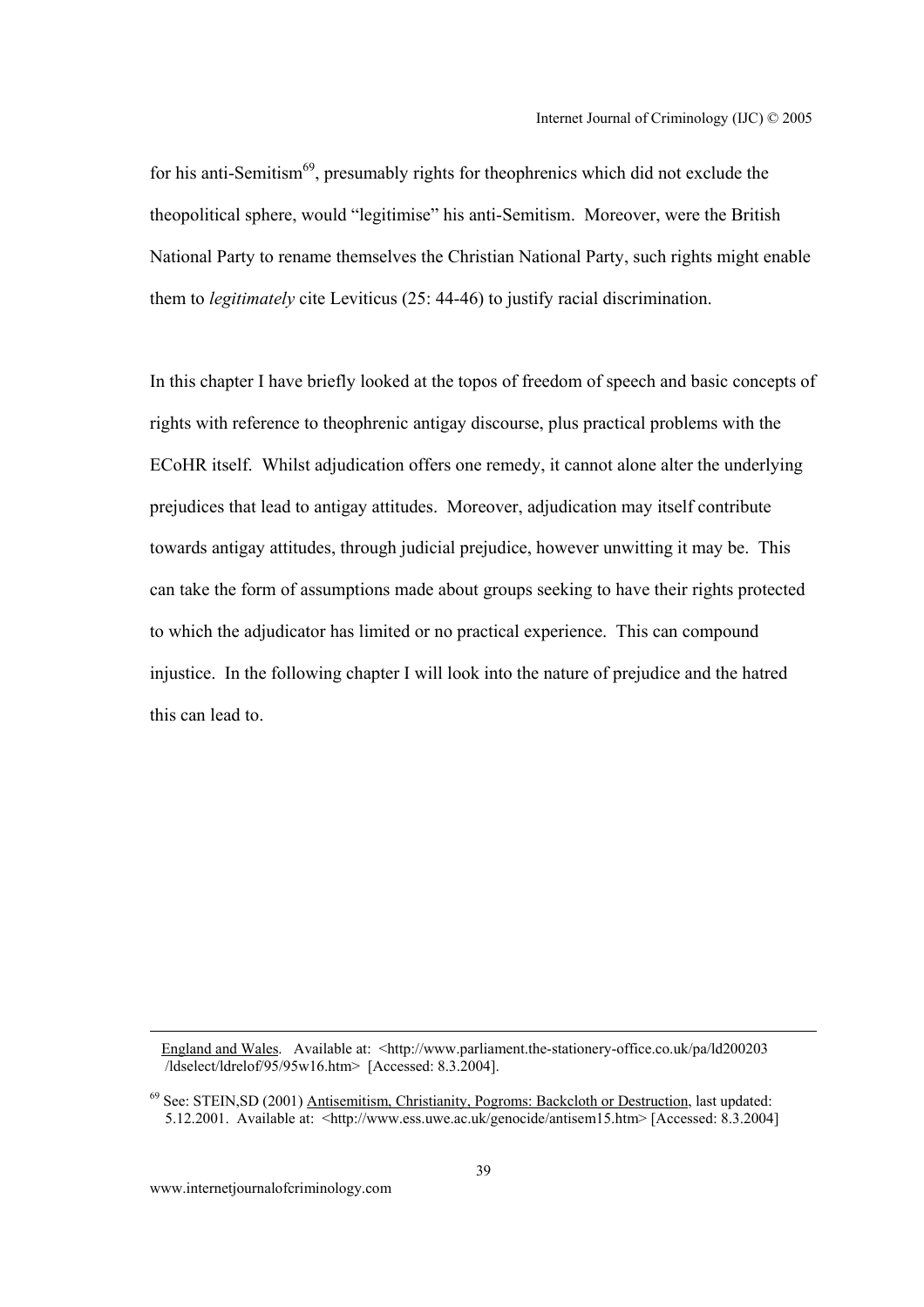for his anti-Semitism[69], presumably rights for theophrenics which did not exclude the theopolitical sphere, would "legitimise" his anti-Semitism. Moreover, were the British National Party to rename themselves the Christian National Party, such rights might enable them to *legitimately* cite Leviticus (25: 44-46) to justify racial discrimination.

In this chapter I have briefly looked at the topos of freedom of speech and basic concepts of rights with reference to theophrenic antigay discourse, plus practical problems with the ECoHR itself. Whilst adjudication offers one remedy, it cannot alone alter the underlying prejudices that lead to antigay attitudes. Moreover, adjudication may itself contribute towards antigay attitudes, through judicial prejudice, however unwitting it may be. This can take the form of assumptions made about groups seeking to have their rights protected to which the adjudicator has limited or no practical experience. This can compound injustice. In the following chapter I will look into the nature of prejudice and the hatred this can lead to.

---

England and Wales. Available at: <http://www.parliament.the-stationery-office.co.uk/pa/ld200203/ldselect/ldrelof/95/95w16.htm> [Accessed: 8.3.2004].

[69] See: STEIN,SD (2001) Antisemitism, Christianity, Pogroms: Backcloth or Destruction, last updated: 5.12.2001. Available at: <http://www.ess.uwe.ac.uk/genocide/antisem15.htm> [Accessed: 8.3.2004]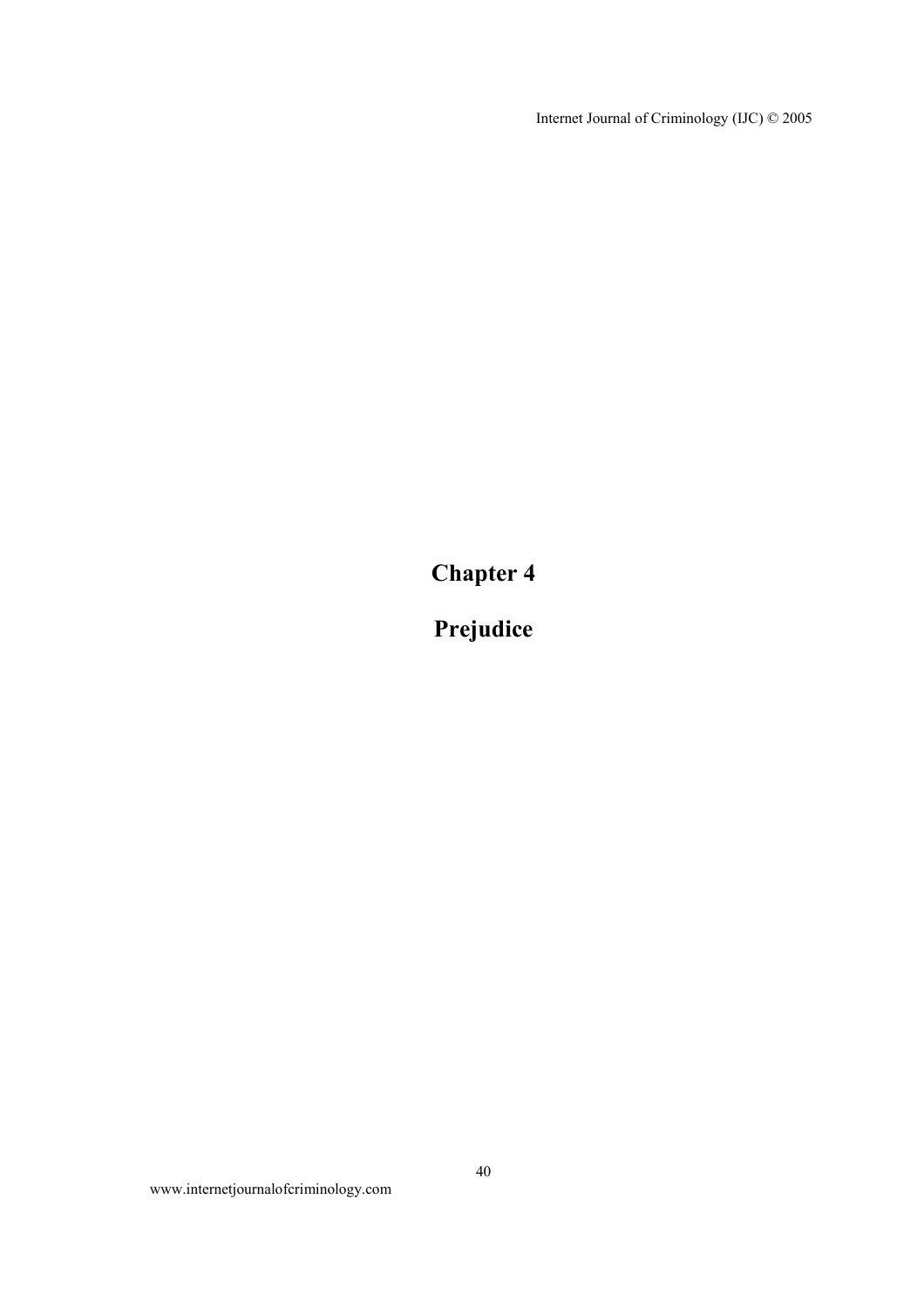# Chapter 4

# Prejudice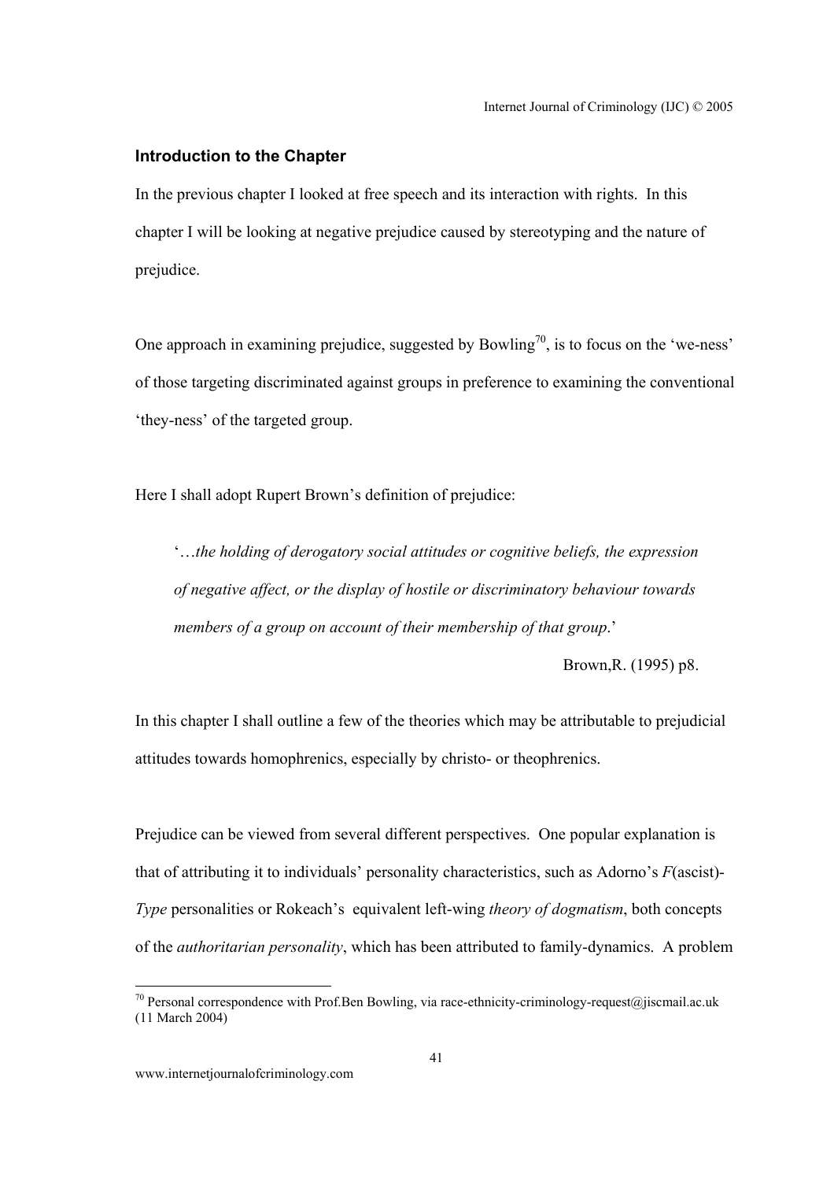### Introduction to the Chapter

In the previous chapter I looked at free speech and its interaction with rights. In this chapter I will be looking at negative prejudice caused by stereotyping and the nature of prejudice.

One approach in examining prejudice, suggested by Bowling[70], is to focus on the 'we-ness' of those targeting discriminated against groups in preference to examining the conventional 'they-ness' of the targeted group.

Here I shall adopt Rupert Brown's definition of prejudice:

> '…*the holding of derogatory social attitudes or cognitive beliefs, the expression of negative affect, or the display of hostile or discriminatory behaviour towards members of a group on account of their membership of that group*.'
>
> Brown,R. (1995) p8.

In this chapter I shall outline a few of the theories which may be attributable to prejudicial attitudes towards homophrenics, especially by christo- or theophrenics.

Prejudice can be viewed from several different perspectives. One popular explanation is that of attributing it to individuals' personality characteristics, such as Adorno's *F*(ascist)-*Type* personalities or Rokeach's equivalent left-wing *theory of dogmatism*, both concepts of the *authoritarian personality*, which has been attributed to family-dynamics. A problem

---

[70] Personal correspondence with Prof.Ben Bowling, via race-ethnicity-criminology-request@jiscmail.ac.uk (11 March 2004)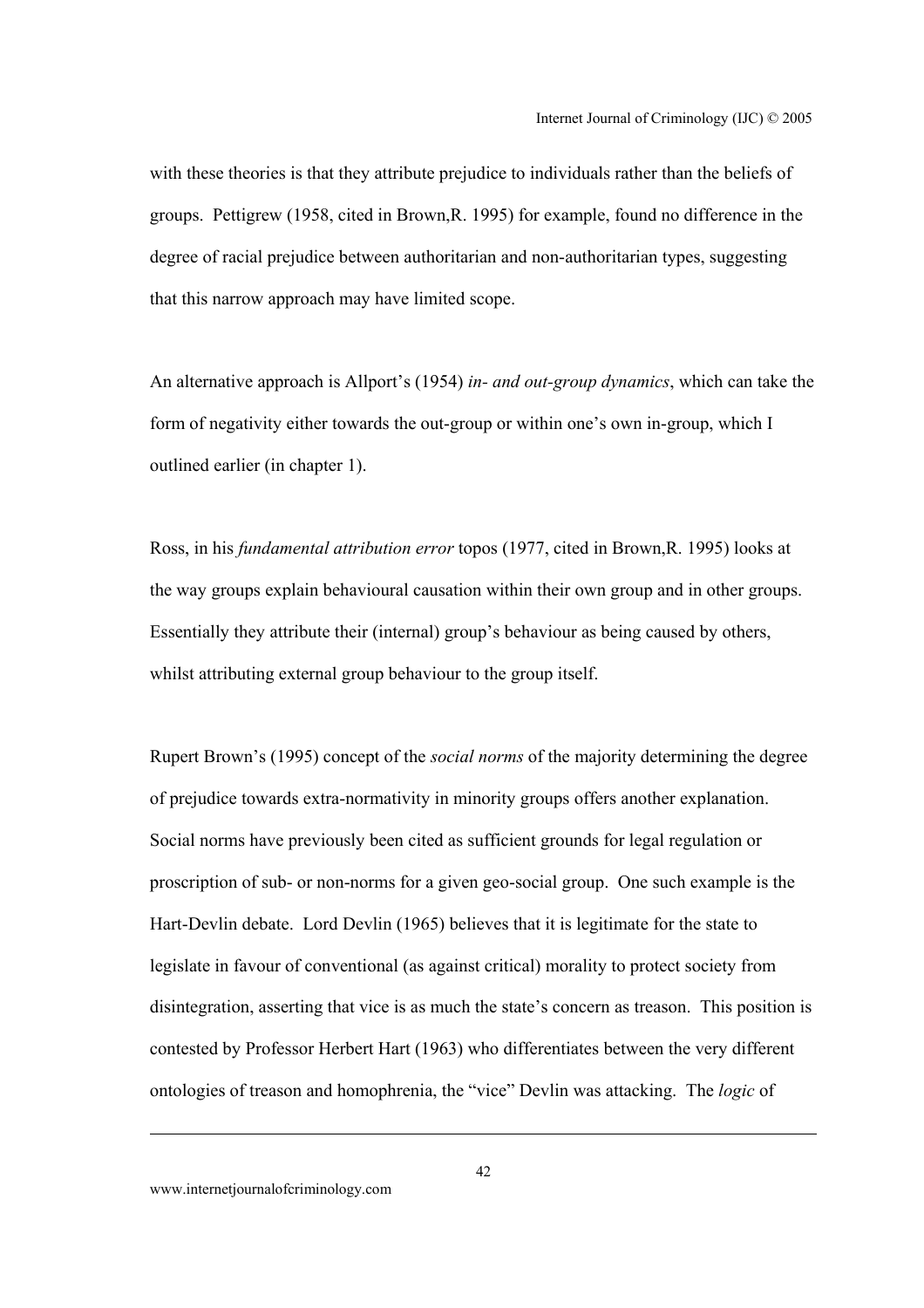with these theories is that they attribute prejudice to individuals rather than the beliefs of groups. Pettigrew (1958, cited in Brown,R. 1995) for example, found no difference in the degree of racial prejudice between authoritarian and non-authoritarian types, suggesting that this narrow approach may have limited scope.

An alternative approach is Allport's (1954) *in- and out-group dynamics*, which can take the form of negativity either towards the out-group or within one's own in-group, which I outlined earlier (in chapter 1).

Ross, in his *fundamental attribution error* topos (1977, cited in Brown,R. 1995) looks at the way groups explain behavioural causation within their own group and in other groups. Essentially they attribute their (internal) group's behaviour as being caused by others, whilst attributing external group behaviour to the group itself.

Rupert Brown's (1995) concept of the *social norms* of the majority determining the degree of prejudice towards extra-normativity in minority groups offers another explanation. Social norms have previously been cited as sufficient grounds for legal regulation or proscription of sub- or non-norms for a given geo-social group. One such example is the Hart-Devlin debate. Lord Devlin (1965) believes that it is legitimate for the state to legislate in favour of conventional (as against critical) morality to protect society from disintegration, asserting that vice is as much the state's concern as treason. This position is contested by Professor Herbert Hart (1963) who differentiates between the very different ontologies of treason and homophrenia, the "vice" Devlin was attacking. The *logic* of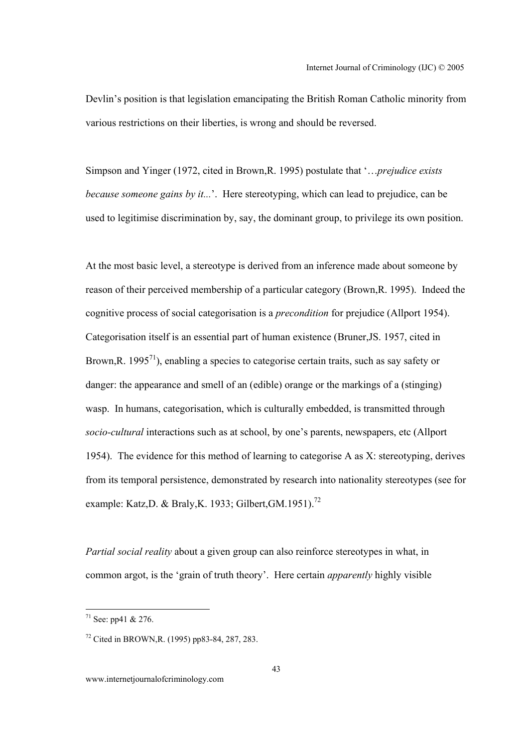Devlin's position is that legislation emancipating the British Roman Catholic minority from various restrictions on their liberties, is wrong and should be reversed.

Simpson and Yinger (1972, cited in Brown,R. 1995) postulate that '*…prejudice exists because someone gains by it...*'. Here stereotyping, which can lead to prejudice, can be used to legitimise discrimination by, say, the dominant group, to privilege its own position.

At the most basic level, a stereotype is derived from an inference made about someone by reason of their perceived membership of a particular category (Brown,R. 1995). Indeed the cognitive process of social categorisation is a *precondition* for prejudice (Allport 1954). Categorisation itself is an essential part of human existence (Bruner,JS. 1957, cited in Brown,R. 1995[71]), enabling a species to categorise certain traits, such as say safety or danger: the appearance and smell of an (edible) orange or the markings of a (stinging) wasp. In humans, categorisation, which is culturally embedded, is transmitted through *socio-cultural* interactions such as at school, by one's parents, newspapers, etc (Allport 1954). The evidence for this method of learning to categorise A as X: stereotyping, derives from its temporal persistence, demonstrated by research into nationality stereotypes (see for example: Katz,D. & Braly,K. 1933; Gilbert,GM.1951).[72]

*Partial social reality* about a given group can also reinforce stereotypes in what, in common argot, is the 'grain of truth theory'. Here certain *apparently* highly visible

---

[71] See: pp41 & 276.

[72] Cited in BROWN,R. (1995) pp83-84, 287, 283.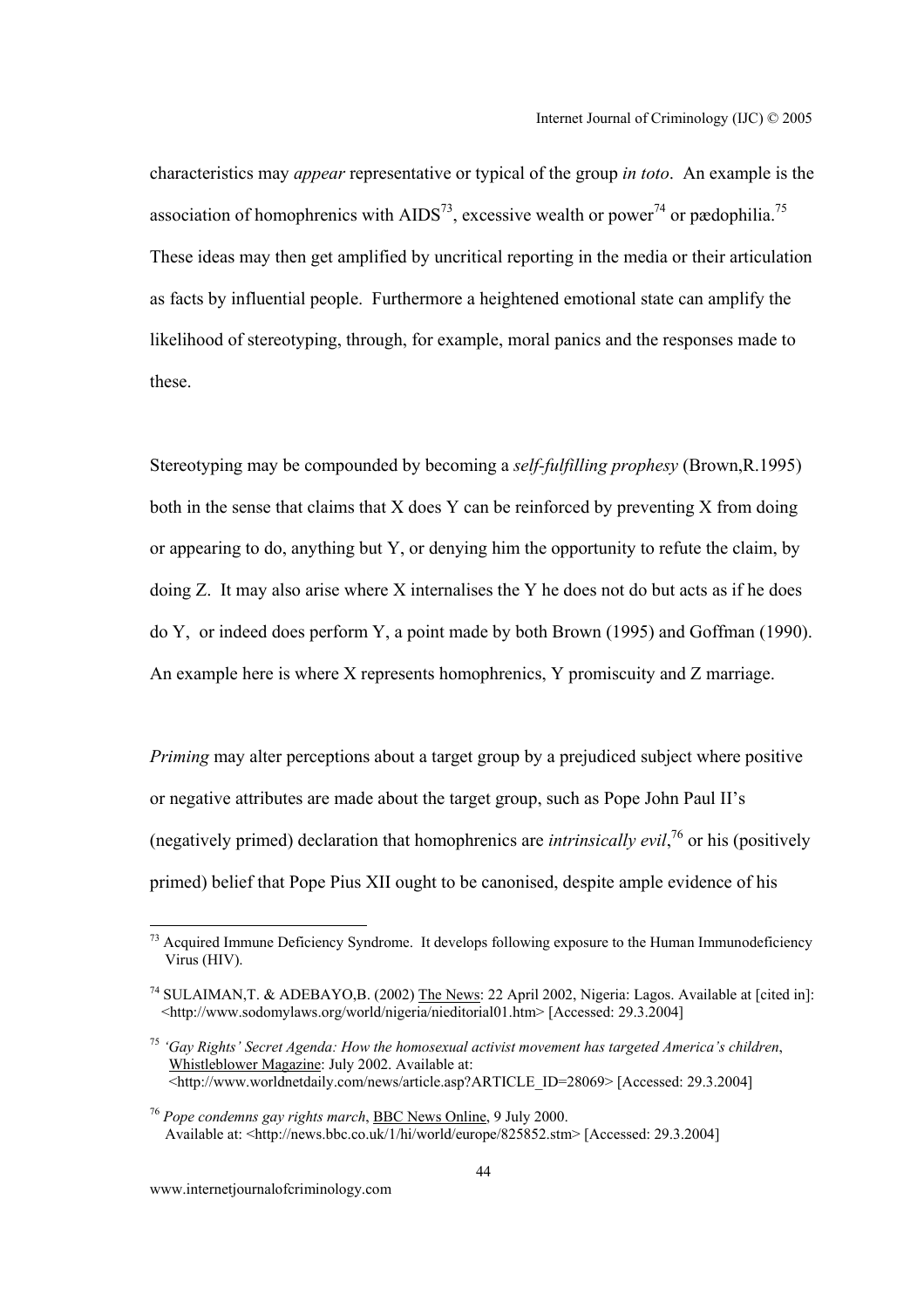characteristics may *appear* representative or typical of the group *in toto*. An example is the association of homophrenics with AIDS[73], excessive wealth or power[74] or pædophilia.[75] These ideas may then get amplified by uncritical reporting in the media or their articulation as facts by influential people. Furthermore a heightened emotional state can amplify the likelihood of stereotyping, through, for example, moral panics and the responses made to these.

Stereotyping may be compounded by becoming a *self-fulfilling prophesy* (Brown,R.1995) both in the sense that claims that X does Y can be reinforced by preventing X from doing or appearing to do, anything but Y, or denying him the opportunity to refute the claim, by doing Z. It may also arise where X internalises the Y he does not do but acts as if he does do Y, or indeed does perform Y, a point made by both Brown (1995) and Goffman (1990). An example here is where X represents homophrenics, Y promiscuity and Z marriage.

*Priming* may alter perceptions about a target group by a prejudiced subject where positive or negative attributes are made about the target group, such as Pope John Paul II's (negatively primed) declaration that homophrenics are *intrinsically evil*,[76] or his (positively primed) belief that Pope Pius XII ought to be canonised, despite ample evidence of his

---

[73] Acquired Immune Deficiency Syndrome. It develops following exposure to the Human Immunodeficiency Virus (HIV).

[74] SULAIMAN,T. & ADEBAYO,B. (2002) The News: 22 April 2002, Nigeria: Lagos. Available at [cited in]: <http://www.sodomylaws.org/world/nigeria/nieditorial01.htm> [Accessed: 29.3.2004]

[75] *'Gay Rights' Secret Agenda: How the homosexual activist movement has targeted America's children*, Whistleblower Magazine: July 2002. Available at: <http://www.worldnetdaily.com/news/article.asp?ARTICLE_ID=28069> [Accessed: 29.3.2004]

[76] *Pope condemns gay rights march*, BBC News Online, 9 July 2000. Available at: <http://news.bbc.co.uk/1/hi/world/europe/825852.stm> [Accessed: 29.3.2004]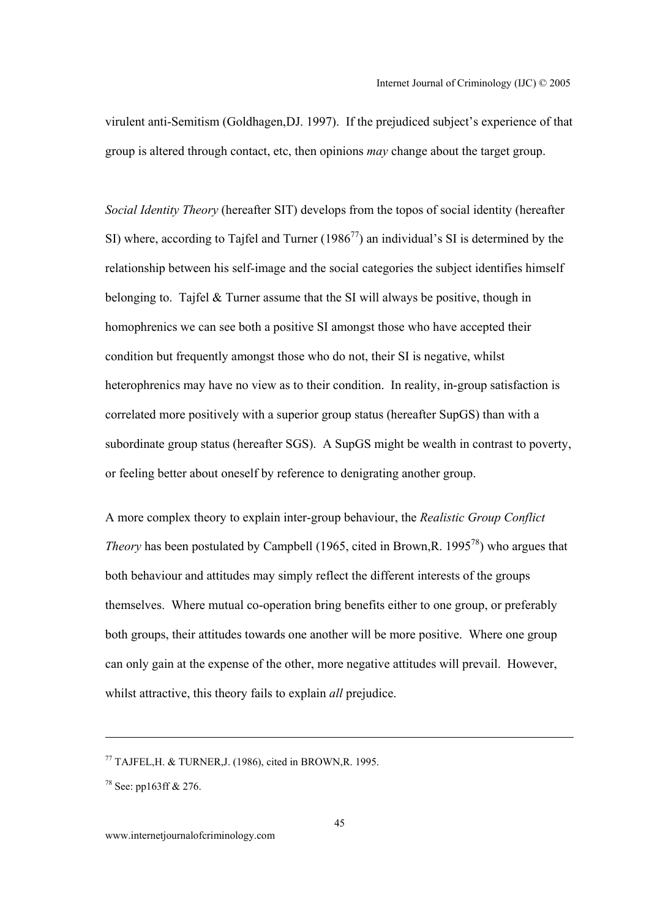virulent anti-Semitism (Goldhagen,DJ. 1997). If the prejudiced subject's experience of that group is altered through contact, etc, then opinions *may* change about the target group.

*Social Identity Theory* (hereafter SIT) develops from the topos of social identity (hereafter SI) where, according to Tajfel and Turner (1986[77]) an individual's SI is determined by the relationship between his self-image and the social categories the subject identifies himself belonging to. Tajfel & Turner assume that the SI will always be positive, though in homophrenics we can see both a positive SI amongst those who have accepted their condition but frequently amongst those who do not, their SI is negative, whilst heterophrenics may have no view as to their condition. In reality, in-group satisfaction is correlated more positively with a superior group status (hereafter SupGS) than with a subordinate group status (hereafter SGS). A SupGS might be wealth in contrast to poverty, or feeling better about oneself by reference to denigrating another group.

A more complex theory to explain inter-group behaviour, the *Realistic Group Conflict Theory* has been postulated by Campbell (1965, cited in Brown,R. 1995[78]) who argues that both behaviour and attitudes may simply reflect the different interests of the groups themselves. Where mutual co-operation bring benefits either to one group, or preferably both groups, their attitudes towards one another will be more positive. Where one group can only gain at the expense of the other, more negative attitudes will prevail. However, whilst attractive, this theory fails to explain *all* prejudice.

---

[77] TAJFEL,H. & TURNER,J. (1986), cited in BROWN,R. 1995.

[78] See: pp163ff & 276.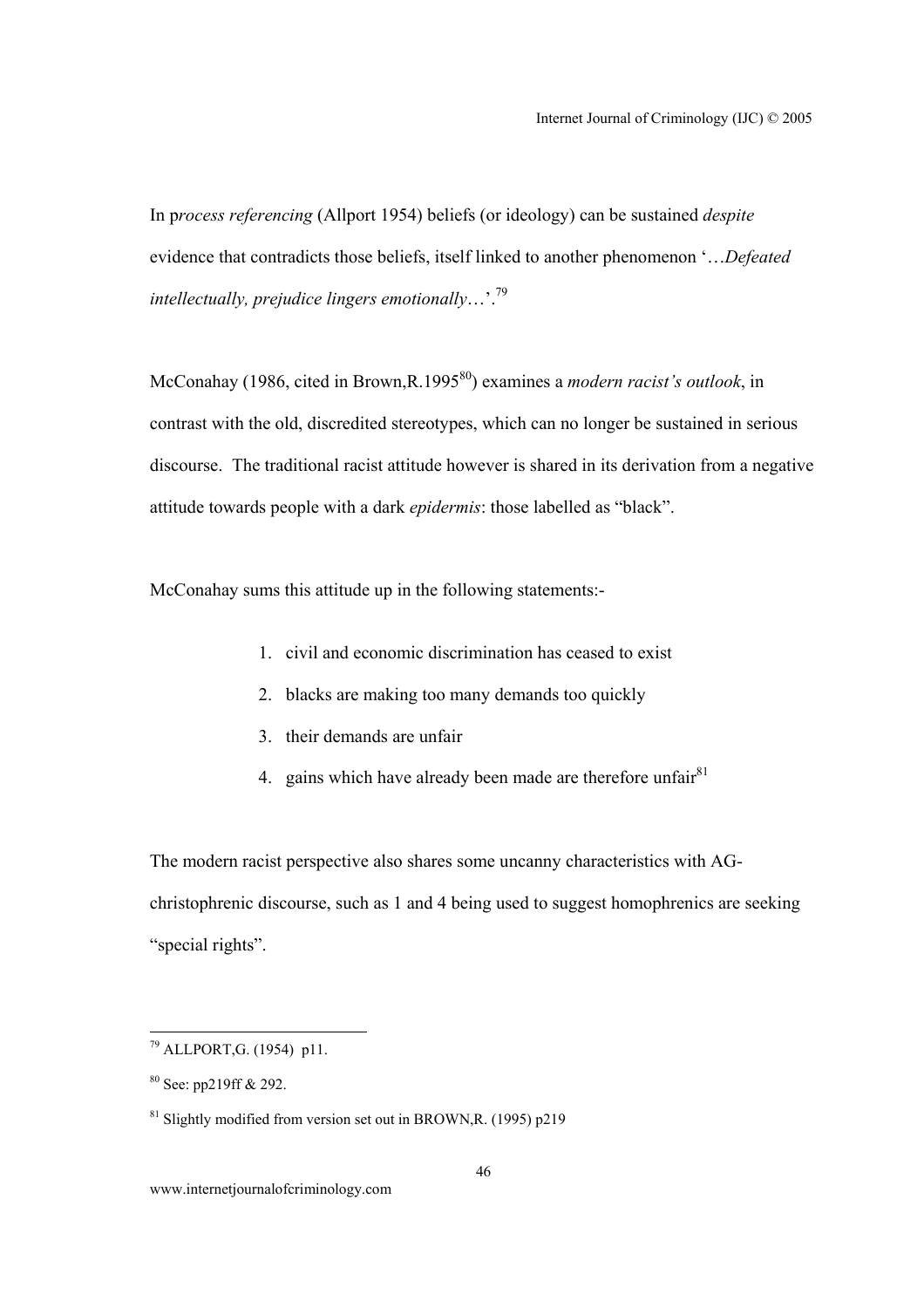In p*rocess referencing* (Allport 1954) beliefs (or ideology) can be sustained *despite* evidence that contradicts those beliefs, itself linked to another phenomenon '…*Defeated intellectually, prejudice lingers emotionally*…'.[79]

McConahay (1986, cited in Brown,R.1995[80]) examines a *modern racist's outlook*, in contrast with the old, discredited stereotypes, which can no longer be sustained in serious discourse. The traditional racist attitude however is shared in its derivation from a negative attitude towards people with a dark *epidermis*: those labelled as "black".

McConahay sums this attitude up in the following statements:-

1. civil and economic discrimination has ceased to exist
2. blacks are making too many demands too quickly
3. their demands are unfair
4. gains which have already been made are therefore unfair[81]

The modern racist perspective also shares some uncanny characteristics with AG-christophrenic discourse, such as 1 and 4 being used to suggest homophrenics are seeking "special rights".

---

[79] ALLPORT,G. (1954) p11.

[80] See: pp219ff & 292.

[81] Slightly modified from version set out in BROWN,R. (1995) p219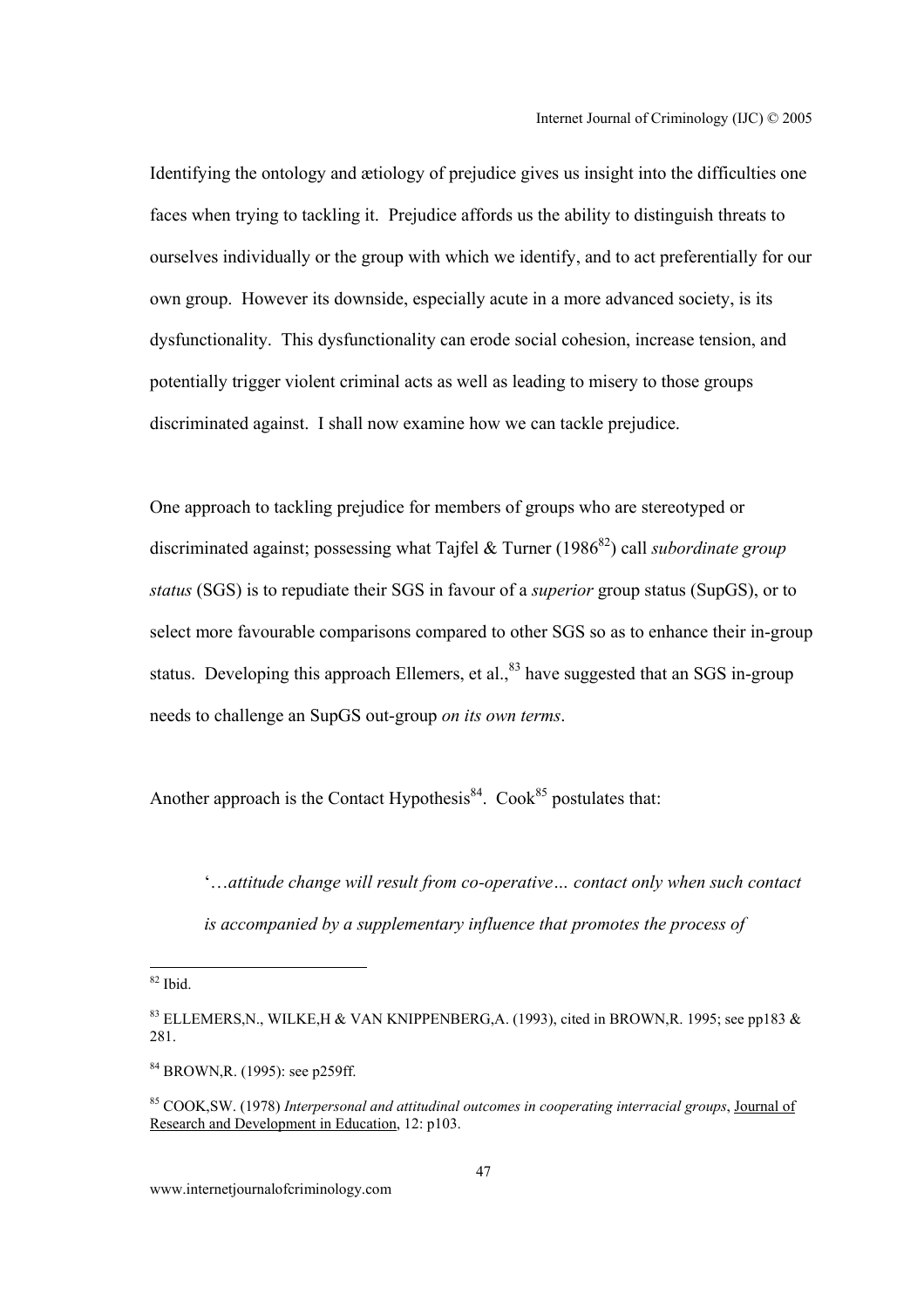Identifying the ontology and ætiology of prejudice gives us insight into the difficulties one faces when trying to tackling it. Prejudice affords us the ability to distinguish threats to ourselves individually or the group with which we identify, and to act preferentially for our own group. However its downside, especially acute in a more advanced society, is its dysfunctionality. This dysfunctionality can erode social cohesion, increase tension, and potentially trigger violent criminal acts as well as leading to misery to those groups discriminated against. I shall now examine how we can tackle prejudice.

One approach to tackling prejudice for members of groups who are stereotyped or discriminated against; possessing what Tajfel & Turner (1986[82]) call *subordinate group status* (SGS) is to repudiate their SGS in favour of a *superior* group status (SupGS), or to select more favourable comparisons compared to other SGS so as to enhance their in-group status. Developing this approach Ellemers, et al.,[83] have suggested that an SGS in-group needs to challenge an SupGS out-group *on its own terms*.

Another approach is the Contact Hypothesis[84]. Cook[85] postulates that:

> '…*attitude change will result from co-operative… contact only when such contact is accompanied by a supplementary influence that promotes the process of*

---

[82] Ibid.

[83] ELLEMERS,N., WILKE,H & VAN KNIPPENBERG,A. (1993), cited in BROWN,R. 1995; see pp183 & 281.

[84] BROWN,R. (1995): see p259ff.

[85] COOK,SW. (1978) *Interpersonal and attitudinal outcomes in cooperating interracial groups*, Journal of Research and Development in Education, 12: p103.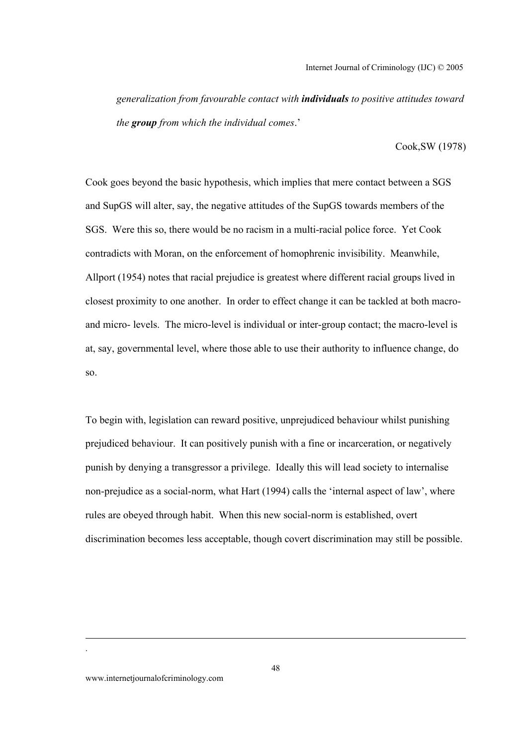*generalization from favourable contact with **individuals** to positive attitudes toward the **group** from which the individual comes*.'

Cook,SW (1978)

Cook goes beyond the basic hypothesis, which implies that mere contact between a SGS and SupGS will alter, say, the negative attitudes of the SupGS towards members of the SGS. Were this so, there would be no racism in a multi-racial police force. Yet Cook contradicts with Moran, on the enforcement of homophrenic invisibility. Meanwhile, Allport (1954) notes that racial prejudice is greatest where different racial groups lived in closest proximity to one another. In order to effect change it can be tackled at both macro- and micro- levels. The micro-level is individual or inter-group contact; the macro-level is at, say, governmental level, where those able to use their authority to influence change, do so.

To begin with, legislation can reward positive, unprejudiced behaviour whilst punishing prejudiced behaviour. It can positively punish with a fine or incarceration, or negatively punish by denying a transgressor a privilege. Ideally this will lead society to internalise non-prejudice as a social-norm, what Hart (1994) calls the 'internal aspect of law', where rules are obeyed through habit. When this new social-norm is established, overt discrimination becomes less acceptable, though covert discrimination may still be possible.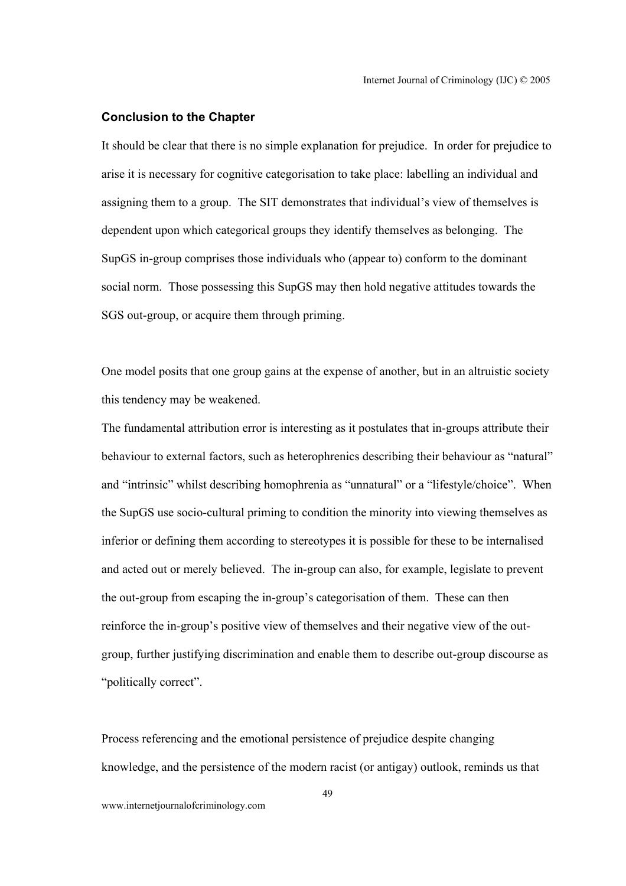### Conclusion to the Chapter

It should be clear that there is no simple explanation for prejudice. In order for prejudice to arise it is necessary for cognitive categorisation to take place: labelling an individual and assigning them to a group. The SIT demonstrates that individual's view of themselves is dependent upon which categorical groups they identify themselves as belonging. The SupGS in-group comprises those individuals who (appear to) conform to the dominant social norm. Those possessing this SupGS may then hold negative attitudes towards the SGS out-group, or acquire them through priming.

One model posits that one group gains at the expense of another, but in an altruistic society this tendency may be weakened.

The fundamental attribution error is interesting as it postulates that in-groups attribute their behaviour to external factors, such as heterophrenics describing their behaviour as "natural" and "intrinsic" whilst describing homophrenia as "unnatural" or a "lifestyle/choice". When the SupGS use socio-cultural priming to condition the minority into viewing themselves as inferior or defining them according to stereotypes it is possible for these to be internalised and acted out or merely believed. The in-group can also, for example, legislate to prevent the out-group from escaping the in-group's categorisation of them. These can then reinforce the in-group's positive view of themselves and their negative view of the out-group, further justifying discrimination and enable them to describe out-group discourse as "politically correct".

Process referencing and the emotional persistence of prejudice despite changing knowledge, and the persistence of the modern racist (or antigay) outlook, reminds us that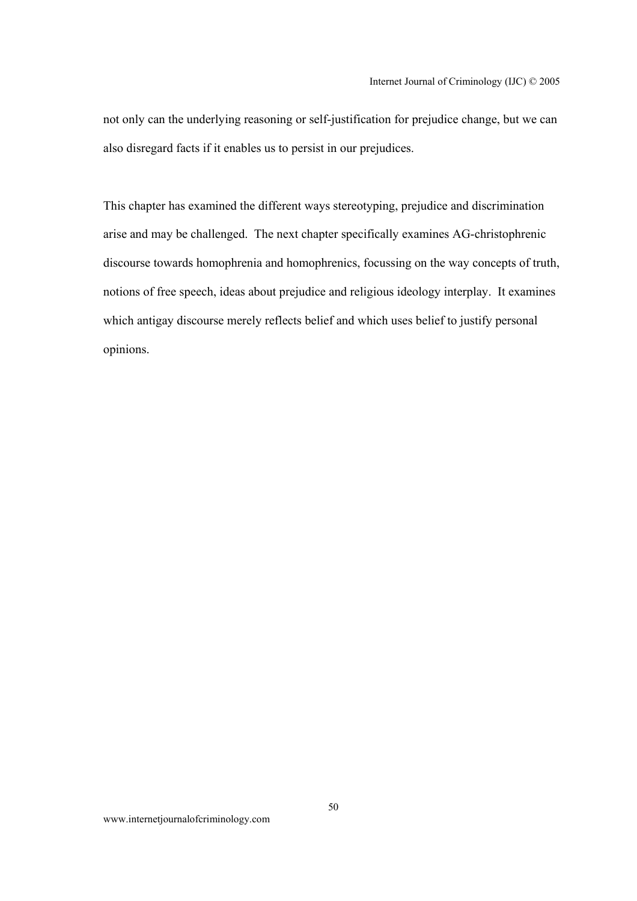not only can the underlying reasoning or self-justification for prejudice change, but we can also disregard facts if it enables us to persist in our prejudices.

This chapter has examined the different ways stereotyping, prejudice and discrimination arise and may be challenged. The next chapter specifically examines AG-christophrenic discourse towards homophrenia and homophrenics, focussing on the way concepts of truth, notions of free speech, ideas about prejudice and religious ideology interplay. It examines which antigay discourse merely reflects belief and which uses belief to justify personal opinions.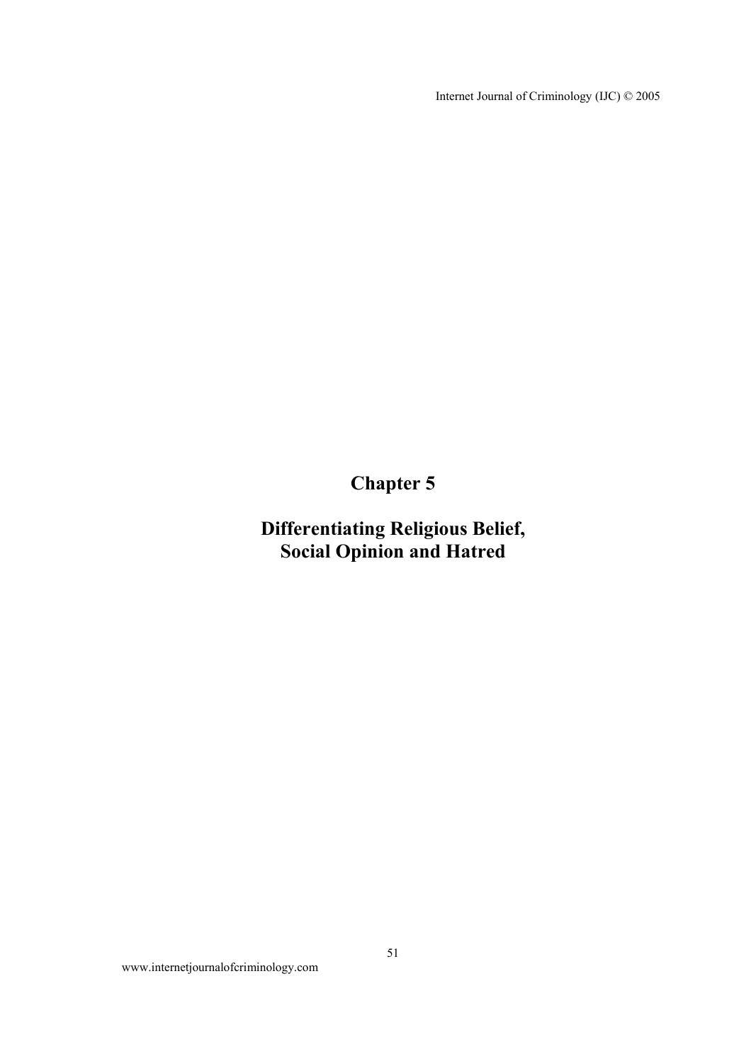# Chapter 5

## Differentiating Religious Belief, Social Opinion and Hatred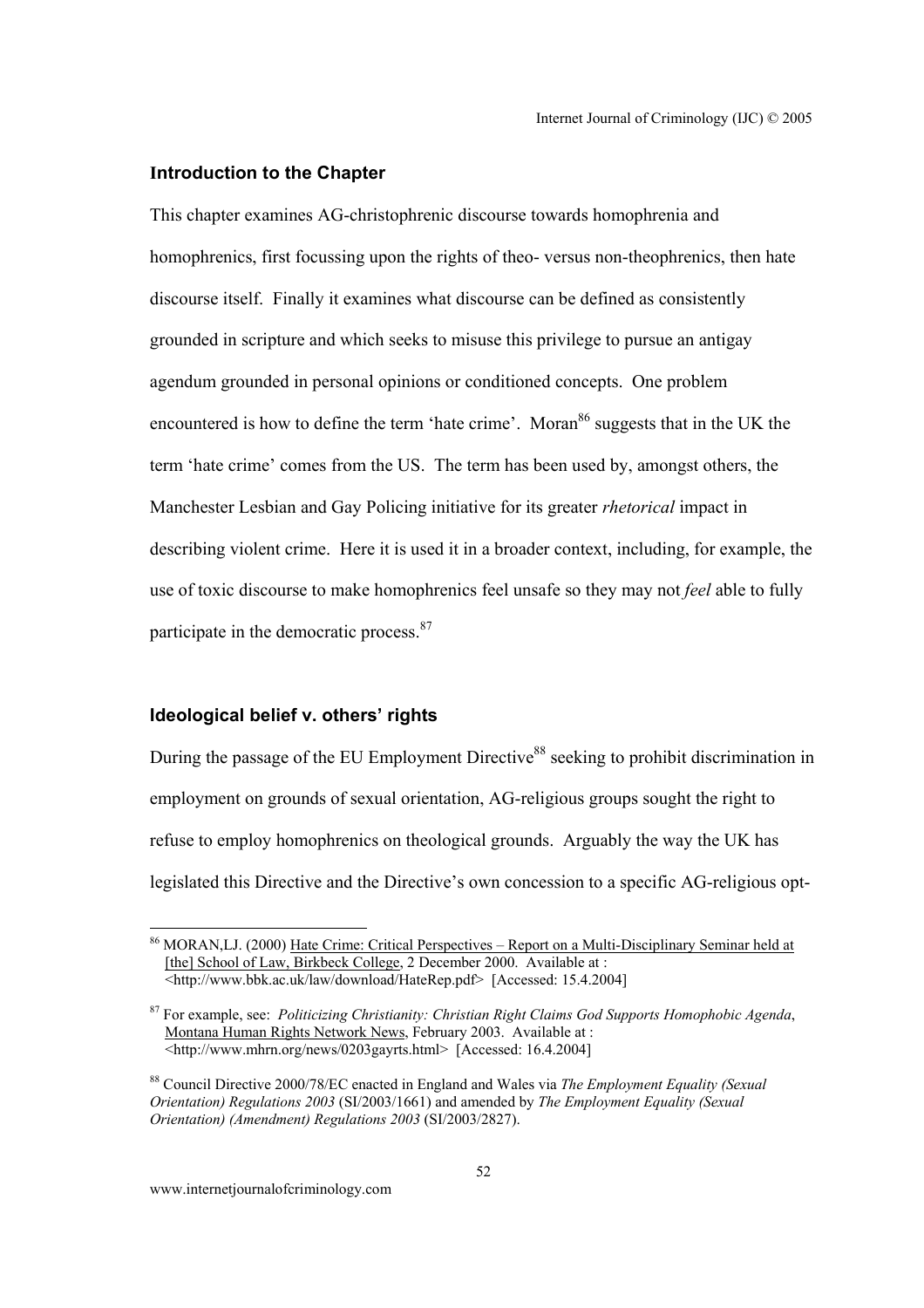### Introduction to the Chapter

This chapter examines AG-christophrenic discourse towards homophrenia and homophrenics, first focussing upon the rights of theo- versus non-theophrenics, then hate discourse itself. Finally it examines what discourse can be defined as consistently grounded in scripture and which seeks to misuse this privilege to pursue an antigay agendum grounded in personal opinions or conditioned concepts. One problem encountered is how to define the term 'hate crime'. Moran[86] suggests that in the UK the term 'hate crime' comes from the US. The term has been used by, amongst others, the Manchester Lesbian and Gay Policing initiative for its greater *rhetorical* impact in describing violent crime. Here it is used it in a broader context, including, for example, the use of toxic discourse to make homophrenics feel unsafe so they may not *feel* able to fully participate in the democratic process.[87]

### Ideological belief v. others' rights

During the passage of the EU Employment Directive[88] seeking to prohibit discrimination in employment on grounds of sexual orientation, AG-religious groups sought the right to refuse to employ homophrenics on theological grounds. Arguably the way the UK has legislated this Directive and the Directive's own concession to a specific AG-religious opt-

---

[86] MORAN,LJ. (2000) Hate Crime: Critical Perspectives – Report on a Multi-Disciplinary Seminar held at [the] School of Law, Birkbeck College, 2 December 2000. Available at : <http://www.bbk.ac.uk/law/download/HateRep.pdf> [Accessed: 15.4.2004]

[87] For example, see: *Politicizing Christianity: Christian Right Claims God Supports Homophobic Agenda*, Montana Human Rights Network News, February 2003. Available at : <http://www.mhrn.org/news/0203gayrts.html> [Accessed: 16.4.2004]

[88] Council Directive 2000/78/EC enacted in England and Wales via *The Employment Equality (Sexual Orientation) Regulations 2003* (SI/2003/1661) and amended by *The Employment Equality (Sexual Orientation) (Amendment) Regulations 2003* (SI/2003/2827).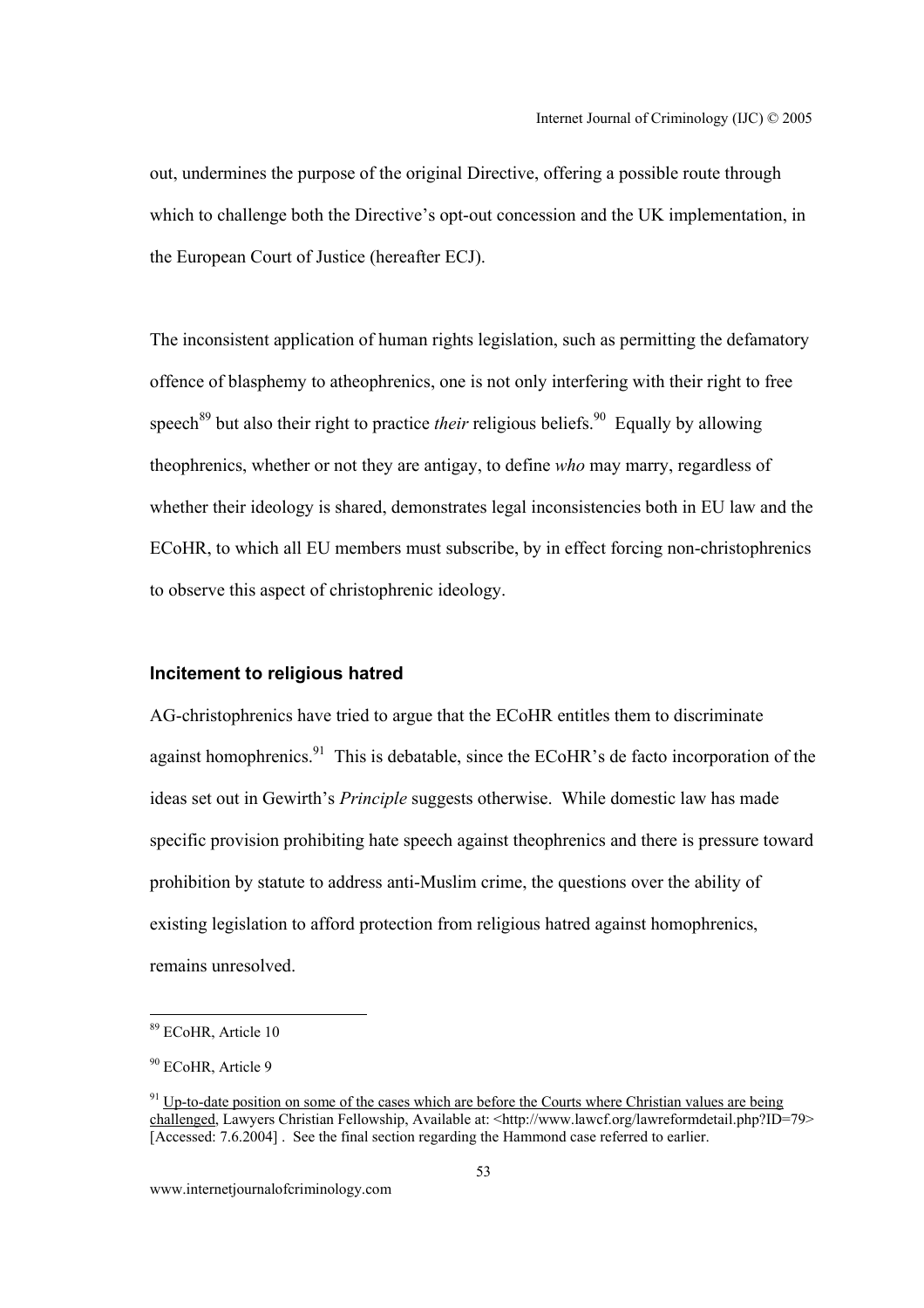out, undermines the purpose of the original Directive, offering a possible route through which to challenge both the Directive's opt-out concession and the UK implementation, in the European Court of Justice (hereafter ECJ).

The inconsistent application of human rights legislation, such as permitting the defamatory offence of blasphemy to atheophrenics, one is not only interfering with their right to free speech[89] but also their right to practice *their* religious beliefs.[90] Equally by allowing theophrenics, whether or not they are antigay, to define *who* may marry, regardless of whether their ideology is shared, demonstrates legal inconsistencies both in EU law and the ECoHR, to which all EU members must subscribe, by in effect forcing non-christophrenics to observe this aspect of christophrenic ideology.

### Incitement to religious hatred

AG-christophrenics have tried to argue that the ECoHR entitles them to discriminate against homophrenics.[91] This is debatable, since the ECoHR's de facto incorporation of the ideas set out in Gewirth's *Principle* suggests otherwise. While domestic law has made specific provision prohibiting hate speech against theophrenics and there is pressure toward prohibition by statute to address anti-Muslim crime, the questions over the ability of existing legislation to afford protection from religious hatred against homophrenics, remains unresolved.

---

[89] ECoHR, Article 10

[90] ECoHR, Article 9

[91] Up-to-date position on some of the cases which are before the Courts where Christian values are being challenged, Lawyers Christian Fellowship, Available at: <http://www.lawcf.org/lawreformdetail.php?ID=79> [Accessed: 7.6.2004] . See the final section regarding the Hammond case referred to earlier.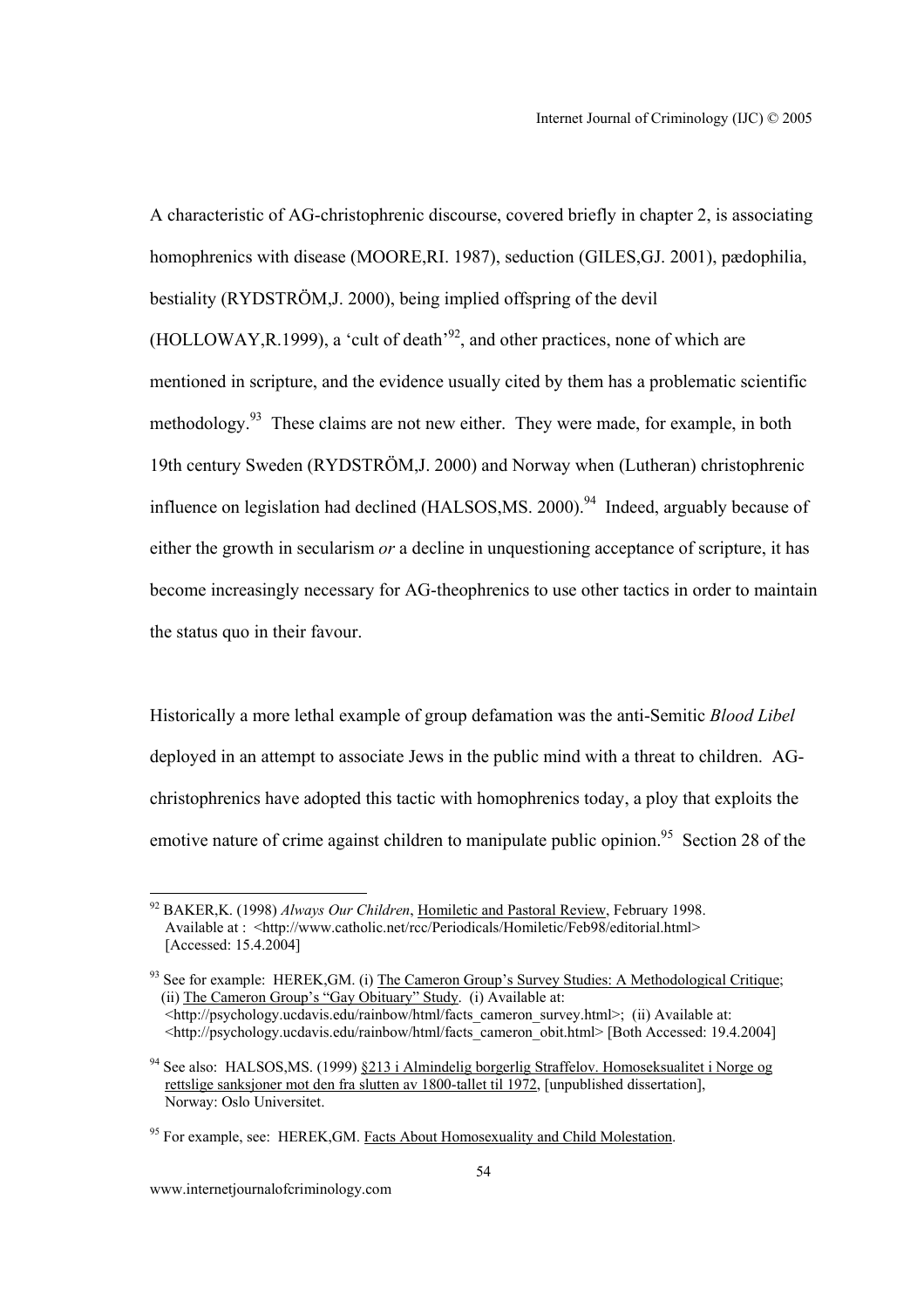A characteristic of AG-christophrenic discourse, covered briefly in chapter 2, is associating homophrenics with disease (MOORE,RI. 1987), seduction (GILES,GJ. 2001), pædophilia, bestiality (RYDSTRÖM,J. 2000), being implied offspring of the devil (HOLLOWAY,R.1999), a 'cult of death'[92], and other practices, none of which are mentioned in scripture, and the evidence usually cited by them has a problematic scientific methodology.[93] These claims are not new either. They were made, for example, in both 19th century Sweden (RYDSTRÖM,J. 2000) and Norway when (Lutheran) christophrenic influence on legislation had declined (HALSOS,MS. 2000).[94] Indeed, arguably because of either the growth in secularism *or* a decline in unquestioning acceptance of scripture, it has become increasingly necessary for AG-theophrenics to use other tactics in order to maintain the status quo in their favour.

Historically a more lethal example of group defamation was the anti-Semitic *Blood Libel* deployed in an attempt to associate Jews in the public mind with a threat to children. AG-christophrenics have adopted this tactic with homophrenics today, a ploy that exploits the emotive nature of crime against children to manipulate public opinion.[95] Section 28 of the

---

[92] BAKER,K. (1998) *Always Our Children*, Homiletic and Pastoral Review, February 1998. Available at : <http://www.catholic.net/rcc/Periodicals/Homiletic/Feb98/editorial.html> [Accessed: 15.4.2004]

[93] See for example: HEREK,GM. (i) The Cameron Group's Survey Studies: A Methodological Critique; (ii) The Cameron Group's "Gay Obituary" Study. (i) Available at: <http://psychology.ucdavis.edu/rainbow/html/facts_cameron_survey.html>; (ii) Available at: <http://psychology.ucdavis.edu/rainbow/html/facts_cameron_obit.html> [Both Accessed: 19.4.2004]

[94] See also: HALSOS,MS. (1999) §213 i Almindelig borgerlig Straffelov. Homoseksualitet i Norge og rettslige sanksjoner mot den fra slutten av 1800-tallet til 1972, [unpublished dissertation], Norway: Oslo Universitet.

[95] For example, see: HEREK,GM. Facts About Homosexuality and Child Molestation.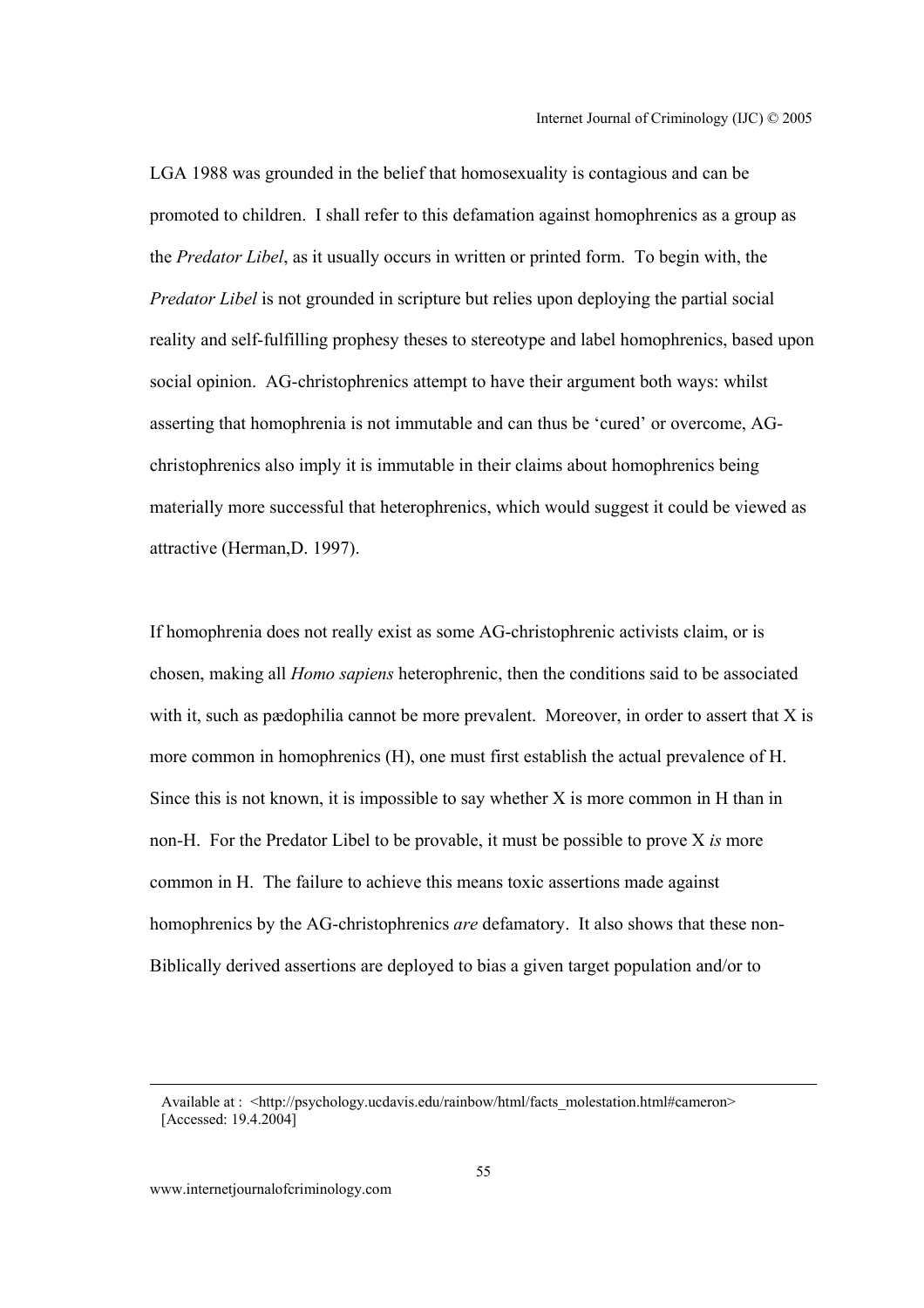LGA 1988 was grounded in the belief that homosexuality is contagious and can be promoted to children. I shall refer to this defamation against homophrenics as a group as the *Predator Libel*, as it usually occurs in written or printed form. To begin with, the *Predator Libel* is not grounded in scripture but relies upon deploying the partial social reality and self-fulfilling prophesy theses to stereotype and label homophrenics, based upon social opinion. AG-christophrenics attempt to have their argument both ways: whilst asserting that homophrenia is not immutable and can thus be 'cured' or overcome, AG-christophrenics also imply it is immutable in their claims about homophrenics being materially more successful that heterophrenics, which would suggest it could be viewed as attractive (Herman,D. 1997).

If homophrenia does not really exist as some AG-christophrenic activists claim, or is chosen, making all *Homo sapiens* heterophrenic, then the conditions said to be associated with it, such as pædophilia cannot be more prevalent. Moreover, in order to assert that X is more common in homophrenics (H), one must first establish the actual prevalence of H. Since this is not known, it is impossible to say whether X is more common in H than in non-H. For the Predator Libel to be provable, it must be possible to prove X *is* more common in H. The failure to achieve this means toxic assertions made against homophrenics by the AG-christophrenics *are* defamatory. It also shows that these non-Biblically derived assertions are deployed to bias a given target population and/or to

Available at : <http://psychology.ucdavis.edu/rainbow/html/facts_molestation.html#cameron> [Accessed: 19.4.2004]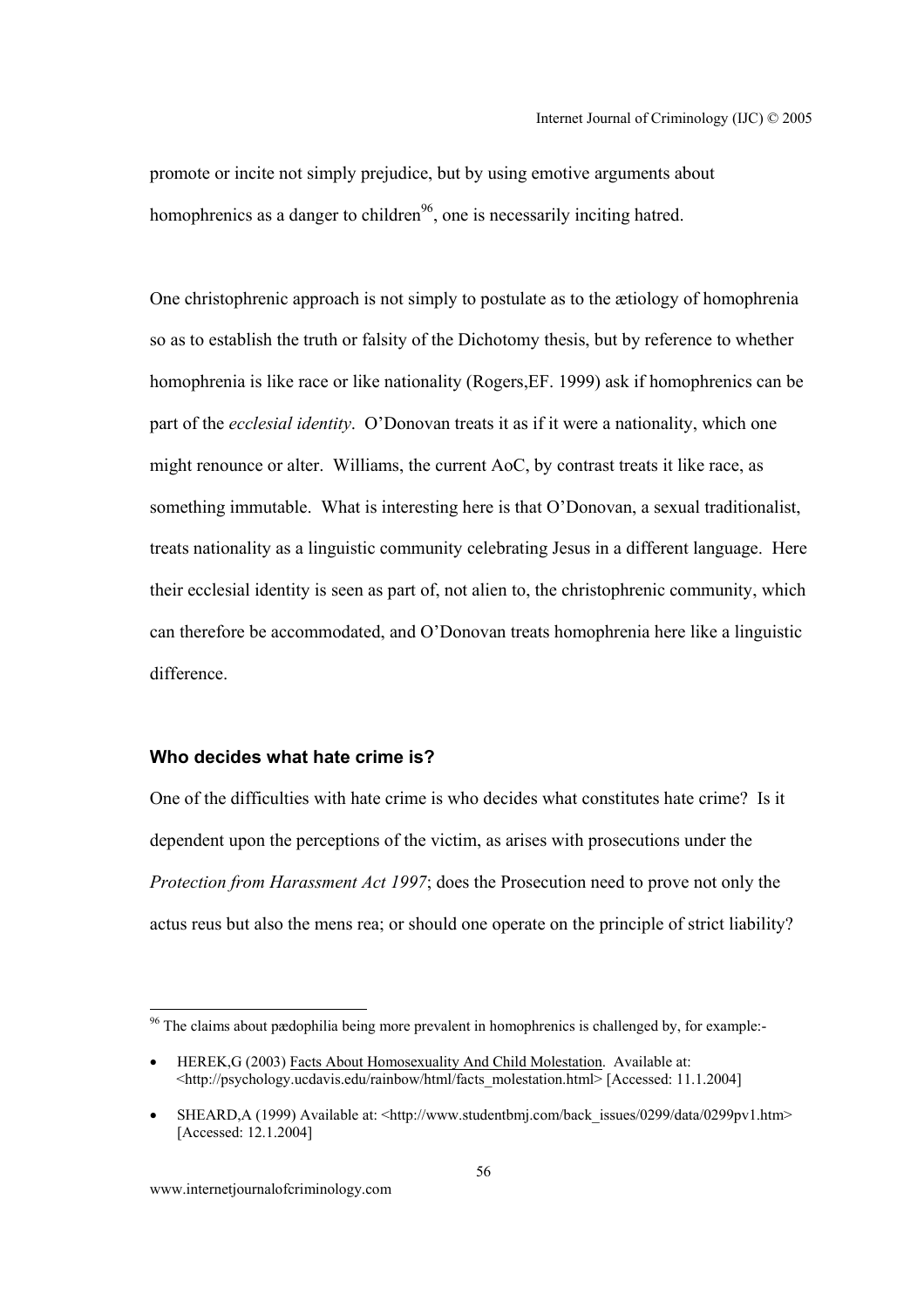promote or incite not simply prejudice, but by using emotive arguments about homophrenics as a danger to children[96], one is necessarily inciting hatred.

One christophrenic approach is not simply to postulate as to the ætiology of homophrenia so as to establish the truth or falsity of the Dichotomy thesis, but by reference to whether homophrenia is like race or like nationality (Rogers,EF. 1999) ask if homophrenics can be part of the *ecclesial identity*. O'Donovan treats it as if it were a nationality, which one might renounce or alter. Williams, the current AoC, by contrast treats it like race, as something immutable. What is interesting here is that O'Donovan, a sexual traditionalist, treats nationality as a linguistic community celebrating Jesus in a different language. Here their ecclesial identity is seen as part of, not alien to, the christophrenic community, which can therefore be accommodated, and O'Donovan treats homophrenia here like a linguistic difference.

#### Who decides what hate crime is?

One of the difficulties with hate crime is who decides what constitutes hate crime? Is it dependent upon the perceptions of the victim, as arises with prosecutions under the *Protection from Harassment Act 1997*; does the Prosecution need to prove not only the actus reus but also the mens rea; or should one operate on the principle of strict liability?

---

[96] The claims about pædophilia being more prevalent in homophrenics is challenged by, for example:-

- HEREK,G (2003) Facts About Homosexuality And Child Molestation. Available at: <http://psychology.ucdavis.edu/rainbow/html/facts_molestation.html> [Accessed: 11.1.2004]

- SHEARD,A (1999) Available at: <http://www.studentbmj.com/back_issues/0299/data/0299pv1.htm> [Accessed: 12.1.2004]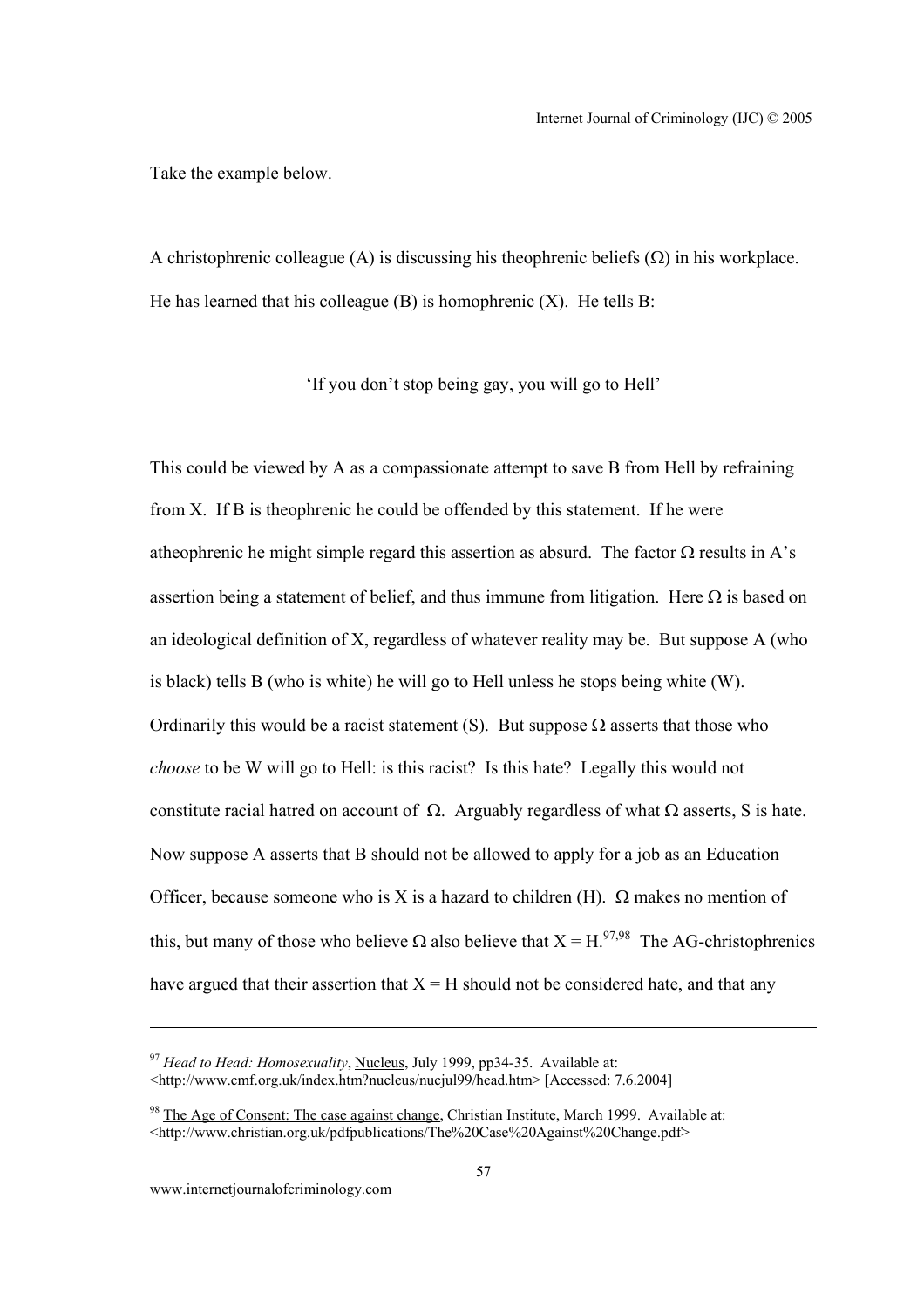Take the example below.

A christophrenic colleague (A) is discussing his theophrenic beliefs (Ω) in his workplace. He has learned that his colleague (B) is homophrenic (X). He tells B:

'If you don't stop being gay, you will go to Hell'

This could be viewed by A as a compassionate attempt to save B from Hell by refraining from X. If B is theophrenic he could be offended by this statement. If he were atheophrenic he might simple regard this assertion as absurd. The factor Ω results in A's assertion being a statement of belief, and thus immune from litigation. Here Ω is based on an ideological definition of X, regardless of whatever reality may be. But suppose A (who is black) tells B (who is white) he will go to Hell unless he stops being white (W). Ordinarily this would be a racist statement (S). But suppose Ω asserts that those who *choose* to be W will go to Hell: is this racist? Is this hate? Legally this would not constitute racial hatred on account of Ω. Arguably regardless of what Ω asserts, S is hate. Now suppose A asserts that B should not be allowed to apply for a job as an Education Officer, because someone who is X is a hazard to children (H). Ω makes no mention of this, but many of those who believe Ω also believe that X = H.[97,98] The AG-christophrenics have argued that their assertion that X = H should not be considered hate, and that any

---

[97] *Head to Head: Homosexuality*, Nucleus, July 1999, pp34-35. Available at: <http://www.cmf.org.uk/index.htm?nucleus/nucjul99/head.htm> [Accessed: 7.6.2004]

[98] The Age of Consent: The case against change, Christian Institute, March 1999. Available at: <http://www.christian.org.uk/pdfpublications/The%20Case%20Against%20Change.pdf>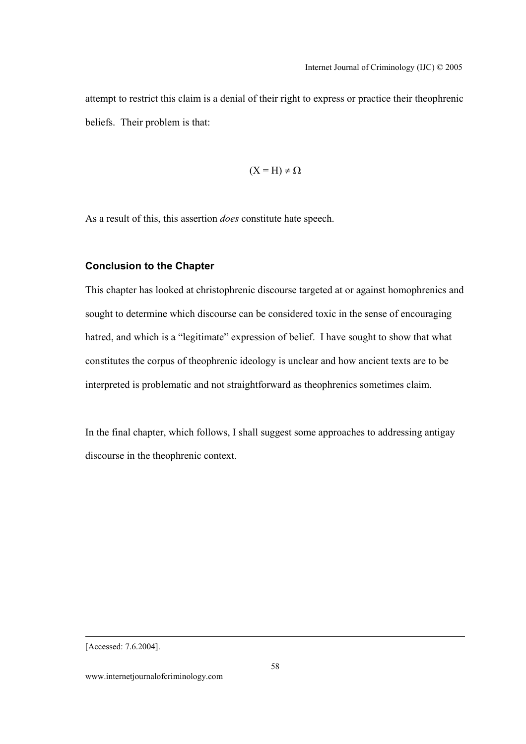attempt to restrict this claim is a denial of their right to express or practice their theophrenic beliefs. Their problem is that:

$$(X = H) \neq \Omega$$

As a result of this, this assertion *does* constitute hate speech.

### Conclusion to the Chapter

This chapter has looked at christophrenic discourse targeted at or against homophrenics and sought to determine which discourse can be considered toxic in the sense of encouraging hatred, and which is a "legitimate" expression of belief. I have sought to show that what constitutes the corpus of theophrenic ideology is unclear and how ancient texts are to be interpreted is problematic and not straightforward as theophrenics sometimes claim.

In the final chapter, which follows, I shall suggest some approaches to addressing antigay discourse in the theophrenic context.

---

[Accessed: 7.6.2004].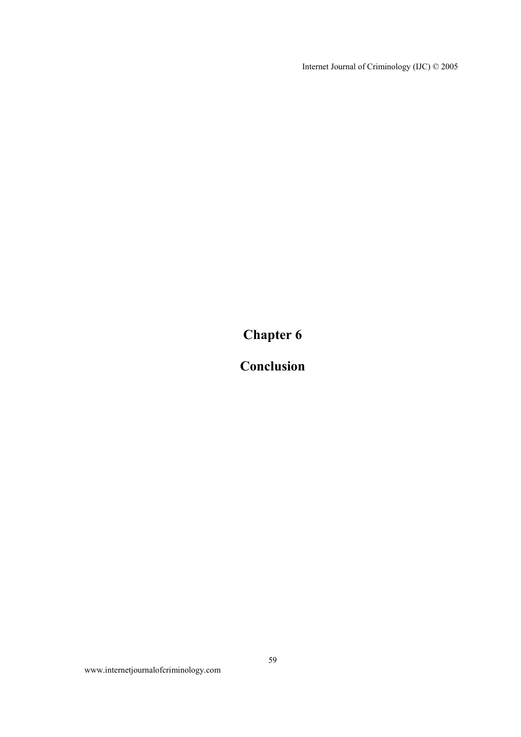# Chapter 6

# Conclusion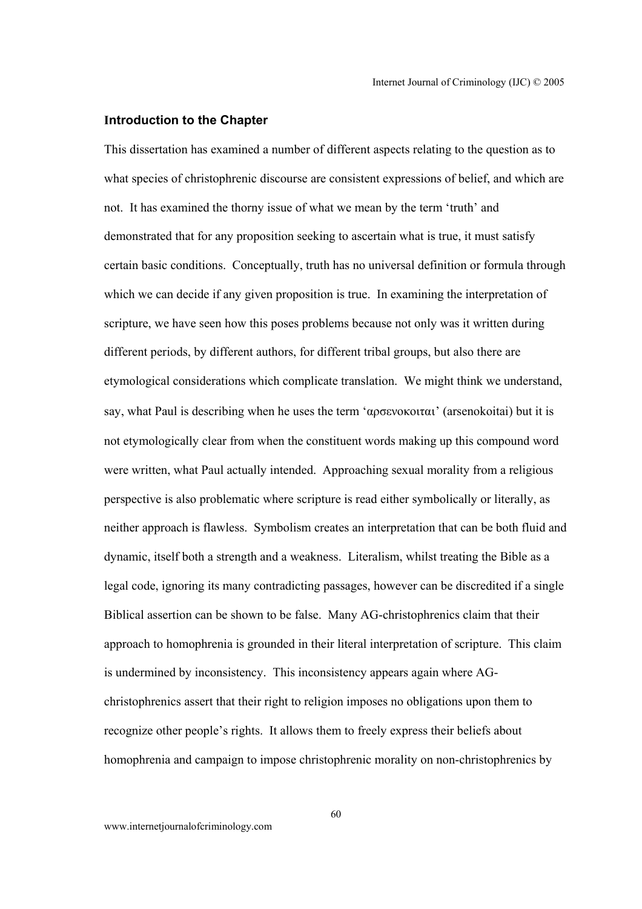### Introduction to the Chapter

This dissertation has examined a number of different aspects relating to the question as to what species of christophrenic discourse are consistent expressions of belief, and which are not. It has examined the thorny issue of what we mean by the term 'truth' and demonstrated that for any proposition seeking to ascertain what is true, it must satisfy certain basic conditions. Conceptually, truth has no universal definition or formula through which we can decide if any given proposition is true. In examining the interpretation of scripture, we have seen how this poses problems because not only was it written during different periods, by different authors, for different tribal groups, but also there are etymological considerations which complicate translation. We might think we understand, say, what Paul is describing when he uses the term 'αρσενοκοιται' (arsenokoitai) but it is not etymologically clear from when the constituent words making up this compound word were written, what Paul actually intended. Approaching sexual morality from a religious perspective is also problematic where scripture is read either symbolically or literally, as neither approach is flawless. Symbolism creates an interpretation that can be both fluid and dynamic, itself both a strength and a weakness. Literalism, whilst treating the Bible as a legal code, ignoring its many contradicting passages, however can be discredited if a single Biblical assertion can be shown to be false. Many AG-christophrenics claim that their approach to homophrenia is grounded in their literal interpretation of scripture. This claim is undermined by inconsistency. This inconsistency appears again where AG-christophrenics assert that their right to religion imposes no obligations upon them to recognize other people's rights. It allows them to freely express their beliefs about homophrenia and campaign to impose christophrenic morality on non-christophrenics by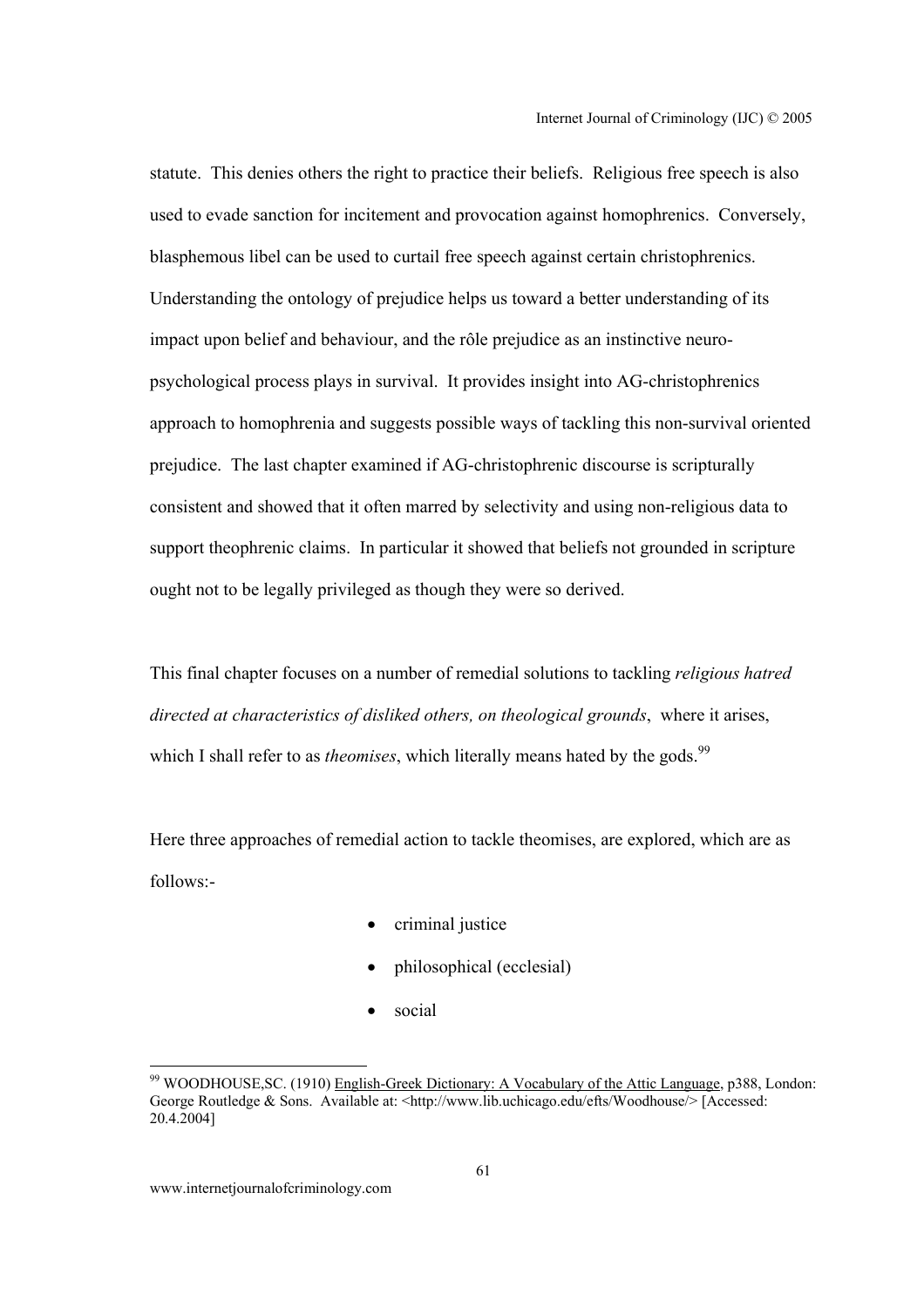statute. This denies others the right to practice their beliefs. Religious free speech is also used to evade sanction for incitement and provocation against homophrenics. Conversely, blasphemous libel can be used to curtail free speech against certain christophrenics. Understanding the ontology of prejudice helps us toward a better understanding of its impact upon belief and behaviour, and the rôle prejudice as an instinctive neuro-psychological process plays in survival. It provides insight into AG-christophrenics approach to homophrenia and suggests possible ways of tackling this non-survival oriented prejudice. The last chapter examined if AG-christophrenic discourse is scripturally consistent and showed that it often marred by selectivity and using non-religious data to support theophrenic claims. In particular it showed that beliefs not grounded in scripture ought not to be legally privileged as though they were so derived.

This final chapter focuses on a number of remedial solutions to tackling *religious hatred directed at characteristics of disliked others, on theological grounds*, where it arises, which I shall refer to as *theomises*, which literally means hated by the gods.[99]

Here three approaches of remedial action to tackle theomises, are explored, which are as follows:-

- criminal justice
- philosophical (ecclesial)
- social

---

[99] WOODHOUSE,SC. (1910) English-Greek Dictionary: A Vocabulary of the Attic Language, p388, London: George Routledge & Sons. Available at: <http://www.lib.uchicago.edu/efts/Woodhouse/> [Accessed: 20.4.2004]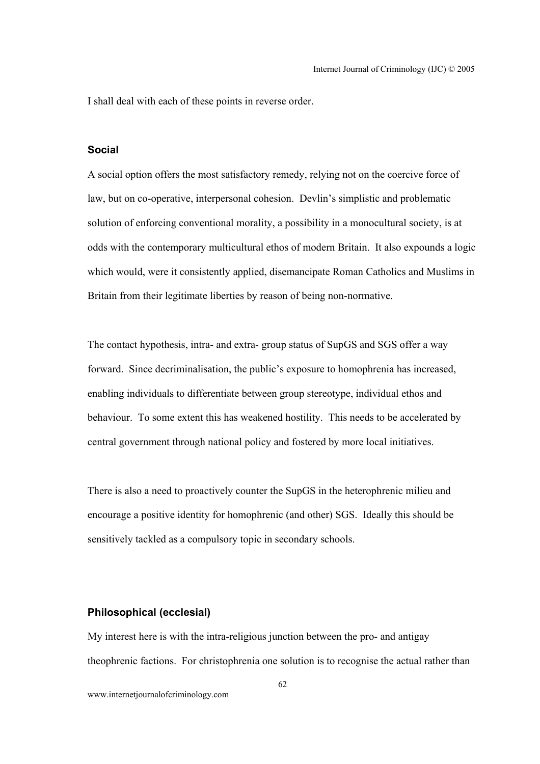I shall deal with each of these points in reverse order.

### Social

A social option offers the most satisfactory remedy, relying not on the coercive force of law, but on co-operative, interpersonal cohesion. Devlin's simplistic and problematic solution of enforcing conventional morality, a possibility in a monocultural society, is at odds with the contemporary multicultural ethos of modern Britain. It also expounds a logic which would, were it consistently applied, disemancipate Roman Catholics and Muslims in Britain from their legitimate liberties by reason of being non-normative.

The contact hypothesis, intra- and extra- group status of SupGS and SGS offer a way forward. Since decriminalisation, the public's exposure to homophrenia has increased, enabling individuals to differentiate between group stereotype, individual ethos and behaviour. To some extent this has weakened hostility. This needs to be accelerated by central government through national policy and fostered by more local initiatives.

There is also a need to proactively counter the SupGS in the heterophrenic milieu and encourage a positive identity for homophrenic (and other) SGS. Ideally this should be sensitively tackled as a compulsory topic in secondary schools.

### Philosophical (ecclesial)

My interest here is with the intra-religious junction between the pro- and antigay theophrenic factions. For christophrenia one solution is to recognise the actual rather than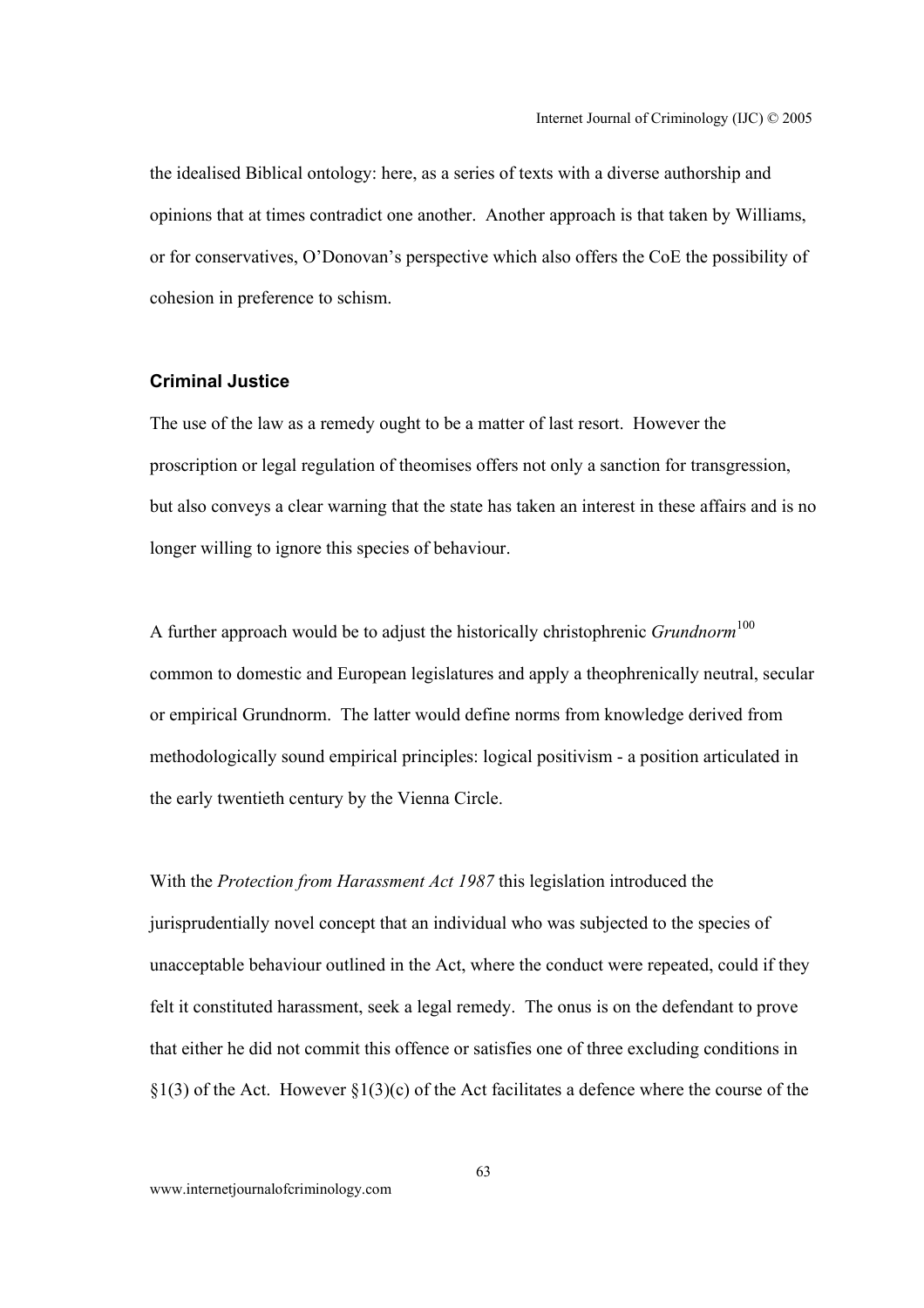the idealised Biblical ontology: here, as a series of texts with a diverse authorship and opinions that at times contradict one another. Another approach is that taken by Williams, or for conservatives, O'Donovan's perspective which also offers the CoE the possibility of cohesion in preference to schism.

### Criminal Justice

The use of the law as a remedy ought to be a matter of last resort. However the proscription or legal regulation of theomises offers not only a sanction for transgression, but also conveys a clear warning that the state has taken an interest in these affairs and is no longer willing to ignore this species of behaviour.

A further approach would be to adjust the historically christophrenic *Grundnorm*[100] common to domestic and European legislatures and apply a theophrenically neutral, secular or empirical Grundnorm. The latter would define norms from knowledge derived from methodologically sound empirical principles: logical positivism - a position articulated in the early twentieth century by the Vienna Circle.

With the *Protection from Harassment Act 1987* this legislation introduced the jurisprudentially novel concept that an individual who was subjected to the species of unacceptable behaviour outlined in the Act, where the conduct were repeated, could if they felt it constituted harassment, seek a legal remedy. The onus is on the defendant to prove that either he did not commit this offence or satisfies one of three excluding conditions in §1(3) of the Act. However §1(3)(c) of the Act facilitates a defence where the course of the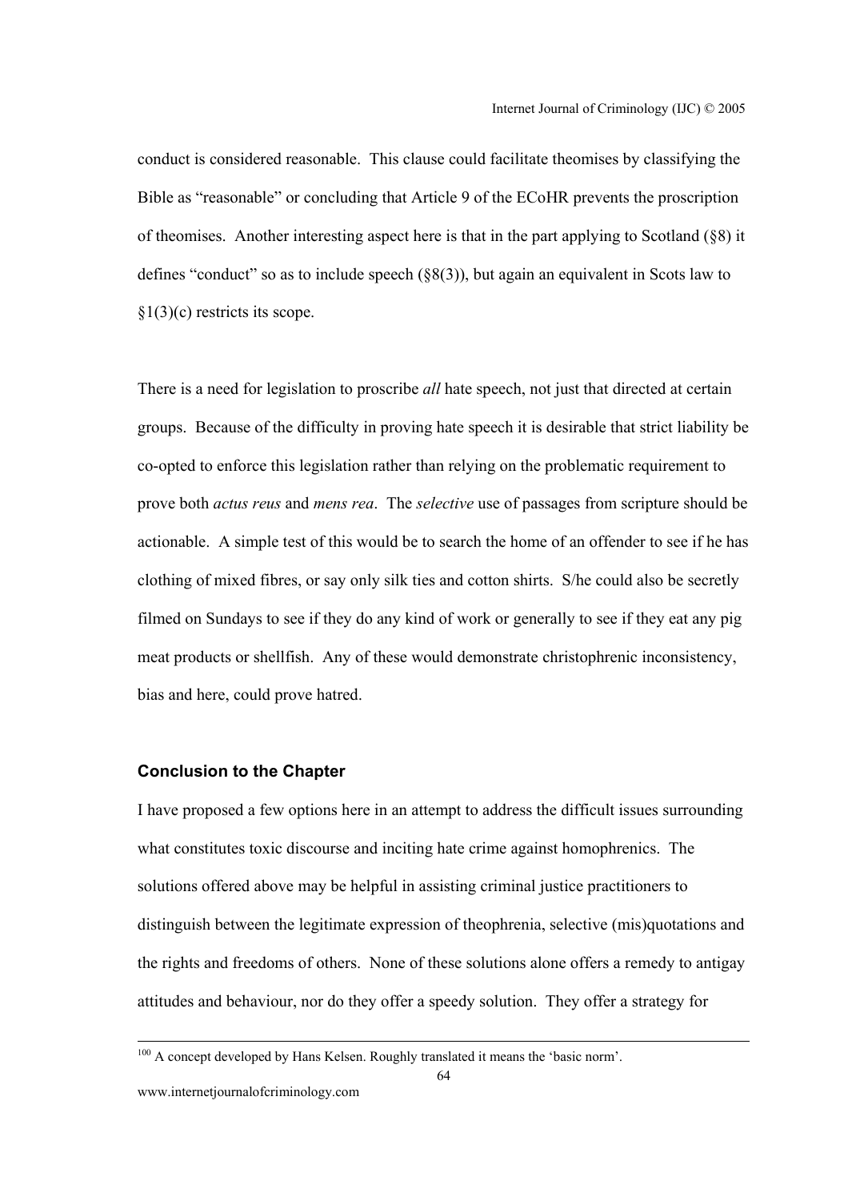conduct is considered reasonable. This clause could facilitate theomises by classifying the Bible as "reasonable" or concluding that Article 9 of the ECoHR prevents the proscription of theomises. Another interesting aspect here is that in the part applying to Scotland (§8) it defines "conduct" so as to include speech (§8(3)), but again an equivalent in Scots law to §1(3)(c) restricts its scope.

There is a need for legislation to proscribe *all* hate speech, not just that directed at certain groups. Because of the difficulty in proving hate speech it is desirable that strict liability be co-opted to enforce this legislation rather than relying on the problematic requirement to prove both *actus reus* and *mens rea*. The *selective* use of passages from scripture should be actionable. A simple test of this would be to search the home of an offender to see if he has clothing of mixed fibres, or say only silk ties and cotton shirts. S/he could also be secretly filmed on Sundays to see if they do any kind of work or generally to see if they eat any pig meat products or shellfish. Any of these would demonstrate christophrenic inconsistency, bias and here, could prove hatred.

### Conclusion to the Chapter

I have proposed a few options here in an attempt to address the difficult issues surrounding what constitutes toxic discourse and inciting hate crime against homophrenics. The solutions offered above may be helpful in assisting criminal justice practitioners to distinguish between the legitimate expression of theophrenia, selective (mis)quotations and the rights and freedoms of others. None of these solutions alone offers a remedy to antigay attitudes and behaviour, nor do they offer a speedy solution. They offer a strategy for

[100] A concept developed by Hans Kelsen. Roughly translated it means the 'basic norm'.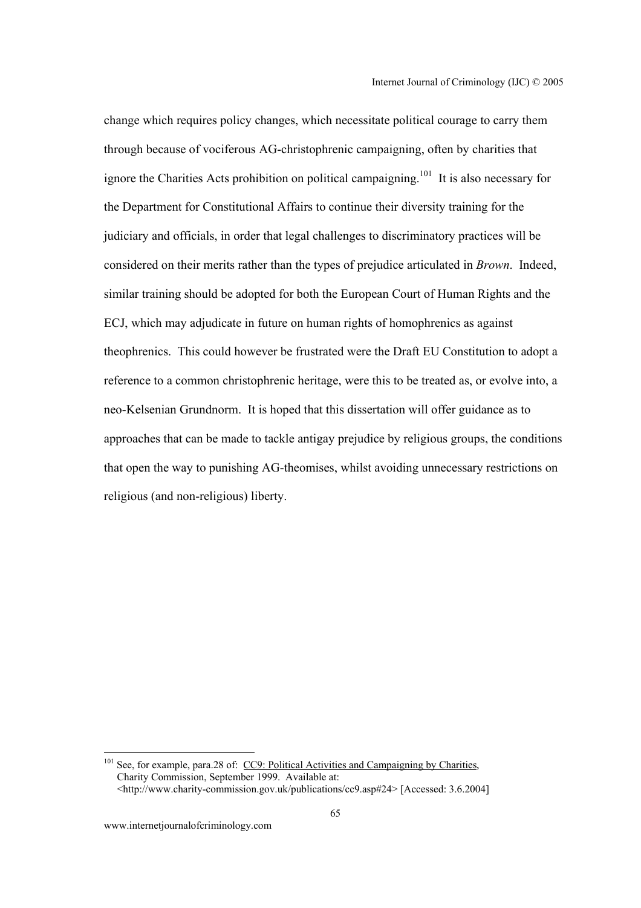change which requires policy changes, which necessitate political courage to carry them through because of vociferous AG-christophrenic campaigning, often by charities that ignore the Charities Acts prohibition on political campaigning.[101] It is also necessary for the Department for Constitutional Affairs to continue their diversity training for the judiciary and officials, in order that legal challenges to discriminatory practices will be considered on their merits rather than the types of prejudice articulated in *Brown*. Indeed, similar training should be adopted for both the European Court of Human Rights and the ECJ, which may adjudicate in future on human rights of homophrenics as against theophrenics. This could however be frustrated were the Draft EU Constitution to adopt a reference to a common christophrenic heritage, were this to be treated as, or evolve into, a neo-Kelsenian Grundnorm. It is hoped that this dissertation will offer guidance as to approaches that can be made to tackle antigay prejudice by religious groups, the conditions that open the way to punishing AG-theomises, whilst avoiding unnecessary restrictions on religious (and non-religious) liberty.

---

[101] See, for example, para.28 of: CC9: Political Activities and Campaigning by Charities, Charity Commission, September 1999. Available at: <http://www.charity-commission.gov.uk/publications/cc9.asp#24> [Accessed: 3.6.2004]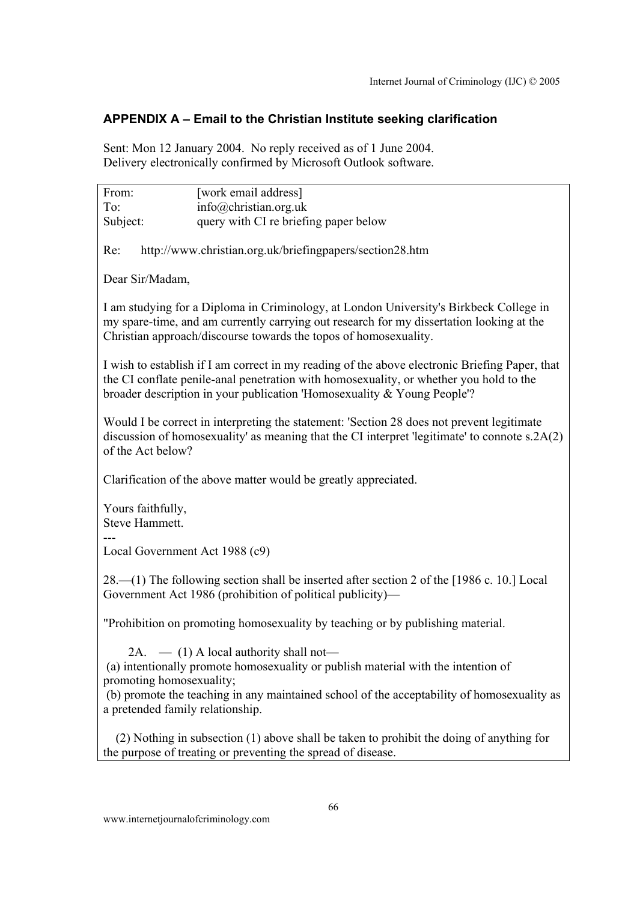## APPENDIX A – Email to the Christian Institute seeking clarification

Sent: Mon 12 January 2004. No reply received as of 1 June 2004.
Delivery electronically confirmed by Microsoft Outlook software.

From: [work email address]
To: info@christian.org.uk
Subject: query with CI re briefing paper below

Re: http://www.christian.org.uk/briefingpapers/section28.htm

Dear Sir/Madam,

I am studying for a Diploma in Criminology, at London University's Birkbeck College in my spare-time, and am currently carrying out research for my dissertation looking at the Christian approach/discourse towards the topos of homosexuality.

I wish to establish if I am correct in my reading of the above electronic Briefing Paper, that the CI conflate penile-anal penetration with homosexuality, or whether you hold to the broader description in your publication 'Homosexuality & Young People'?

Would I be correct in interpreting the statement: 'Section 28 does not prevent legitimate discussion of homosexuality' as meaning that the CI interpret 'legitimate' to connote s.2A(2) of the Act below?

Clarification of the above matter would be greatly appreciated.

Yours faithfully,
Steve Hammett.

---

Local Government Act 1988 (c9)

28.—(1) The following section shall be inserted after section 2 of the [1986 c. 10.] Local Government Act 1986 (prohibition of political publicity)—

"Prohibition on promoting homosexuality by teaching or by publishing material.

2A. — (1) A local authority shall not—
(a) intentionally promote homosexuality or publish material with the intention of promoting homosexuality;
(b) promote the teaching in any maintained school of the acceptability of homosexuality as a pretended family relationship.

(2) Nothing in subsection (1) above shall be taken to prohibit the doing of anything for the purpose of treating or preventing the spread of disease.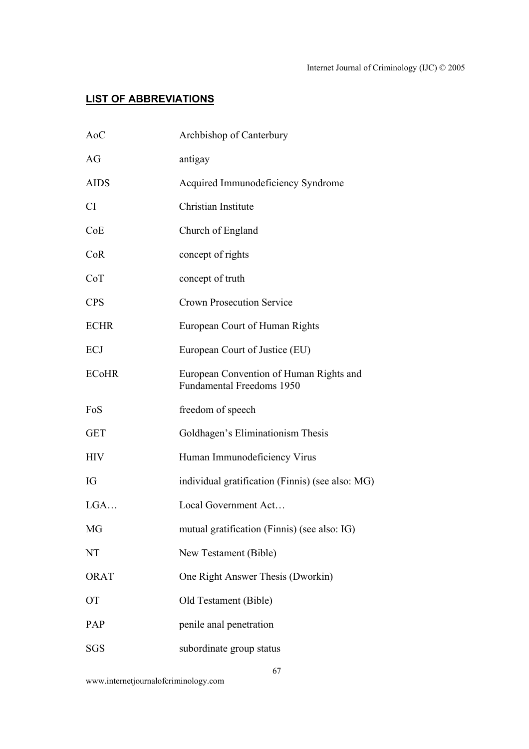## LIST OF ABBREVIATIONS

| | |
|---|---|
| AoC | Archbishop of Canterbury |
| AG | antigay |
| AIDS | Acquired Immunodeficiency Syndrome |
| CI | Christian Institute |
| CoE | Church of England |
| CoR | concept of rights |
| CoT | concept of truth |
| CPS | Crown Prosecution Service |
| ECHR | European Court of Human Rights |
| ECJ | European Court of Justice (EU) |
| ECoHR | European Convention of Human Rights and Fundamental Freedoms 1950 |
| FoS | freedom of speech |
| GET | Goldhagen's Eliminationism Thesis |
| HIV | Human Immunodeficiency Virus |
| IG | individual gratification (Finnis) (see also: MG) |
| LGA… | Local Government Act… |
| MG | mutual gratification (Finnis) (see also: IG) |
| NT | New Testament (Bible) |
| ORAT | One Right Answer Thesis (Dworkin) |
| OT | Old Testament (Bible) |
| PAP | penile anal penetration |
| SGS | subordinate group status |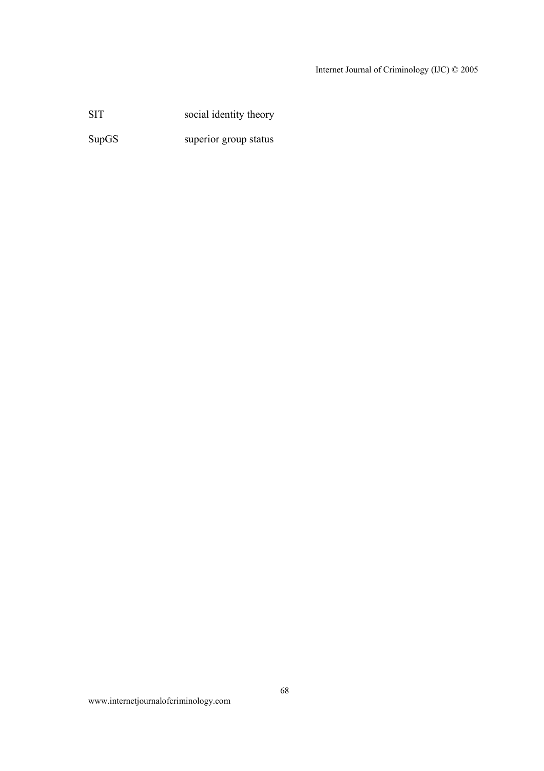| | |
|---|---|
| SIT | social identity theory |
| SupGS | superior group status |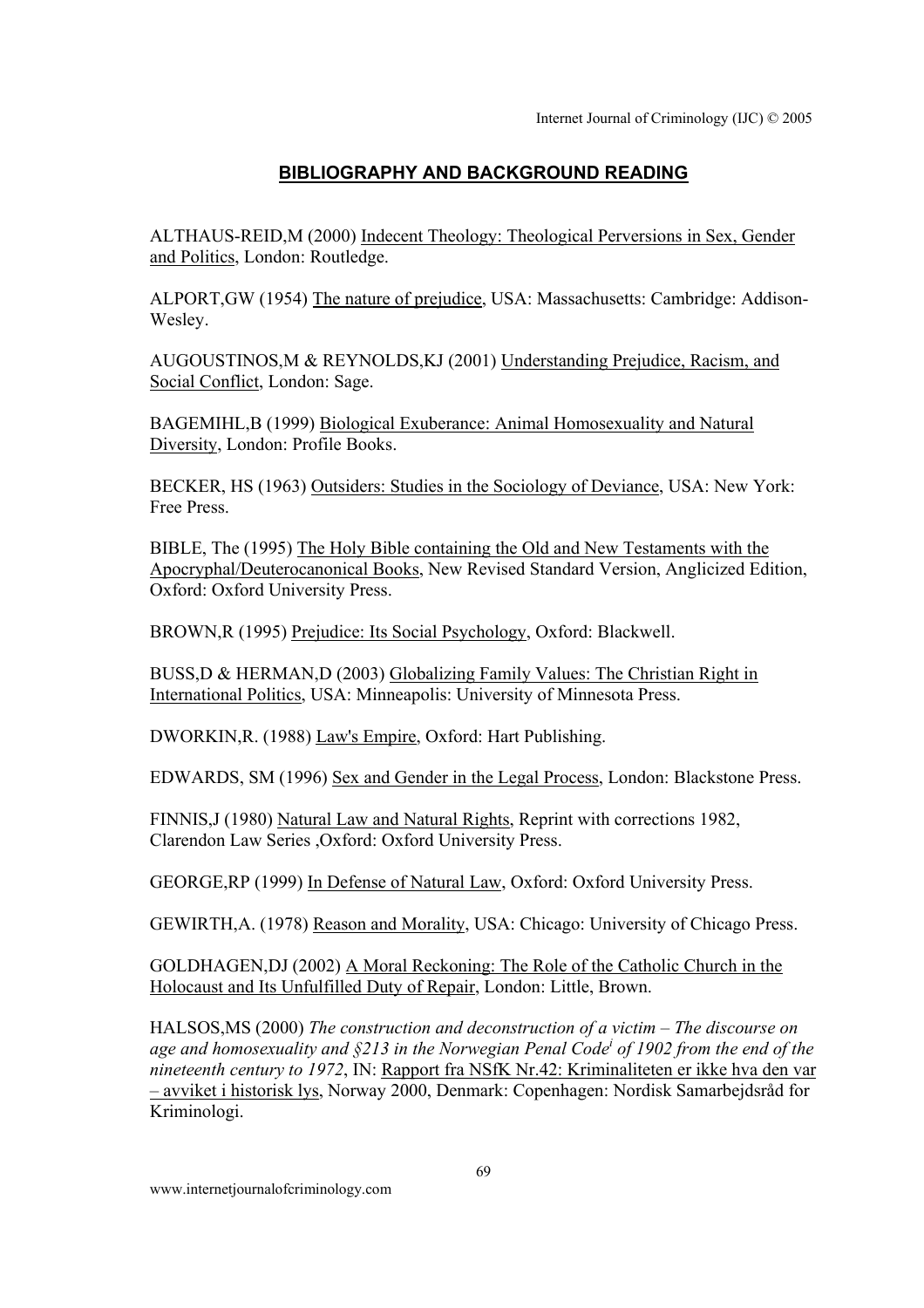## BIBLIOGRAPHY AND BACKGROUND READING

ALTHAUS-REID,M (2000) Indecent Theology: Theological Perversions in Sex, Gender and Politics, London: Routledge.

ALPORT,GW (1954) The nature of prejudice, USA: Massachusetts: Cambridge: Addison-Wesley.

AUGOUSTINOS,M & REYNOLDS,KJ (2001) Understanding Prejudice, Racism, and Social Conflict, London: Sage.

BAGEMIHL,B (1999) Biological Exuberance: Animal Homosexuality and Natural Diversity, London: Profile Books.

BECKER, HS (1963) Outsiders: Studies in the Sociology of Deviance, USA: New York: Free Press.

BIBLE, The (1995) The Holy Bible containing the Old and New Testaments with the Apocryphal/Deuterocanonical Books, New Revised Standard Version, Anglicized Edition, Oxford: Oxford University Press.

BROWN,R (1995) Prejudice: Its Social Psychology, Oxford: Blackwell.

BUSS,D & HERMAN,D (2003) Globalizing Family Values: The Christian Right in International Politics, USA: Minneapolis: University of Minnesota Press.

DWORKIN,R. (1988) Law's Empire, Oxford: Hart Publishing.

EDWARDS, SM (1996) Sex and Gender in the Legal Process, London: Blackstone Press.

FINNIS,J (1980) Natural Law and Natural Rights, Reprint with corrections 1982, Clarendon Law Series ,Oxford: Oxford University Press.

GEORGE,RP (1999) In Defense of Natural Law, Oxford: Oxford University Press.

GEWIRTH,A. (1978) Reason and Morality, USA: Chicago: University of Chicago Press.

GOLDHAGEN,DJ (2002) A Moral Reckoning: The Role of the Catholic Church in the Holocaust and Its Unfulfilled Duty of Repair, London: Little, Brown.

HALSOS,MS (2000) *The construction and deconstruction of a victim – The discourse on age and homosexuality and §213 in the Norwegian Penal Code*[i] *of 1902 from the end of the nineteenth century to 1972*, IN: Rapport fra NSfK Nr.42: Kriminaliteten er ikke hva den var – avviket i historisk lys, Norway 2000, Denmark: Copenhagen: Nordisk Samarbejdsråd for Kriminologi.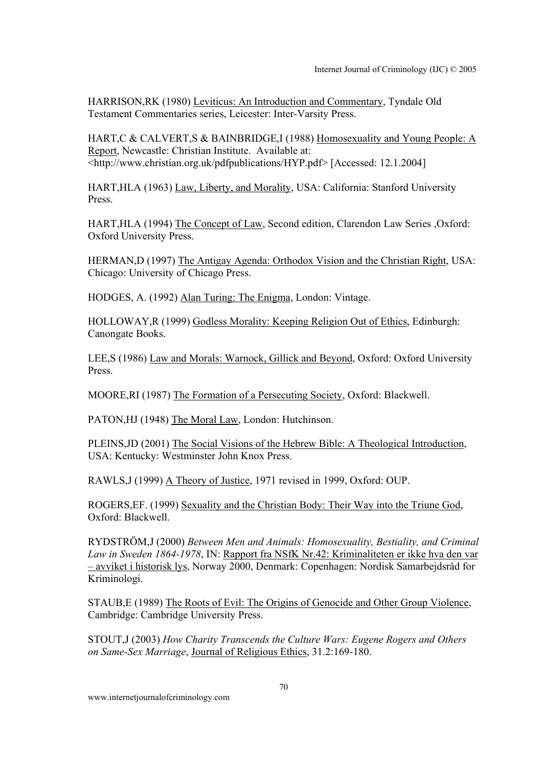HARRISON,RK (1980) Leviticus: An Introduction and Commentary, Tyndale Old Testament Commentaries series, Leicester: Inter-Varsity Press.

HART,C & CALVERT,S & BAINBRIDGE,I (1988) Homosexuality and Young People: A Report, Newcastle: Christian Institute. Available at: <http://www.christian.org.uk/pdfpublications/HYP.pdf> [Accessed: 12.1.2004]

HART,HLA (1963) Law, Liberty, and Morality, USA: California: Stanford University Press.

HART,HLA (1994) The Concept of Law, Second edition, Clarendon Law Series ,Oxford: Oxford University Press.

HERMAN,D (1997) The Antigay Agenda: Orthodox Vision and the Christian Right, USA: Chicago: University of Chicago Press.

HODGES, A. (1992) Alan Turing: The Enigma, London: Vintage.

HOLLOWAY,R (1999) Godless Morality: Keeping Religion Out of Ethics, Edinburgh: Canongate Books.

LEE,S (1986) Law and Morals: Warnock, Gillick and Beyond, Oxford: Oxford University Press.

MOORE,RI (1987) The Formation of a Persecuting Society, Oxford: Blackwell.

PATON,HJ (1948) The Moral Law, London: Hutchinson.

PLEINS,JD (2001) The Social Visions of the Hebrew Bible: A Theological Introduction, USA: Kentucky: Westminster John Knox Press.

RAWLS,J (1999) A Theory of Justice, 1971 revised in 1999, Oxford: OUP.

ROGERS,EF. (1999) Sexuality and the Christian Body: Their Way into the Triune God, Oxford: Blackwell.

RYDSTRÖM,J (2000) *Between Men and Animals: Homosexuality, Bestiality, and Criminal Law in Sweden 1864-1978*, IN: Rapport fra NSfK Nr.42: Kriminaliteten er ikke hva den var – avviket i historisk lys, Norway 2000, Denmark: Copenhagen: Nordisk Samarbejdsråd for Kriminologi.

STAUB,E (1989) The Roots of Evil: The Origins of Genocide and Other Group Violence, Cambridge: Cambridge University Press.

STOUT,J (2003) *How Charity Transcends the Culture Wars: Eugene Rogers and Others on Same-Sex Marriage*, Journal of Religious Ethics, 31.2:169-180.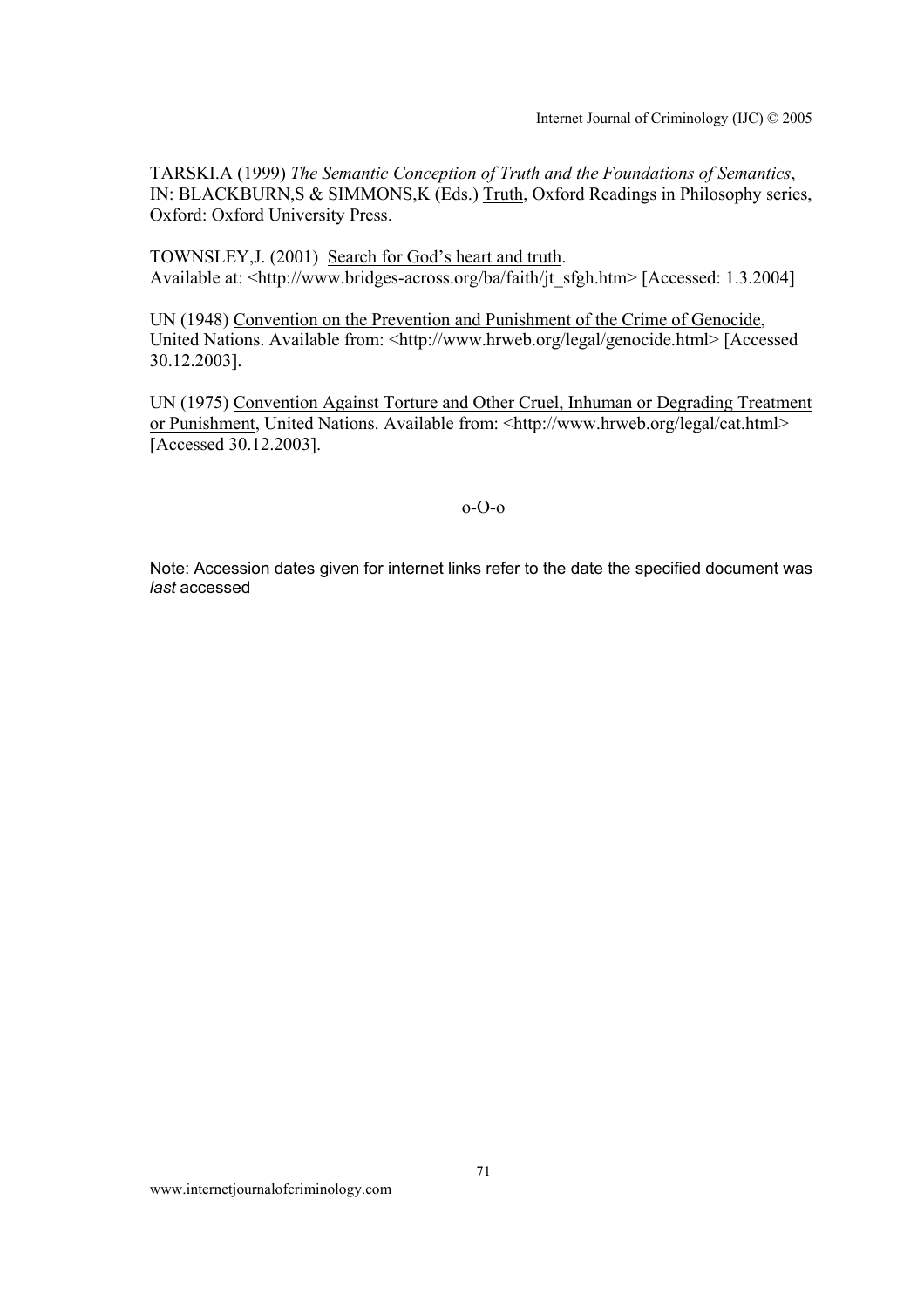TARSKI.A (1999) *The Semantic Conception of Truth and the Foundations of Semantics*, IN: BLACKBURN,S & SIMMONS,K (Eds.) Truth, Oxford Readings in Philosophy series, Oxford: Oxford University Press.

TOWNSLEY,J. (2001) Search for God's heart and truth.
Available at: <http://www.bridges-across.org/ba/faith/jt_sfgh.htm> [Accessed: 1.3.2004]

UN (1948) Convention on the Prevention and Punishment of the Crime of Genocide, United Nations. Available from: <http://www.hrweb.org/legal/genocide.html> [Accessed 30.12.2003].

UN (1975) Convention Against Torture and Other Cruel, Inhuman or Degrading Treatment or Punishment, United Nations. Available from: <http://www.hrweb.org/legal/cat.html> [Accessed 30.12.2003].

o-O-o

Note: Accession dates given for internet links refer to the date the specified document was *last* accessed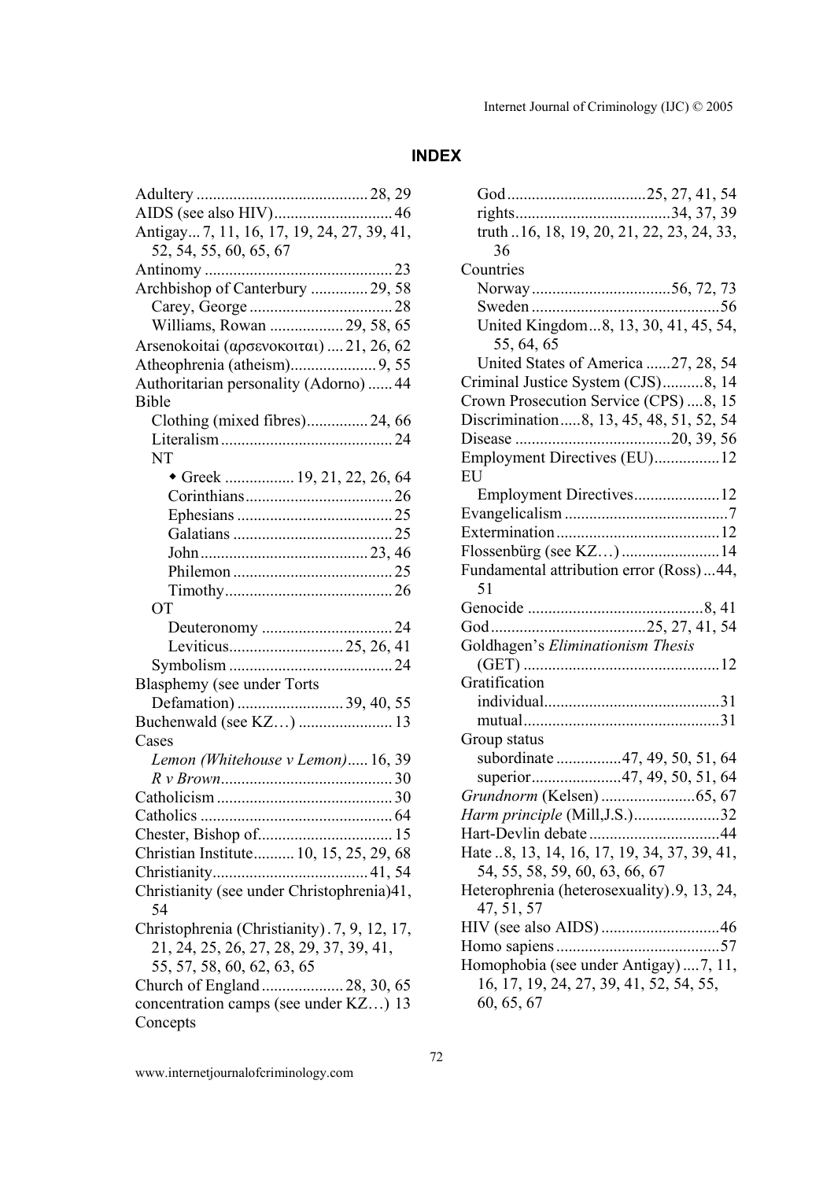# INDEX

Adultery ........................................... 28, 29
AIDS (see also HIV)............................ 46
Antigay... 7, 11, 16, 17, 19, 24, 27, 39, 41, 52, 54, 55, 60, 65, 67
Antinomy .............................................. 23
Archbishop of Canterbury .............. 29, 58
  Carey, George ................................... 28
  Williams, Rowan .................. 29, 58, 65
Arsenokoitai (αρσενοκοιται) .... 21, 26, 62
Atheophrenia (atheism)..................... 9, 55
Authoritarian personality (Adorno) ...... 44
Bible
  Clothing (mixed fibres)............... 24, 66
  Literalism ......................................... 24
  NT
    ◆ Greek ................. 19, 21, 22, 26, 64
    Corinthians.................................... 26
    Ephesians ...................................... 25
    Galatians ....................................... 25
    John......................................... 23, 46
    Philemon ....................................... 25
    Timothy......................................... 26
  OT
    Deuteronomy ................................ 24
    Leviticus............................ 25, 26, 41
  Symbolism ........................................ 24
Blasphemy (see under Torts Defamation) .......................... 39, 40, 55
Buchenwald (see KZ…) ....................... 13
Cases
  *Lemon (Whitehouse v Lemon)*..... 16, 39
  *R v Brown*.......................................... 30
Catholicism ........................................... 30
Catholics ............................................... 64
Chester, Bishop of................................. 15
Christian Institute.......... 10, 15, 25, 29, 68
Christianity...................................... 41, 54
Christianity (see under Christophrenia)41, 54
Christophrenia (Christianity) . 7, 9, 12, 17, 21, 24, 25, 26, 27, 28, 29, 37, 39, 41, 55, 57, 58, 60, 62, 63, 65
Church of England .................... 28, 30, 65
concentration camps (see under KZ…) 13
Concepts
  God ..................................25, 27, 41, 54
  rights......................................34, 37, 39
  truth ..16, 18, 19, 20, 21, 22, 23, 24, 33, 36
Countries
  Norway ..................................56, 72, 73
  Sweden ..............................................56
  United Kingdom ...8, 13, 30, 41, 45, 54, 55, 64, 65
  United States of America ......27, 28, 54
Criminal Justice System (CJS)..........8, 14
Crown Prosecution Service (CPS) ....8, 15
Discrimination .....8, 13, 45, 48, 51, 52, 54
Disease ......................................20, 39, 56
Employment Directives (EU)................12
EU
  Employment Directives.....................12
Evangelicalism ........................................7
Extermination ........................................12
Flossenbürg (see KZ…) ........................14
Fundamental attribution error (Ross) ...44, 51
Genocide ...........................................8, 41
God ......................................25, 27, 41, 54
Goldhagen's *Eliminationism Thesis* (GET) ................................................12
Gratification
  individual...........................................31
  mutual................................................31
Group status
  subordinate ................47, 49, 50, 51, 64
  superior......................47, 49, 50, 51, 64
*Grundnorm* (Kelsen) .......................65, 67
*Harm principle* (Mill,J.S.).....................32
Hart-Devlin debate ................................44
Hate ..8, 13, 14, 16, 17, 19, 34, 37, 39, 41, 54, 55, 58, 59, 60, 63, 66, 67
Heterophrenia (heterosexuality) .9, 13, 24, 47, 51, 57
HIV (see also AIDS) .............................46
Homo sapiens ........................................57
Homophobia (see under Antigay) ....7, 11, 16, 17, 19, 24, 27, 39, 41, 52, 54, 55, 60, 65, 67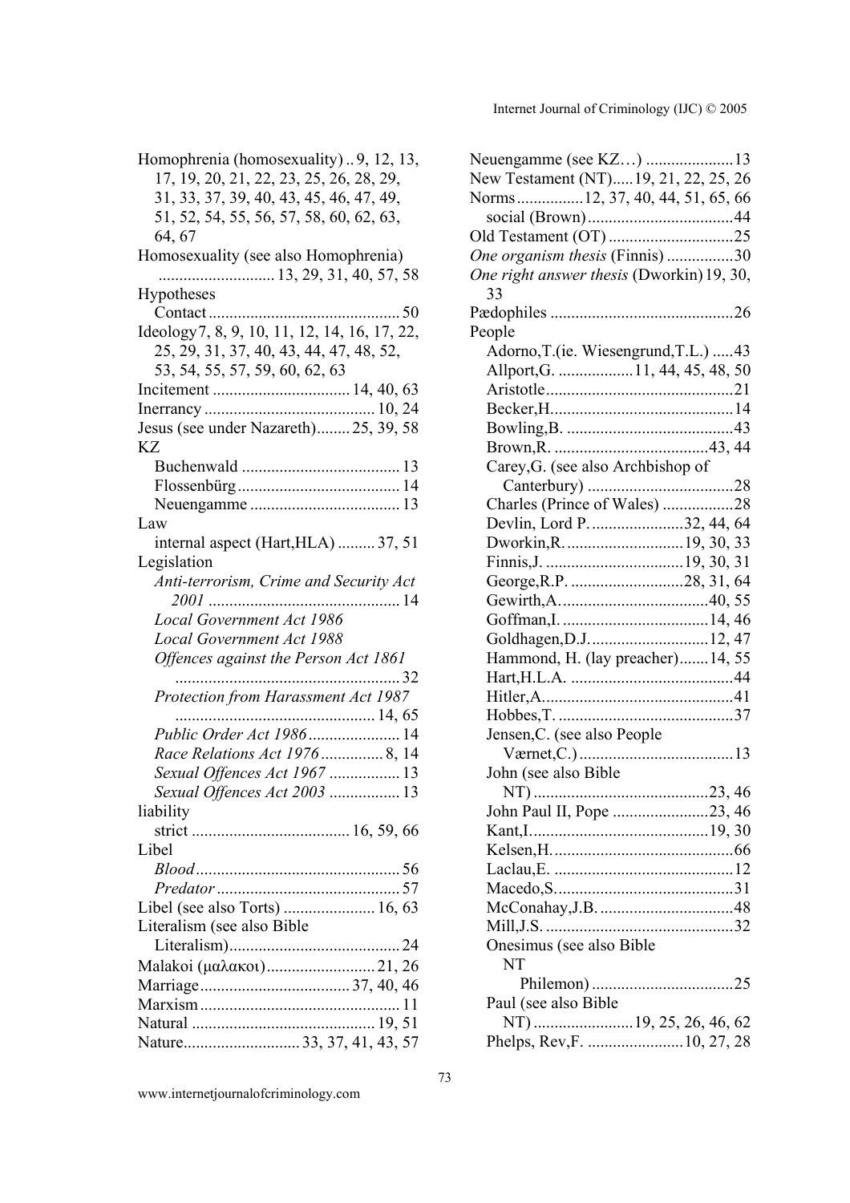Homophrenia (homosexuality) .. 9, 12, 13, 17, 19, 20, 21, 22, 23, 25, 26, 28, 29, 31, 33, 37, 39, 40, 43, 45, 46, 47, 49, 51, 52, 54, 55, 56, 57, 58, 60, 62, 63, 64, 67

Homosexuality (see also Homophrenia) ............................ 13, 29, 31, 40, 57, 58

Hypotheses
- Contact .............................................. 50

Ideology 7, 8, 9, 10, 11, 12, 14, 16, 17, 22, 25, 29, 31, 37, 40, 43, 44, 47, 48, 52, 53, 54, 55, 57, 59, 60, 62, 63

Incitement ................................. 14, 40, 63

Inerrancy ......................................... 10, 24

Jesus (see under Nazareth)........ 25, 39, 58

KZ
- Buchenwald ...................................... 13
- Flossenbürg....................................... 14
- Neuengamme .................................... 13

Law
- internal aspect (Hart,HLA) ......... 37, 51

Legislation
- *Anti-terrorism, Crime and Security Act 2001* .............................................. 14
- *Local Government Act 1986*
- *Local Government Act 1988*
- *Offences against the Person Act 1861* ...................................................... 32
- *Protection from Harassment Act 1987* ................................................ 14, 65
- *Public Order Act 1986* ...................... 14
- *Race Relations Act 1976* ............... 8, 14
- *Sexual Offences Act 1967* ................. 13
- *Sexual Offences Act 2003* ................. 13

liability
- strict ...................................... 16, 59, 66

Libel
- *Blood* ................................................. 56
- *Predator* ............................................ 57

Libel (see also Torts) ...................... 16, 63

Literalism (see also Bible Literalism)......................................... 24

Malakoi (μαλακοι).......................... 21, 26

Marriage.................................... 37, 40, 46

Marxism ................................................ 11

Natural ............................................ 19, 51

Nature............................ 33, 37, 41, 43, 57

Neuengamme (see KZ…) .....................13

New Testament (NT).....19, 21, 22, 25, 26

Norms................12, 37, 40, 44, 51, 65, 66
- social (Brown)...................................44

Old Testament (OT) ..............................25

*One organism thesis* (Finnis) ................30

*One right answer thesis* (Dworkin) 19, 30, 33

Pædophiles ............................................26

People
- Adorno,T.(ie. Wiesengrund,T.L.) .....43
- Allport,G. ..................11, 44, 45, 48, 50
- Aristotle.............................................21
- Becker,H............................................14
- Bowling,B. ........................................43
- Brown,R. .....................................43, 44
- Carey,G. (see also Archbishop of Canterbury) ...................................28
- Charles (Prince of Wales) .................28
- Devlin, Lord P. ......................32, 44, 64
- Dworkin,R. ............................19, 30, 33
- Finnis,J. .................................19, 30, 31
- George,R.P. ...........................28, 31, 64
- Gewirth,A...................................40, 55
- Goffman,I. ...................................14, 46
- Goldhagen,D.J. ............................12, 47
- Hammond, H. (lay preacher).......14, 55
- Hart,H.L.A. .......................................44
- Hitler,A..............................................41
- Hobbes,T. ..........................................37
- Jensen,C. (see also People Værnet,C.) .....................................13
- John (see also Bible NT) ..........................................23, 46
- John Paul II, Pope .......................23, 46
- Kant,I...........................................19, 30
- Kelsen,H. ...........................................66
- Laclau,E. ...........................................12
- Macedo,S...........................................31
- McConahay,J.B. ................................48
- Mill,J.S. .............................................32
- Onesimus (see also Bible NT Philemon) ..................................25
- Paul (see also Bible NT) ........................19, 25, 26, 46, 62
- Phelps, Rev,F. .......................10, 27, 28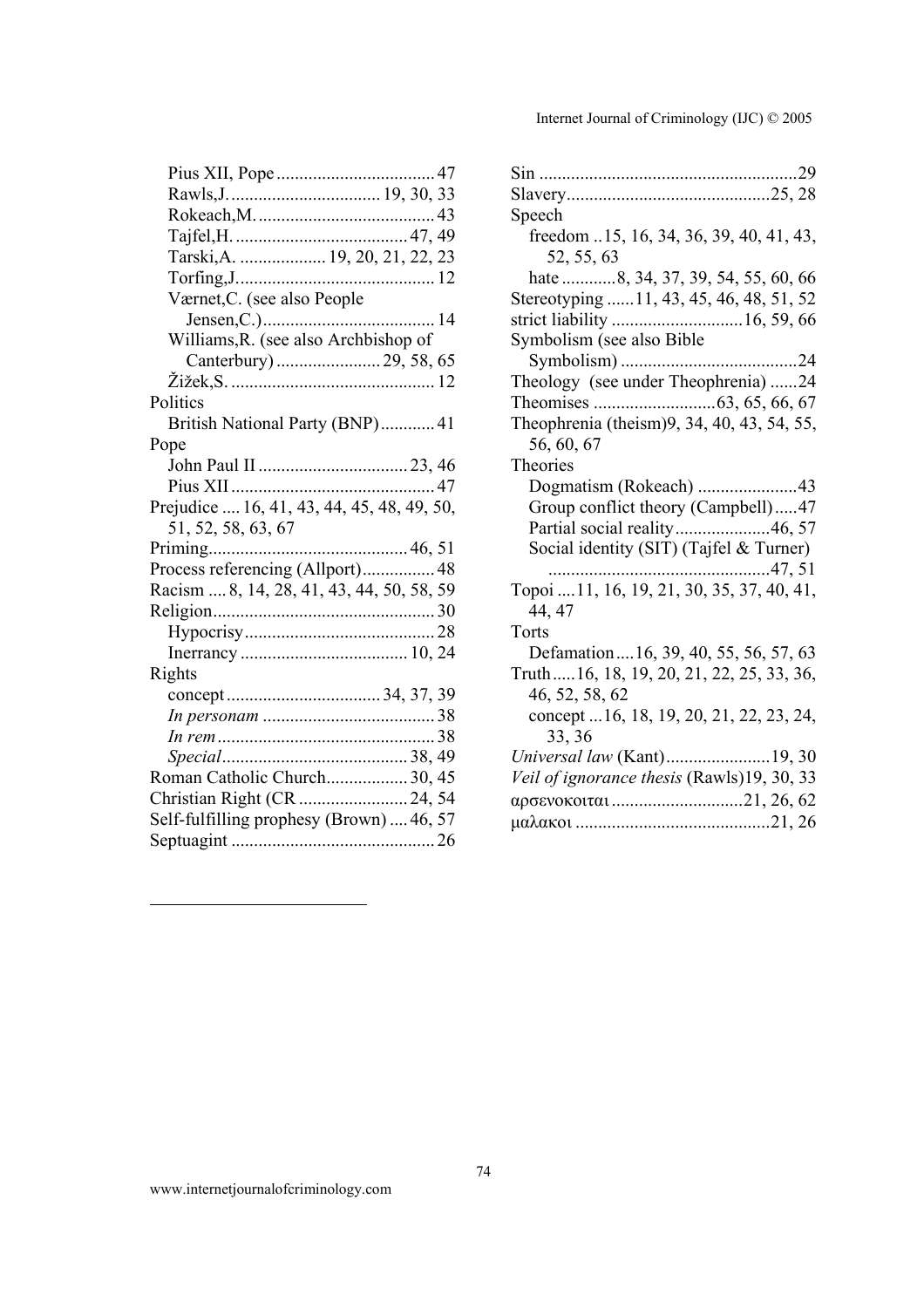Pius XII, Pope ................................... 47
Rawls,J. ................................. 19, 30, 33
Rokeach,M. ....................................... 43
Tajfel,H. ...................................... 47, 49
Tarski,A. ................... 19, 20, 21, 22, 23
Torfing,J. ............................................ 12
Værnet,C. (see also People Jensen,C.) ...................................... 14
Williams,R. (see also Archbishop of Canterbury) ....................... 29, 58, 65
Žižek,S. ............................................. 12

Politics
British National Party (BNP) ............ 41

Pope
John Paul II ................................. 23, 46
Pius XII ............................................. 47

Prejudice .... 16, 41, 43, 44, 45, 48, 49, 50, 51, 52, 58, 63, 67
Priming ............................................ 46, 51
Process referencing (Allport) ................ 48
Racism .... 8, 14, 28, 41, 43, 44, 50, 58, 59
Religion ................................................. 30
Hypocrisy .......................................... 28
Inerrancy ..................................... 10, 24

Rights
concept .................................. 34, 37, 39
*In personam* ...................................... 38
*In rem* ................................................ 38
*Special* ......................................... 38, 49

Roman Catholic Church .................. 30, 45
Christian Right (CR ........................ 24, 54
Self-fulfilling prophesy (Brown) .... 46, 57
Septuagint ............................................ 26
Sin ......................................................... 29
Slavery ............................................. 25, 28

Speech
freedom ..15, 16, 34, 36, 39, 40, 41, 43, 52, 55, 63
hate ............8, 34, 37, 39, 54, 55, 60, 66

Stereotyping ......11, 43, 45, 46, 48, 51, 52
strict liability .............................16, 59, 66
Symbolism (see also Bible Symbolism) .......................................24
Theology (see under Theophrenia) ......24
Theomises ...........................63, 65, 66, 67
Theophrenia (theism)9, 34, 40, 43, 54, 55, 56, 60, 67

Theories
Dogmatism (Rokeach) ......................43
Group conflict theory (Campbell) .....47
Partial social reality .....................46, 57
Social identity (SIT) (Tajfel & Turner) ..................................................47, 51

Topoi ....11, 16, 19, 21, 30, 35, 37, 40, 41, 44, 47

Torts
Defamation ....16, 39, 40, 55, 56, 57, 63

Truth .....16, 18, 19, 20, 21, 22, 25, 33, 36, 46, 52, 58, 62
concept ...16, 18, 19, 20, 21, 22, 23, 24, 33, 36

*Universal law* (Kant) .......................19, 30
*Veil of ignorance thesis* (Rawls)19, 30, 33
αρσενοκοιται .............................21, 26, 62
μαλακοι ...........................................21, 26